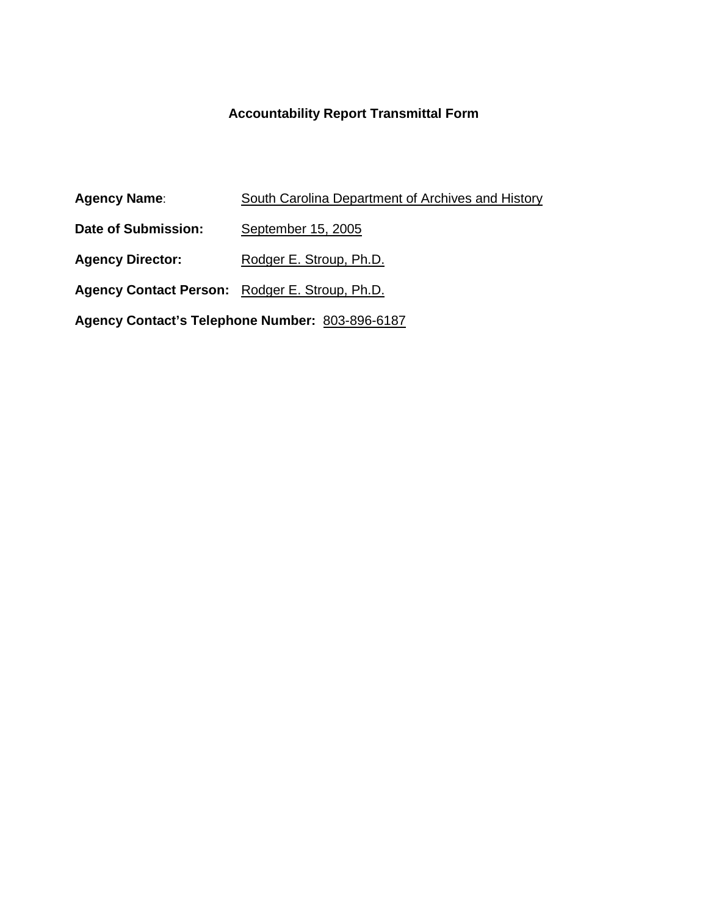# Accountability Report Transmittal Form

**Agency Name**: South Carolina Department of Archives and History

**Date of Submission:** September 15, 2005

**Agency Director:** Rodger E. Stroup, Ph.D.

**Agency Contact Person:** Rodger E. Stroup, Ph.D.

**Agency Contact's Telephone Number:** 803-896-6187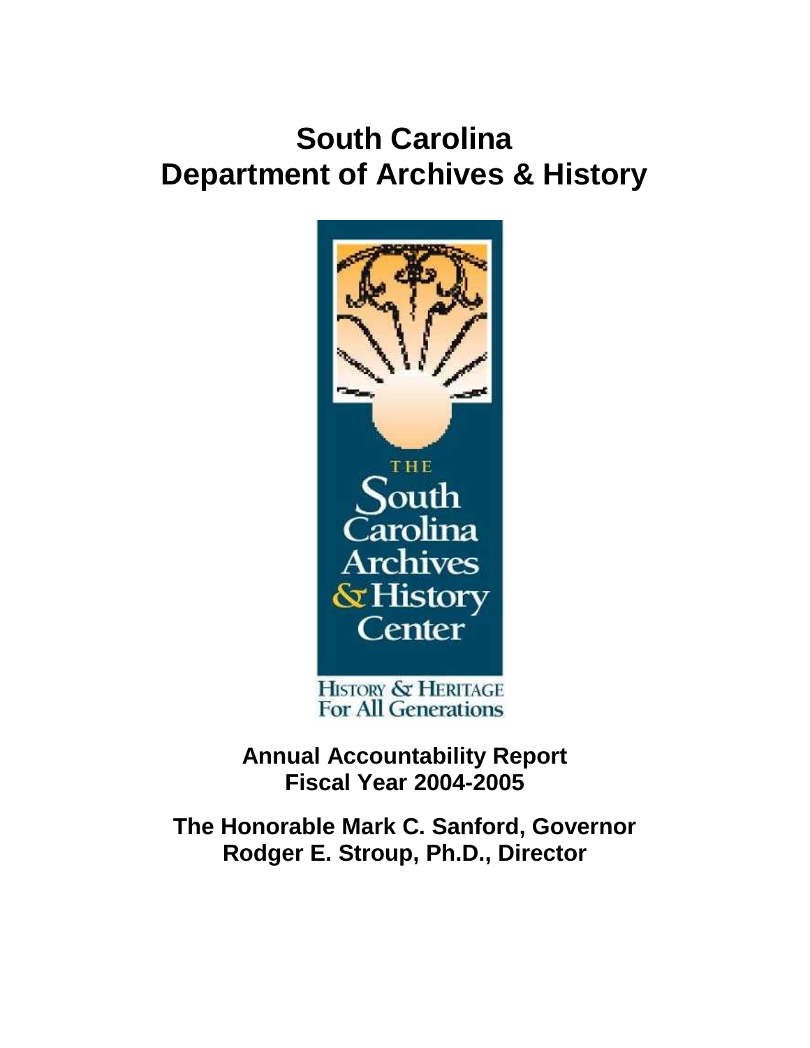# South Carolina
# Department of Archives & History

THE
South
Carolina
Archives
& History
Center

HISTORY & HERITAGE
For All Generations

**Annual Accountability Report**
**Fiscal Year 2004-2005**

**The Honorable Mark C. Sanford, Governor**
**Rodger E. Stroup, Ph.D., Director**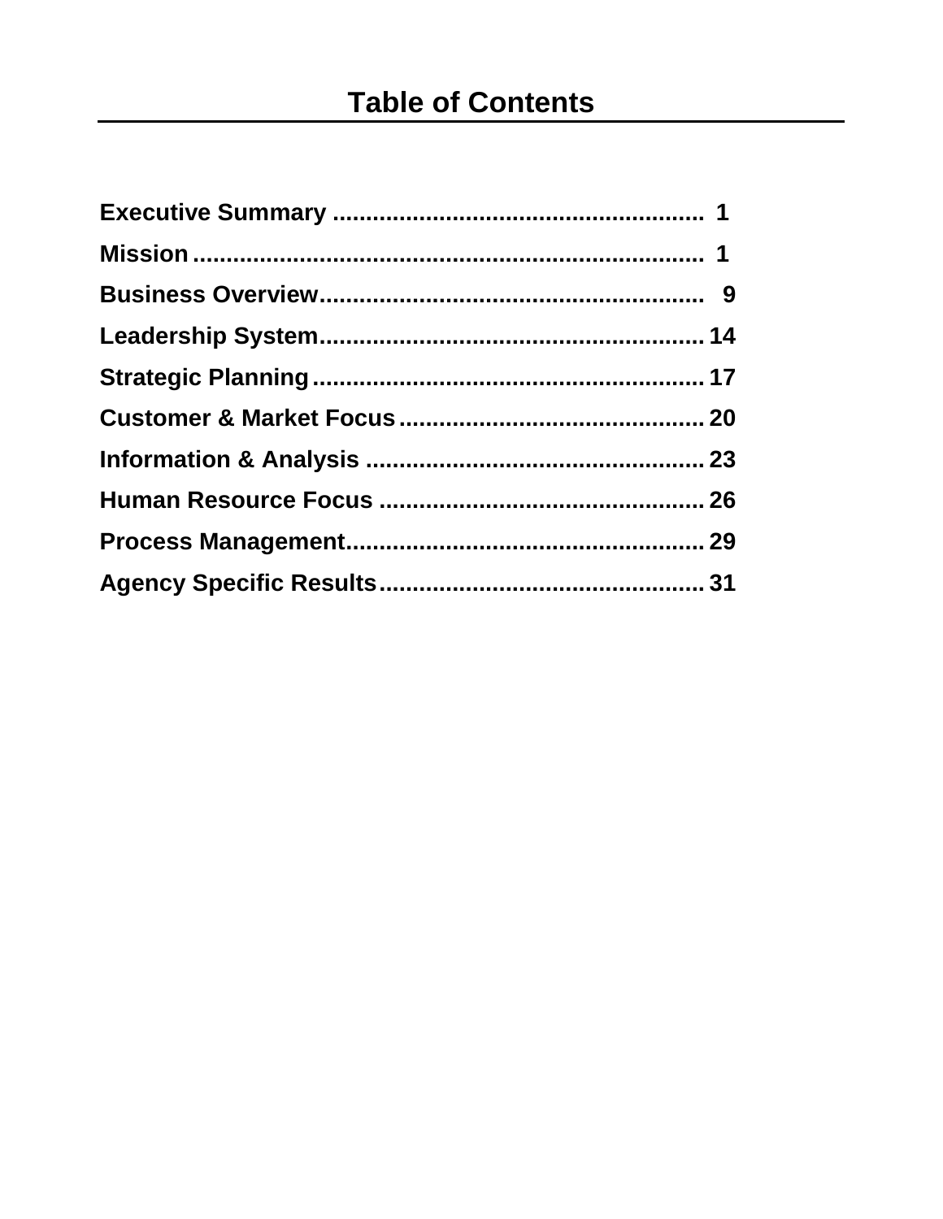# Table of Contents

**Executive Summary** ........................................................ 1

**Mission** ............................................................................ 1

**Business Overview**.......................................................... 9

**Leadership System**.......................................................... 14

**Strategic Planning** ........................................................... 17

**Customer & Market Focus** .............................................. 20

**Information & Analysis** ................................................... 23

**Human Resource Focus** ................................................. 26

**Process Management**...................................................... 29

**Agency Specific Results**................................................. 31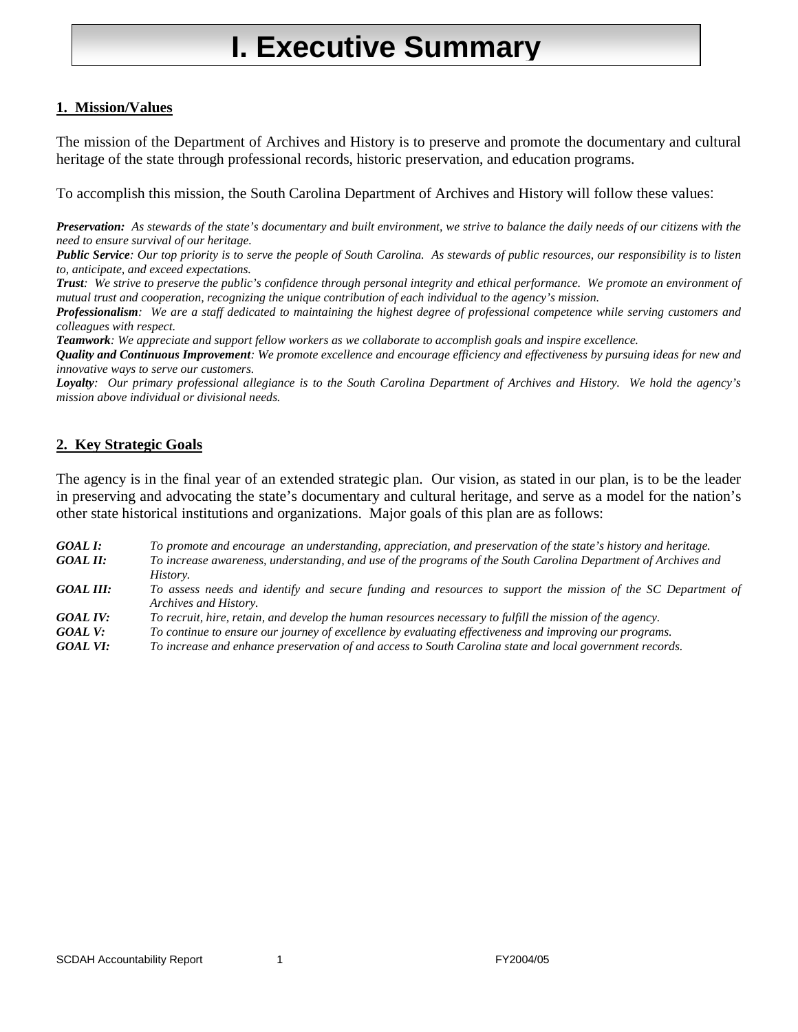# I. Executive Summary

## 1. Mission/Values

The mission of the Department of Archives and History is to preserve and promote the documentary and cultural heritage of the state through professional records, historic preservation, and education programs.

To accomplish this mission, the South Carolina Department of Archives and History will follow these values:

***Preservation:*** *As stewards of the state's documentary and built environment, we strive to balance the daily needs of our citizens with the need to ensure survival of our heritage.*
***Public Service****: Our top priority is to serve the people of South Carolina. As stewards of public resources, our responsibility is to listen to, anticipate, and exceed expectations.*
***Trust****: We strive to preserve the public's confidence through personal integrity and ethical performance. We promote an environment of mutual trust and cooperation, recognizing the unique contribution of each individual to the agency's mission.*
***Professionalism****: We are a staff dedicated to maintaining the highest degree of professional competence while serving customers and colleagues with respect.*
***Teamwork****: We appreciate and support fellow workers as we collaborate to accomplish goals and inspire excellence.*
***Quality and Continuous Improvement****: We promote excellence and encourage efficiency and effectiveness by pursuing ideas for new and innovative ways to serve our customers.*
***Loyalty****: Our primary professional allegiance is to the South Carolina Department of Archives and History. We hold the agency's mission above individual or divisional needs.*

## 2. Key Strategic Goals

The agency is in the final year of an extended strategic plan. Our vision, as stated in our plan, is to be the leader in preserving and advocating the state's documentary and cultural heritage, and serve as a model for the nation's other state historical institutions and organizations. Major goals of this plan are as follows:

***GOAL I:*** *To promote and encourage an understanding, appreciation, and preservation of the state's history and heritage.*
***GOAL II:*** *To increase awareness, understanding, and use of the programs of the South Carolina Department of Archives and History.*
***GOAL III:*** *To assess needs and identify and secure funding and resources to support the mission of the SC Department of Archives and History.*
***GOAL IV:*** *To recruit, hire, retain, and develop the human resources necessary to fulfill the mission of the agency.*
***GOAL V:*** *To continue to ensure our journey of excellence by evaluating effectiveness and improving our programs.*
***GOAL VI:*** *To increase and enhance preservation of and access to South Carolina state and local government records.*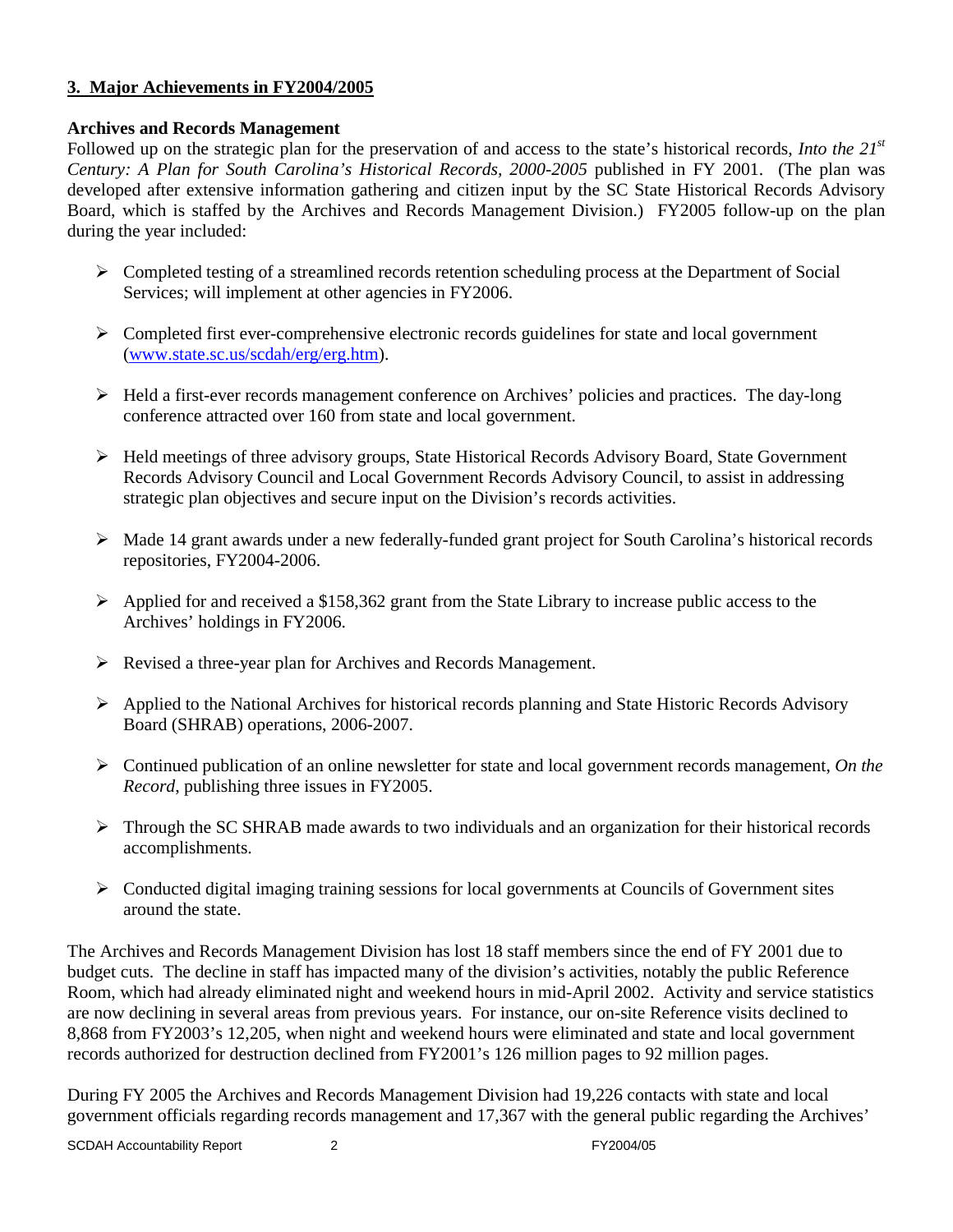## 3. Major Achievements in FY2004/2005

**Archives and Records Management**

Followed up on the strategic plan for the preservation of and access to the state's historical records, *Into the 21st Century: A Plan for South Carolina's Historical Records, 2000-2005* published in FY 2001. (The plan was developed after extensive information gathering and citizen input by the SC State Historical Records Advisory Board, which is staffed by the Archives and Records Management Division.) FY2005 follow-up on the plan during the year included:

- Completed testing of a streamlined records retention scheduling process at the Department of Social Services; will implement at other agencies in FY2006.
- Completed first ever-comprehensive electronic records guidelines for state and local government (www.state.sc.us/scdah/erg/erg.htm).
- Held a first-ever records management conference on Archives' policies and practices. The day-long conference attracted over 160 from state and local government.
- Held meetings of three advisory groups, State Historical Records Advisory Board, State Government Records Advisory Council and Local Government Records Advisory Council, to assist in addressing strategic plan objectives and secure input on the Division's records activities.
- Made 14 grant awards under a new federally-funded grant project for South Carolina's historical records repositories, FY2004-2006.
- Applied for and received a $158,362 grant from the State Library to increase public access to the Archives' holdings in FY2006.
- Revised a three-year plan for Archives and Records Management.
- Applied to the National Archives for historical records planning and State Historic Records Advisory Board (SHRAB) operations, 2006-2007.
- Continued publication of an online newsletter for state and local government records management, *On the Record*, publishing three issues in FY2005.
- Through the SC SHRAB made awards to two individuals and an organization for their historical records accomplishments.
- Conducted digital imaging training sessions for local governments at Councils of Government sites around the state.

The Archives and Records Management Division has lost 18 staff members since the end of FY 2001 due to budget cuts. The decline in staff has impacted many of the division's activities, notably the public Reference Room, which had already eliminated night and weekend hours in mid-April 2002. Activity and service statistics are now declining in several areas from previous years. For instance, our on-site Reference visits declined to 8,868 from FY2003's 12,205, when night and weekend hours were eliminated and state and local government records authorized for destruction declined from FY2001's 126 million pages to 92 million pages.

During FY 2005 the Archives and Records Management Division had 19,226 contacts with state and local government officials regarding records management and 17,367 with the general public regarding the Archives'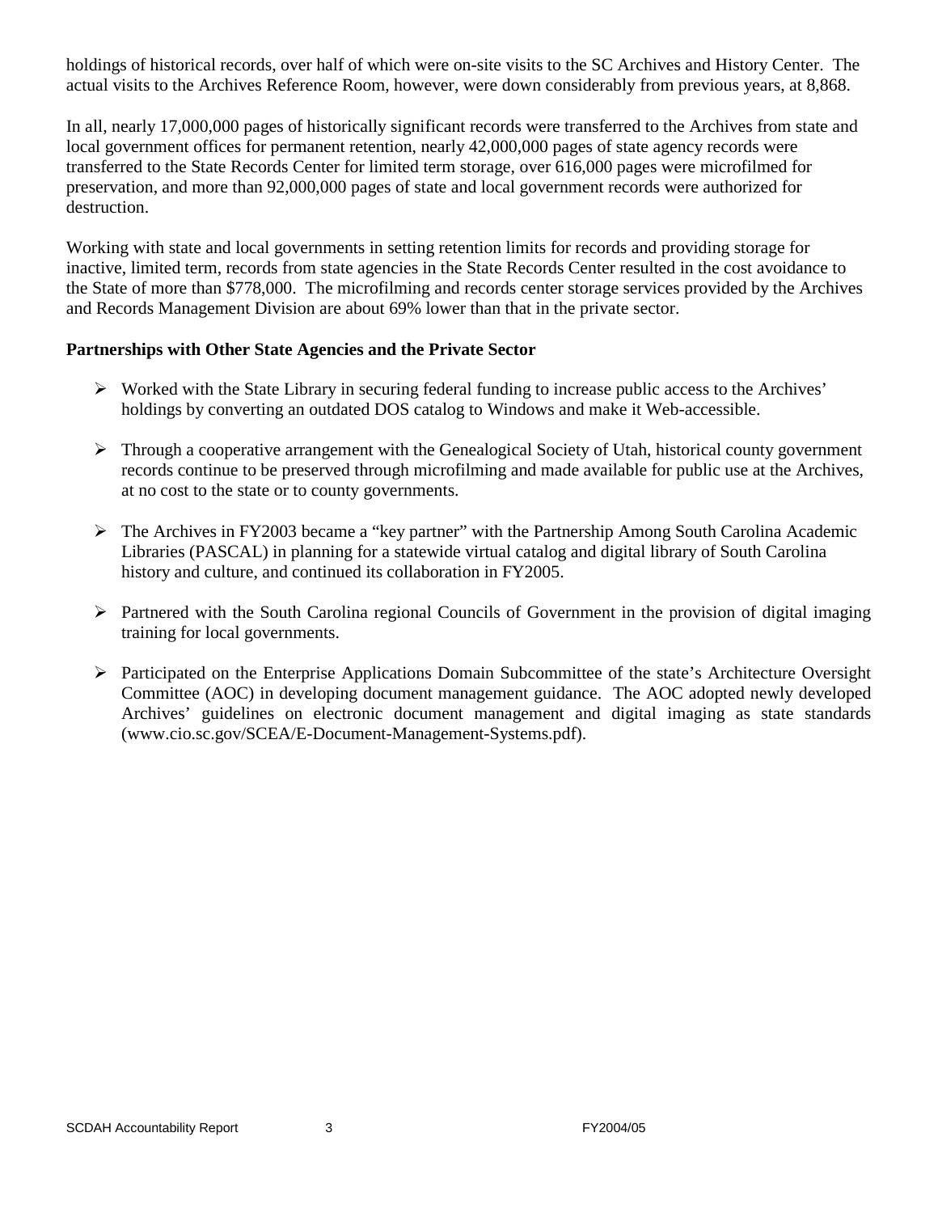holdings of historical records, over half of which were on-site visits to the SC Archives and History Center. The actual visits to the Archives Reference Room, however, were down considerably from previous years, at 8,868.

In all, nearly 17,000,000 pages of historically significant records were transferred to the Archives from state and local government offices for permanent retention, nearly 42,000,000 pages of state agency records were transferred to the State Records Center for limited term storage, over 616,000 pages were microfilmed for preservation, and more than 92,000,000 pages of state and local government records were authorized for destruction.

Working with state and local governments in setting retention limits for records and providing storage for inactive, limited term, records from state agencies in the State Records Center resulted in the cost avoidance to the State of more than $778,000. The microfilming and records center storage services provided by the Archives and Records Management Division are about 69% lower than that in the private sector.

**Partnerships with Other State Agencies and the Private Sector**

- Worked with the State Library in securing federal funding to increase public access to the Archives' holdings by converting an outdated DOS catalog to Windows and make it Web-accessible.
- Through a cooperative arrangement with the Genealogical Society of Utah, historical county government records continue to be preserved through microfilming and made available for public use at the Archives, at no cost to the state or to county governments.
- The Archives in FY2003 became a "key partner" with the Partnership Among South Carolina Academic Libraries (PASCAL) in planning for a statewide virtual catalog and digital library of South Carolina history and culture, and continued its collaboration in FY2005.
- Partnered with the South Carolina regional Councils of Government in the provision of digital imaging training for local governments.
- Participated on the Enterprise Applications Domain Subcommittee of the state's Architecture Oversight Committee (AOC) in developing document management guidance. The AOC adopted newly developed Archives' guidelines on electronic document management and digital imaging as state standards (www.cio.sc.gov/SCEA/E-Document-Management-Systems.pdf).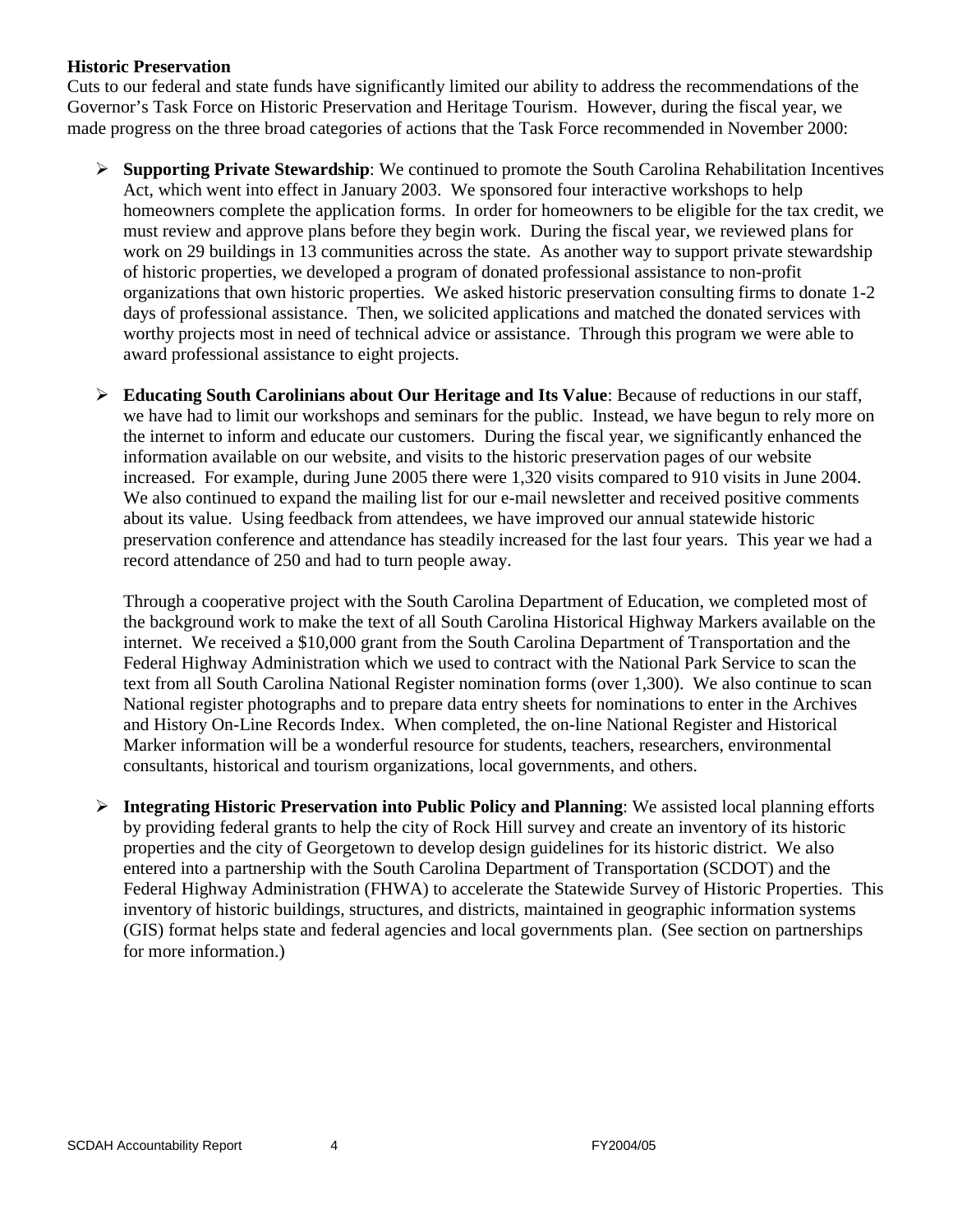**Historic Preservation**

Cuts to our federal and state funds have significantly limited our ability to address the recommendations of the Governor's Task Force on Historic Preservation and Heritage Tourism. However, during the fiscal year, we made progress on the three broad categories of actions that the Task Force recommended in November 2000:

- **Supporting Private Stewardship**: We continued to promote the South Carolina Rehabilitation Incentives Act, which went into effect in January 2003. We sponsored four interactive workshops to help homeowners complete the application forms. In order for homeowners to be eligible for the tax credit, we must review and approve plans before they begin work. During the fiscal year, we reviewed plans for work on 29 buildings in 13 communities across the state. As another way to support private stewardship of historic properties, we developed a program of donated professional assistance to non-profit organizations that own historic properties. We asked historic preservation consulting firms to donate 1-2 days of professional assistance. Then, we solicited applications and matched the donated services with worthy projects most in need of technical advice or assistance. Through this program we were able to award professional assistance to eight projects.

- **Educating South Carolinians about Our Heritage and Its Value**: Because of reductions in our staff, we have had to limit our workshops and seminars for the public. Instead, we have begun to rely more on the internet to inform and educate our customers. During the fiscal year, we significantly enhanced the information available on our website, and visits to the historic preservation pages of our website increased. For example, during June 2005 there were 1,320 visits compared to 910 visits in June 2004. We also continued to expand the mailing list for our e-mail newsletter and received positive comments about its value. Using feedback from attendees, we have improved our annual statewide historic preservation conference and attendance has steadily increased for the last four years. This year we had a record attendance of 250 and had to turn people away.

  Through a cooperative project with the South Carolina Department of Education, we completed most of the background work to make the text of all South Carolina Historical Highway Markers available on the internet. We received a $10,000 grant from the South Carolina Department of Transportation and the Federal Highway Administration which we used to contract with the National Park Service to scan the text from all South Carolina National Register nomination forms (over 1,300). We also continue to scan National register photographs and to prepare data entry sheets for nominations to enter in the Archives and History On-Line Records Index. When completed, the on-line National Register and Historical Marker information will be a wonderful resource for students, teachers, researchers, environmental consultants, historical and tourism organizations, local governments, and others.

- **Integrating Historic Preservation into Public Policy and Planning**: We assisted local planning efforts by providing federal grants to help the city of Rock Hill survey and create an inventory of its historic properties and the city of Georgetown to develop design guidelines for its historic district. We also entered into a partnership with the South Carolina Department of Transportation (SCDOT) and the Federal Highway Administration (FHWA) to accelerate the Statewide Survey of Historic Properties. This inventory of historic buildings, structures, and districts, maintained in geographic information systems (GIS) format helps state and federal agencies and local governments plan. (See section on partnerships for more information.)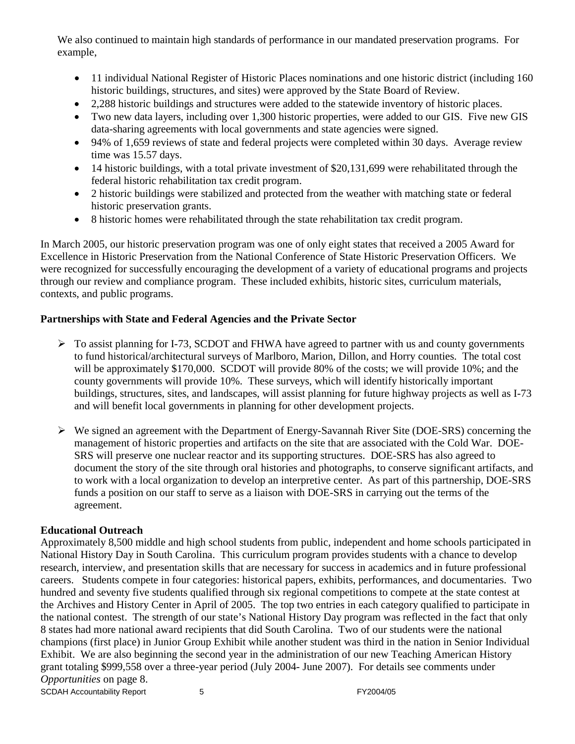We also continued to maintain high standards of performance in our mandated preservation programs. For example,

- 11 individual National Register of Historic Places nominations and one historic district (including 160 historic buildings, structures, and sites) were approved by the State Board of Review.
- 2,288 historic buildings and structures were added to the statewide inventory of historic places.
- Two new data layers, including over 1,300 historic properties, were added to our GIS. Five new GIS data-sharing agreements with local governments and state agencies were signed.
- 94% of 1,659 reviews of state and federal projects were completed within 30 days. Average review time was 15.57 days.
- 14 historic buildings, with a total private investment of $20,131,699 were rehabilitated through the federal historic rehabilitation tax credit program.
- 2 historic buildings were stabilized and protected from the weather with matching state or federal historic preservation grants.
- 8 historic homes were rehabilitated through the state rehabilitation tax credit program.

In March 2005, our historic preservation program was one of only eight states that received a 2005 Award for Excellence in Historic Preservation from the National Conference of State Historic Preservation Officers. We were recognized for successfully encouraging the development of a variety of educational programs and projects through our review and compliance program. These included exhibits, historic sites, curriculum materials, contexts, and public programs.

**Partnerships with State and Federal Agencies and the Private Sector**

- To assist planning for I-73, SCDOT and FHWA have agreed to partner with us and county governments to fund historical/architectural surveys of Marlboro, Marion, Dillon, and Horry counties. The total cost will be approximately $170,000. SCDOT will provide 80% of the costs; we will provide 10%; and the county governments will provide 10%. These surveys, which will identify historically important buildings, structures, sites, and landscapes, will assist planning for future highway projects as well as I-73 and will benefit local governments in planning for other development projects.

- We signed an agreement with the Department of Energy-Savannah River Site (DOE-SRS) concerning the management of historic properties and artifacts on the site that are associated with the Cold War. DOE-SRS will preserve one nuclear reactor and its supporting structures. DOE-SRS has also agreed to document the story of the site through oral histories and photographs, to conserve significant artifacts, and to work with a local organization to develop an interpretive center. As part of this partnership, DOE-SRS funds a position on our staff to serve as a liaison with DOE-SRS in carrying out the terms of the agreement.

**Educational Outreach**

Approximately 8,500 middle and high school students from public, independent and home schools participated in National History Day in South Carolina. This curriculum program provides students with a chance to develop research, interview, and presentation skills that are necessary for success in academics and in future professional careers. Students compete in four categories: historical papers, exhibits, performances, and documentaries. Two hundred and seventy five students qualified through six regional competitions to compete at the state contest at the Archives and History Center in April of 2005. The top two entries in each category qualified to participate in the national contest. The strength of our state's National History Day program was reflected in the fact that only 8 states had more national award recipients that did South Carolina. Two of our students were the national champions (first place) in Junior Group Exhibit while another student was third in the nation in Senior Individual Exhibit. We are also beginning the second year in the administration of our new Teaching American History grant totaling $999,558 over a three-year period (July 2004- June 2007). For details see comments under *Opportunities* on page 8.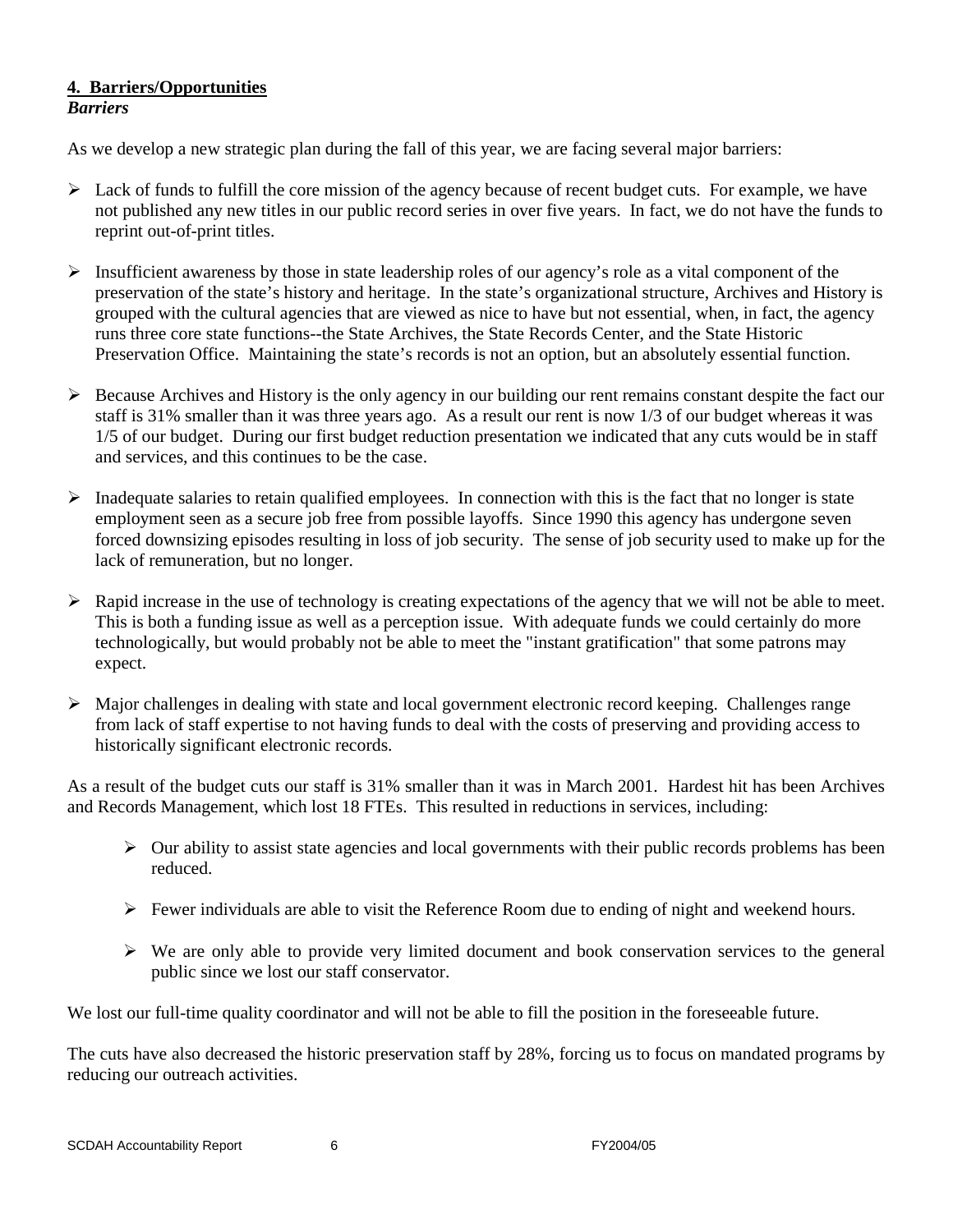## 4. Barriers/Opportunities

***Barriers***

As we develop a new strategic plan during the fall of this year, we are facing several major barriers:

- Lack of funds to fulfill the core mission of the agency because of recent budget cuts. For example, we have not published any new titles in our public record series in over five years. In fact, we do not have the funds to reprint out-of-print titles.
- Insufficient awareness by those in state leadership roles of our agency's role as a vital component of the preservation of the state's history and heritage. In the state's organizational structure, Archives and History is grouped with the cultural agencies that are viewed as nice to have but not essential, when, in fact, the agency runs three core state functions--the State Archives, the State Records Center, and the State Historic Preservation Office. Maintaining the state's records is not an option, but an absolutely essential function.
- Because Archives and History is the only agency in our building our rent remains constant despite the fact our staff is 31% smaller than it was three years ago. As a result our rent is now 1/3 of our budget whereas it was 1/5 of our budget. During our first budget reduction presentation we indicated that any cuts would be in staff and services, and this continues to be the case.
- Inadequate salaries to retain qualified employees. In connection with this is the fact that no longer is state employment seen as a secure job free from possible layoffs. Since 1990 this agency has undergone seven forced downsizing episodes resulting in loss of job security. The sense of job security used to make up for the lack of remuneration, but no longer.
- Rapid increase in the use of technology is creating expectations of the agency that we will not be able to meet. This is both a funding issue as well as a perception issue. With adequate funds we could certainly do more technologically, but would probably not be able to meet the "instant gratification" that some patrons may expect.
- Major challenges in dealing with state and local government electronic record keeping. Challenges range from lack of staff expertise to not having funds to deal with the costs of preserving and providing access to historically significant electronic records.

As a result of the budget cuts our staff is 31% smaller than it was in March 2001. Hardest hit has been Archives and Records Management, which lost 18 FTEs. This resulted in reductions in services, including:

- Our ability to assist state agencies and local governments with their public records problems has been reduced.
- Fewer individuals are able to visit the Reference Room due to ending of night and weekend hours.
- We are only able to provide very limited document and book conservation services to the general public since we lost our staff conservator.

We lost our full-time quality coordinator and will not be able to fill the position in the foreseeable future.

The cuts have also decreased the historic preservation staff by 28%, forcing us to focus on mandated programs by reducing our outreach activities.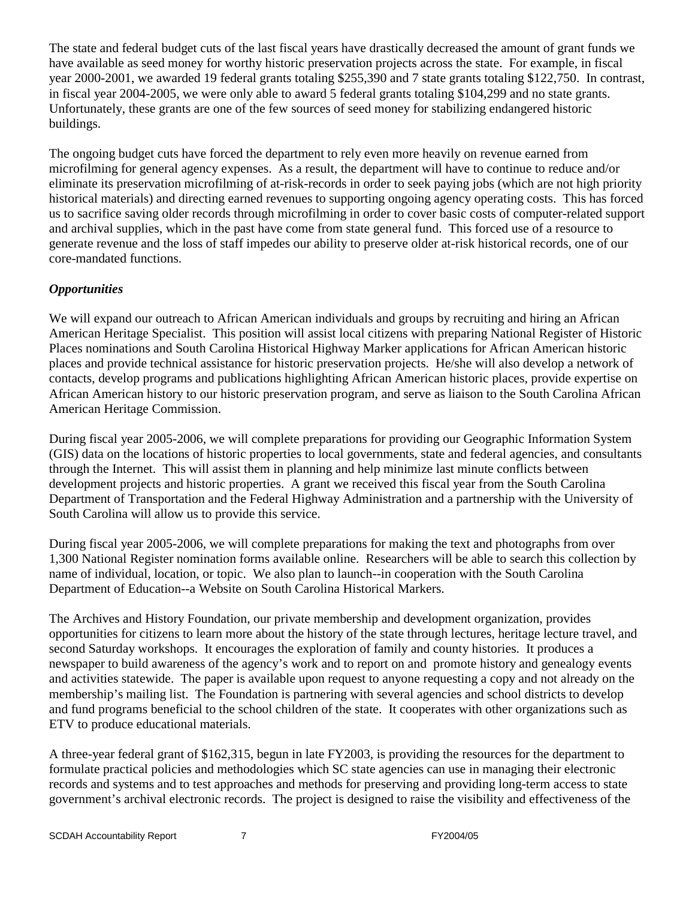The state and federal budget cuts of the last fiscal years have drastically decreased the amount of grant funds we have available as seed money for worthy historic preservation projects across the state. For example, in fiscal year 2000-2001, we awarded 19 federal grants totaling $255,390 and 7 state grants totaling $122,750. In contrast, in fiscal year 2004-2005, we were only able to award 5 federal grants totaling $104,299 and no state grants. Unfortunately, these grants are one of the few sources of seed money for stabilizing endangered historic buildings.

The ongoing budget cuts have forced the department to rely even more heavily on revenue earned from microfilming for general agency expenses. As a result, the department will have to continue to reduce and/or eliminate its preservation microfilming of at-risk-records in order to seek paying jobs (which are not high priority historical materials) and directing earned revenues to supporting ongoing agency operating costs. This has forced us to sacrifice saving older records through microfilming in order to cover basic costs of computer-related support and archival supplies, which in the past have come from state general fund. This forced use of a resource to generate revenue and the loss of staff impedes our ability to preserve older at-risk historical records, one of our core-mandated functions.

***Opportunities***

We will expand our outreach to African American individuals and groups by recruiting and hiring an African American Heritage Specialist. This position will assist local citizens with preparing National Register of Historic Places nominations and South Carolina Historical Highway Marker applications for African American historic places and provide technical assistance for historic preservation projects. He/she will also develop a network of contacts, develop programs and publications highlighting African American historic places, provide expertise on African American history to our historic preservation program, and serve as liaison to the South Carolina African American Heritage Commission.

During fiscal year 2005-2006, we will complete preparations for providing our Geographic Information System (GIS) data on the locations of historic properties to local governments, state and federal agencies, and consultants through the Internet. This will assist them in planning and help minimize last minute conflicts between development projects and historic properties. A grant we received this fiscal year from the South Carolina Department of Transportation and the Federal Highway Administration and a partnership with the University of South Carolina will allow us to provide this service.

During fiscal year 2005-2006, we will complete preparations for making the text and photographs from over 1,300 National Register nomination forms available online. Researchers will be able to search this collection by name of individual, location, or topic. We also plan to launch--in cooperation with the South Carolina Department of Education--a Website on South Carolina Historical Markers.

The Archives and History Foundation, our private membership and development organization, provides opportunities for citizens to learn more about the history of the state through lectures, heritage lecture travel, and second Saturday workshops. It encourages the exploration of family and county histories. It produces a newspaper to build awareness of the agency's work and to report on and promote history and genealogy events and activities statewide. The paper is available upon request to anyone requesting a copy and not already on the membership's mailing list. The Foundation is partnering with several agencies and school districts to develop and fund programs beneficial to the school children of the state. It cooperates with other organizations such as ETV to produce educational materials.

A three-year federal grant of $162,315, begun in late FY2003, is providing the resources for the department to formulate practical policies and methodologies which SC state agencies can use in managing their electronic records and systems and to test approaches and methods for preserving and providing long-term access to state government's archival electronic records. The project is designed to raise the visibility and effectiveness of the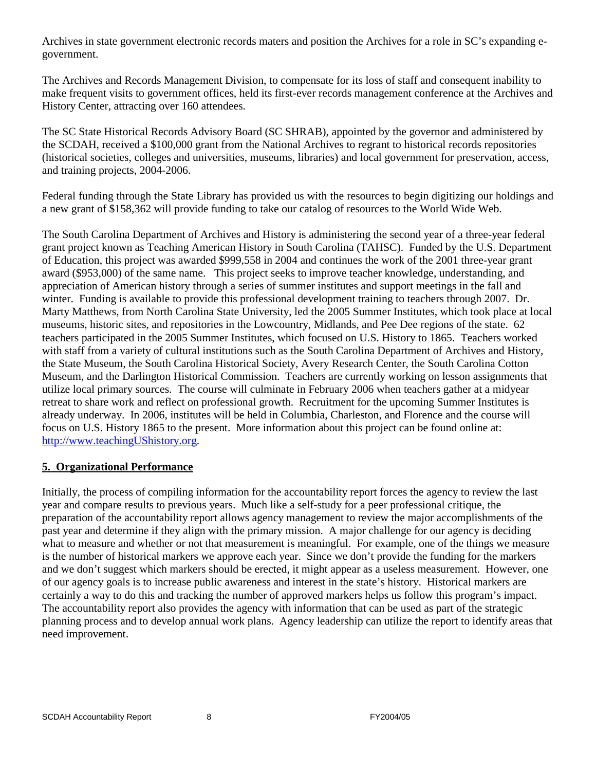Archives in state government electronic records maters and position the Archives for a role in SC's expanding e-government.

The Archives and Records Management Division, to compensate for its loss of staff and consequent inability to make frequent visits to government offices, held its first-ever records management conference at the Archives and History Center, attracting over 160 attendees.

The SC State Historical Records Advisory Board (SC SHRAB), appointed by the governor and administered by the SCDAH, received a $100,000 grant from the National Archives to regrant to historical records repositories (historical societies, colleges and universities, museums, libraries) and local government for preservation, access, and training projects, 2004-2006.

Federal funding through the State Library has provided us with the resources to begin digitizing our holdings and a new grant of $158,362 will provide funding to take our catalog of resources to the World Wide Web.

The South Carolina Department of Archives and History is administering the second year of a three-year federal grant project known as Teaching American History in South Carolina (TAHSC). Funded by the U.S. Department of Education, this project was awarded $999,558 in 2004 and continues the work of the 2001 three-year grant award ($953,000) of the same name. This project seeks to improve teacher knowledge, understanding, and appreciation of American history through a series of summer institutes and support meetings in the fall and winter. Funding is available to provide this professional development training to teachers through 2007. Dr. Marty Matthews, from North Carolina State University, led the 2005 Summer Institutes, which took place at local museums, historic sites, and repositories in the Lowcountry, Midlands, and Pee Dee regions of the state. 62 teachers participated in the 2005 Summer Institutes, which focused on U.S. History to 1865. Teachers worked with staff from a variety of cultural institutions such as the South Carolina Department of Archives and History, the State Museum, the South Carolina Historical Society, Avery Research Center, the South Carolina Cotton Museum, and the Darlington Historical Commission. Teachers are currently working on lesson assignments that utilize local primary sources. The course will culminate in February 2006 when teachers gather at a midyear retreat to share work and reflect on professional growth. Recruitment for the upcoming Summer Institutes is already underway. In 2006, institutes will be held in Columbia, Charleston, and Florence and the course will focus on U.S. History 1865 to the present. More information about this project can be found online at: [http://www.teachingUShistory.org](http://www.teachingUShistory.org).

## 5. Organizational Performance

Initially, the process of compiling information for the accountability report forces the agency to review the last year and compare results to previous years. Much like a self-study for a peer professional critique, the preparation of the accountability report allows agency management to review the major accomplishments of the past year and determine if they align with the primary mission. A major challenge for our agency is deciding what to measure and whether or not that measurement is meaningful. For example, one of the things we measure is the number of historical markers we approve each year. Since we don't provide the funding for the markers and we don't suggest which markers should be erected, it might appear as a useless measurement. However, one of our agency goals is to increase public awareness and interest in the state's history. Historical markers are certainly a way to do this and tracking the number of approved markers helps us follow this program's impact. The accountability report also provides the agency with information that can be used as part of the strategic planning process and to develop annual work plans. Agency leadership can utilize the report to identify areas that need improvement.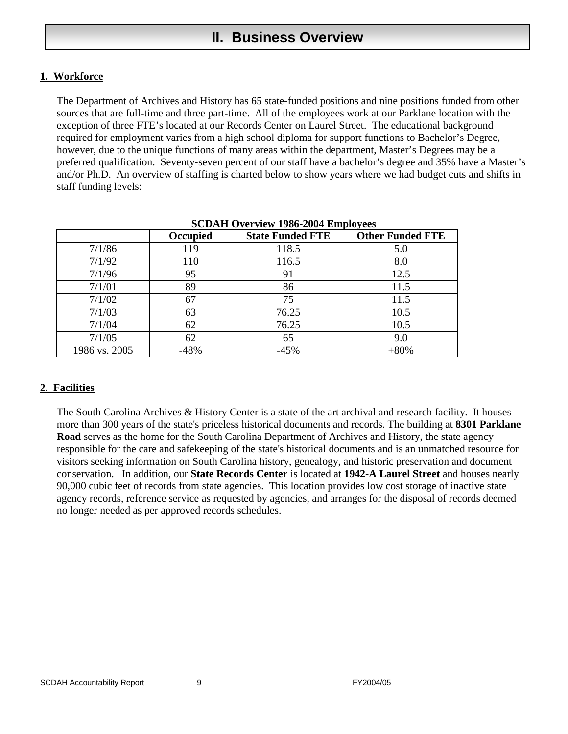# II. Business Overview

## 1. Workforce

The Department of Archives and History has 65 state-funded positions and nine positions funded from other sources that are full-time and three part-time. All of the employees work at our Parklane location with the exception of three FTE's located at our Records Center on Laurel Street. The educational background required for employment varies from a high school diploma for support functions to Bachelor's Degree, however, due to the unique functions of many areas within the department, Master's Degrees may be a preferred qualification. Seventy-seven percent of our staff have a bachelor's degree and 35% have a Master's and/or Ph.D. An overview of staffing is charted below to show years where we had budget cuts and shifts in staff funding levels:

**SCDAH Overview 1986-2004 Employees**

| | Occupied | State Funded FTE | Other Funded FTE |
|---|---|---|---|
| 7/1/86 | 119 | 118.5 | 5.0 |
| 7/1/92 | 110 | 116.5 | 8.0 |
| 7/1/96 | 95 | 91 | 12.5 |
| 7/1/01 | 89 | 86 | 11.5 |
| 7/1/02 | 67 | 75 | 11.5 |
| 7/1/03 | 63 | 76.25 | 10.5 |
| 7/1/04 | 62 | 76.25 | 10.5 |
| 7/1/05 | 62 | 65 | 9.0 |
| 1986 vs. 2005 | -48% | -45% | +80% |

## 2. Facilities

The South Carolina Archives & History Center is a state of the art archival and research facility. It houses more than 300 years of the state's priceless historical documents and records. The building at **8301 Parklane Road** serves as the home for the South Carolina Department of Archives and History, the state agency responsible for the care and safekeeping of the state's historical documents and is an unmatched resource for visitors seeking information on South Carolina history, genealogy, and historic preservation and document conservation. In addition, our **State Records Center** is located at **1942-A Laurel Street** and houses nearly 90,000 cubic feet of records from state agencies. This location provides low cost storage of inactive state agency records, reference service as requested by agencies, and arranges for the disposal of records deemed no longer needed as per approved records schedules.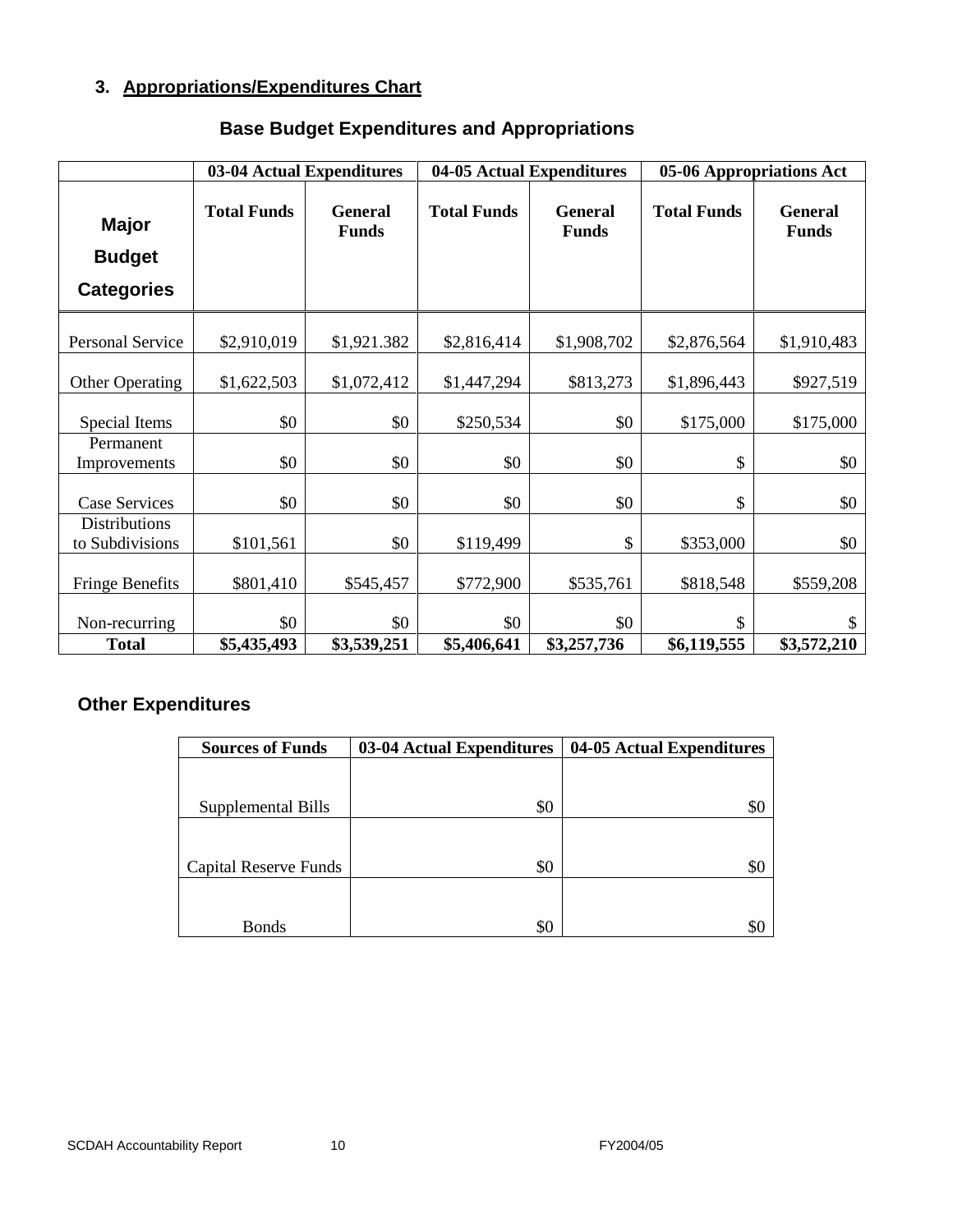## 3. Appropriations/Expenditures Chart

### Base Budget Expenditures and Appropriations

| Major Budget Categories | 03-04 Actual Expenditures | | 04-05 Actual Expenditures | | 05-06 Appropriations Act | |
|---|---|---|---|---|---|---|
| | Total Funds | General Funds | Total Funds | General Funds | Total Funds | General Funds |
| Personal Service | $2,910,019 | $1,921.382 | $2,816,414 | $1,908,702 | $2,876,564 | $1,910,483 |
| Other Operating | $1,622,503 | $1,072,412 | $1,447,294 | $813,273 | $1,896,443 | $927,519 |
| Special Items | $0 | $0 | $250,534 | $0 | $175,000 | $175,000 |
| Permanent Improvements | $0 | $0 | $0 | $0 | $ | $0 |
| Case Services | $0 | $0 | $0 | $0 | $ | $0 |
| Distributions to Subdivisions | $101,561 | $0 | $119,499 | $ | $353,000 | $0 |
| Fringe Benefits | $801,410 | $545,457 | $772,900 | $535,761 | $818,548 | $559,208 |
| Non-recurring | $0 | $0 | $0 | $0 | $ | $ |
| **Total** | **$5,435,493** | **$3,539,251** | **$5,406,641** | **$3,257,736** | **$6,119,555** | **$3,572,210** |

### Other Expenditures

| Sources of Funds | 03-04 Actual Expenditures | 04-05 Actual Expenditures |
|---|---|---|
| Supplemental Bills | $0 | $0 |
| Capital Reserve Funds | $0 | $0 |
| Bonds | $0 | $0 |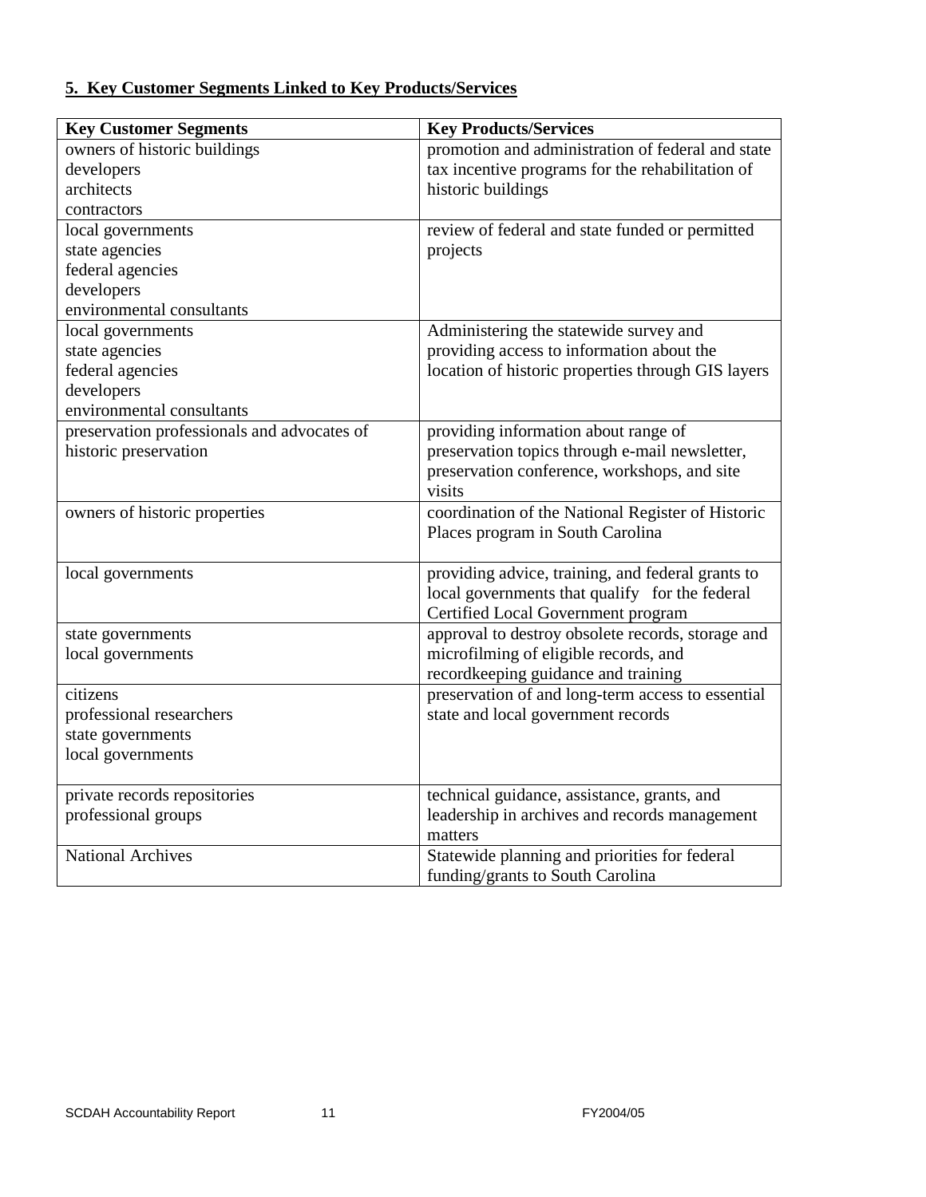## 5. Key Customer Segments Linked to Key Products/Services

| Key Customer Segments | Key Products/Services |
|---|---|
| owners of historic buildings<br>developers<br>architects<br>contractors | promotion and administration of federal and state tax incentive programs for the rehabilitation of historic buildings |
| local governments<br>state agencies<br>federal agencies<br>developers<br>environmental consultants | review of federal and state funded or permitted projects |
| local governments<br>state agencies<br>federal agencies<br>developers<br>environmental consultants | Administering the statewide survey and providing access to information about the location of historic properties through GIS layers |
| preservation professionals and advocates of historic preservation | providing information about range of preservation topics through e-mail newsletter, preservation conference, workshops, and site visits |
| owners of historic properties | coordination of the National Register of Historic Places program in South Carolina |
| local governments | providing advice, training, and federal grants to local governments that qualify for the federal Certified Local Government program |
| state governments<br>local governments | approval to destroy obsolete records, storage and microfilming of eligible records, and recordkeeping guidance and training |
| citizens<br>professional researchers<br>state governments<br>local governments | preservation of and long-term access to essential state and local government records |
| private records repositories<br>professional groups | technical guidance, assistance, grants, and leadership in archives and records management matters |
| National Archives | Statewide planning and priorities for federal funding/grants to South Carolina |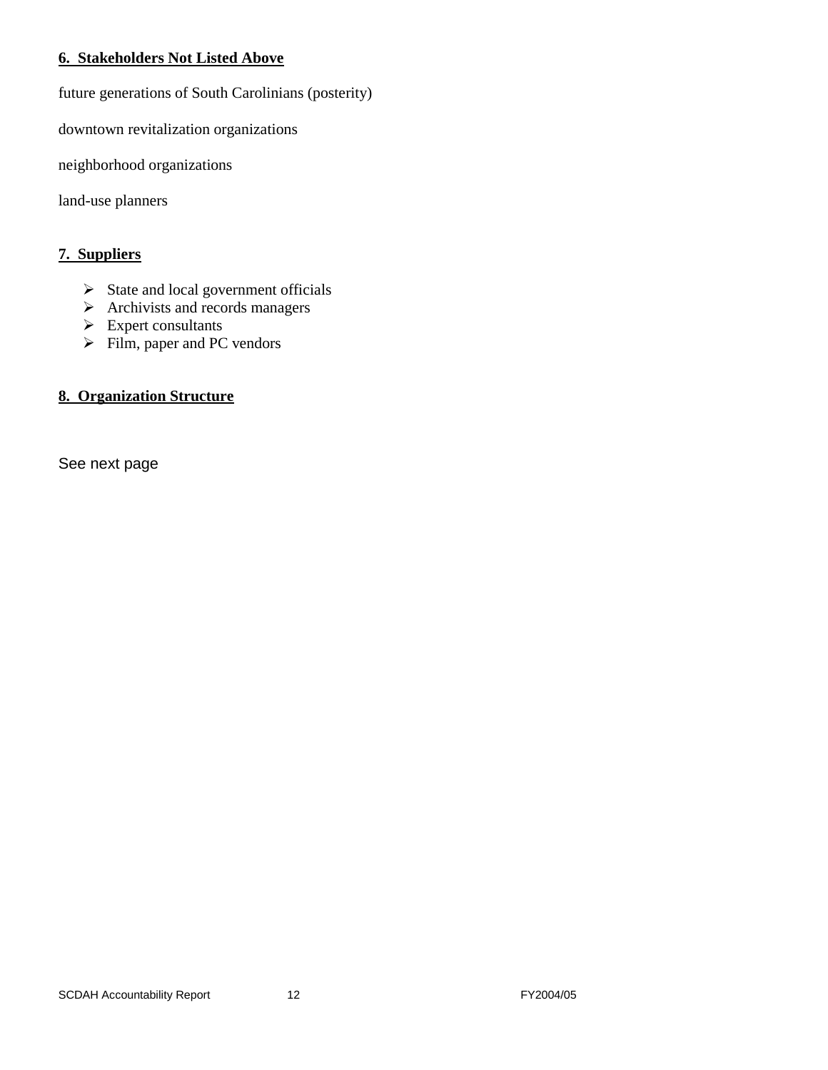**6. Stakeholders Not Listed Above**

future generations of South Carolinians (posterity)

downtown revitalization organizations

neighborhood organizations

land-use planners

**7. Suppliers**

- State and local government officials
- Archivists and records managers
- Expert consultants
- Film, paper and PC vendors

**8. Organization Structure**

See next page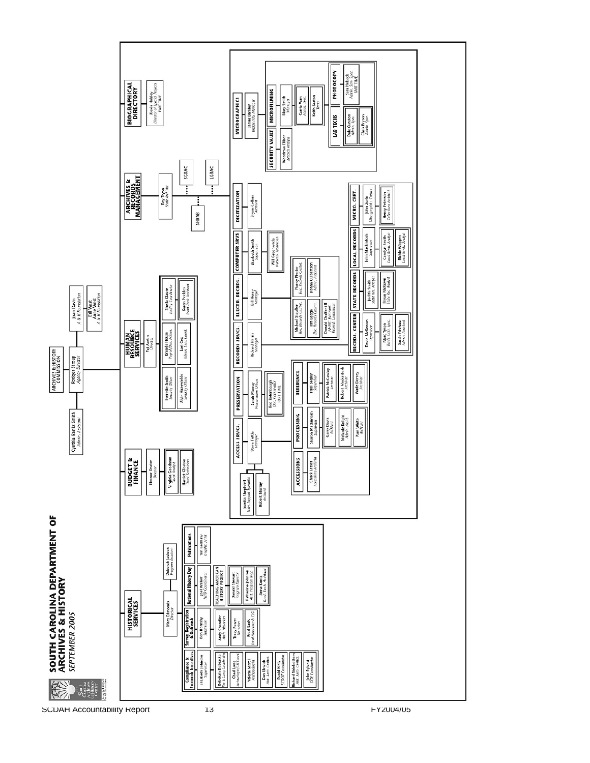# SOUTH CAROLINA DEPARTMENT OF ARCHIVES & HISTORY

*SEPTEMBER 2005*

**ARCHIVES & HISTORY COMMISSION**

- Rodger Stroup, *Agency Director*
  - Cynthia Banks Smith, *Admin. Assistant*
  - Joan Davis, *A & H Foundation*
  - Bill West / Anne West, *A & H Foundation*

## HISTORICAL SERVICES

Mary Edmonds, *Director*
- Deborah Jackson, *Program Assistant*

**Compliance & Economic Incentives**
- Elizabeth Johnson, *Supervisor*
  - Rebekah Dobrasko, *Tax & Cons. Coordinator*
  - Chad Long, *Architectural Hist. Coord.*
  - Valerie Marcil, *Archaeologist*
  - Dan Elswick, *Hist. Arch. Coordin.*
  - David Kelly, *SCDOT Coordinator*
  - Richard Sidebottom, *Hist. Arch. Coordin.*
  - John Sylvest, *DOE Coordinator*

**Survey, Registration & Outreach**
- Ben Hornsby, *Supervisor*
  - Andy Chandler, *Arch. Historian*
  - Tracy Power, *Historian*
  - Brad Sauls, *Local Assistance & CLG*

**National History Day**
- Joel Walker, *NHD Coordinator*

**TEACHING AMERICAN HISTORY PROJECT**
- Donald Stewart, *Program Director*
- Katherine Johnson, *Asst. Program Mgr.*
- Anna Kuntz, *Grad. Rsrch. Assistant*

**Publications**
- Tim Belshaw, *Graphic Artist*

## BUDGET & FINANCE

Eleanor Decker, *Director*
- Virginia Goodman, *Fiscal Analyst*
- Harriet Gleaton, *Fiscal Technician*

## HUMAN RESOURCE SERVICES

Pat Austin, *Director*
- Everette Smith, *Security Officer*
- Alvin Hazelwinkle, *Security Officer*
- Brenda House, *Payroll/Ben. Admin.*
- Lori Cox, *Admin. Serv. Coord.*
- Sheila Clause, *Facility Coordinator*
- Karen Peebles, *Front Desk Assistant*

## ARCHIVES & RECORDS MANAGEMENT

Roy Tyson, *State Archivist*
- SHRAB
- SCRAC
- LGRAC

**ACCESS SRVCS.**
- Steve Tuttle, *Manager*
  - Juanita Shepherd, *Sales Support Specialist*
  - Robert Murray, *Archivist*
  - **ACCESSIONS**
    - Chuck Lesser, *Accessions Archivist*
  - **PROCESSING**
    - Sharon Mackintosh, *Supervisor*
      - Garry Elwes, *Archivist*
      - Melanie Knight, *Admin. Asst.*
      - Pam White, *Archivist*
  - **REFERENCE**
    - Paul Begley, *Supervisor*
      - Patrick McCawley, *Archivist*
      - Robert Mackintosh, *Archivist*
      - Wade Dorsey, *Archivist*

**PRESERVATION**
- Sarah Murray, *Preservation Officer*
  - Red Felenbaugh, *Doc. Conservator PART TIME*

**RECORDS SRVCS.**
- Richard Harris, *Manager*
  - **RECORDS CENTER**
    - David McKeown, *Supervisor*
      - Marc Tyson, *Recds. Cntr. Spec.*
      - Sarah Prioleau, *Admin. Assistant*
  - **STATE RECORDS**
    - Judith Smith, *State Rec. Analyst*
    - Bryan McKown, *State Rec. Analyst*
  - **LOCAL RECORDS**
    - John Mackintosh, *Supervisor*
      - Carolyn Smith, *Local Recds. Analyst*
      - Bobbi Wiggers, *Local Recds. Analyst*
  - **MICRO. CERT.**
    - John Zurla, *Micrographics Cntlr.*
    - Henry Fulmer, *Collections Archivist*

**ELECTR. RECRDS.**
- Bill Henry, *Manager*
  - Michael Stauffer, *Elec. Records Cntlr.*
  - Tom Legge, *Elec. Records Cntlr.*
  - Donald Chalfant II, *NHPRC Electronic Records Consultant*
  - Nancy Plester, *Elec. Records Cntlr.*
  - Donna Culbertson, *Admin. Assistant*

**COMPUTER SRVS**
- Elizabeth Smith, *Supervisor*
  - Will Greenwade, *Network Technician*

**DIGITIZATION**
- Bryan Collars, *Archivist*

**MICROGRAPHICS**
- James Bartley, *Image Info. Manager*
  - **SECURITY VAULT**
    - Woodrow Elliott, *Records Analyst*
  - **MICROFILMING**
    - Mary Smith, *Manager*
      - Carrie Yum, *Admin. Spec.*
      - Keith Barton, *Temp*
  - **LAB TECHS**
    - Dale Gunston, *Admin. Spec.*
    - Chris Bryan, *Admin. Spec.*
  - **PHOTOCOPY**
    - Sara Holbeck, *Admin. Serv. Spec. PART TIME*

## BIOGRAPHICAL DIRECTORY

- Alexia Helsley, *Director of Special Projects PART TIME*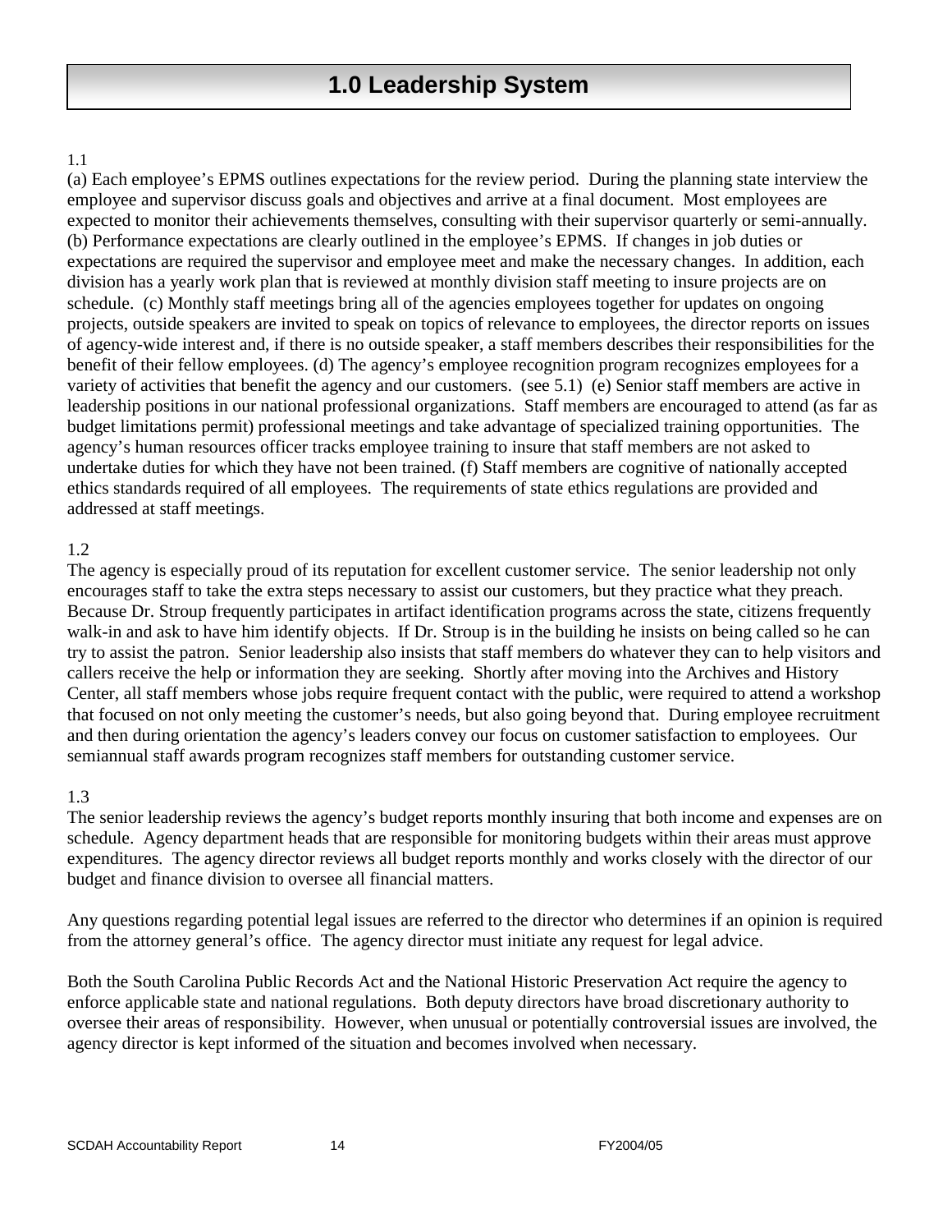# 1.0 Leadership System

1.1

(a) Each employee's EPMS outlines expectations for the review period. During the planning state interview the employee and supervisor discuss goals and objectives and arrive at a final document. Most employees are expected to monitor their achievements themselves, consulting with their supervisor quarterly or semi-annually. (b) Performance expectations are clearly outlined in the employee's EPMS. If changes in job duties or expectations are required the supervisor and employee meet and make the necessary changes. In addition, each division has a yearly work plan that is reviewed at monthly division staff meeting to insure projects are on schedule. (c) Monthly staff meetings bring all of the agencies employees together for updates on ongoing projects, outside speakers are invited to speak on topics of relevance to employees, the director reports on issues of agency-wide interest and, if there is no outside speaker, a staff members describes their responsibilities for the benefit of their fellow employees. (d) The agency's employee recognition program recognizes employees for a variety of activities that benefit the agency and our customers. (see 5.1) (e) Senior staff members are active in leadership positions in our national professional organizations. Staff members are encouraged to attend (as far as budget limitations permit) professional meetings and take advantage of specialized training opportunities. The agency's human resources officer tracks employee training to insure that staff members are not asked to undertake duties for which they have not been trained. (f) Staff members are cognitive of nationally accepted ethics standards required of all employees. The requirements of state ethics regulations are provided and addressed at staff meetings.

1.2

The agency is especially proud of its reputation for excellent customer service. The senior leadership not only encourages staff to take the extra steps necessary to assist our customers, but they practice what they preach. Because Dr. Stroup frequently participates in artifact identification programs across the state, citizens frequently walk-in and ask to have him identify objects. If Dr. Stroup is in the building he insists on being called so he can try to assist the patron. Senior leadership also insists that staff members do whatever they can to help visitors and callers receive the help or information they are seeking. Shortly after moving into the Archives and History Center, all staff members whose jobs require frequent contact with the public, were required to attend a workshop that focused on not only meeting the customer's needs, but also going beyond that. During employee recruitment and then during orientation the agency's leaders convey our focus on customer satisfaction to employees. Our semiannual staff awards program recognizes staff members for outstanding customer service.

1.3

The senior leadership reviews the agency's budget reports monthly insuring that both income and expenses are on schedule. Agency department heads that are responsible for monitoring budgets within their areas must approve expenditures. The agency director reviews all budget reports monthly and works closely with the director of our budget and finance division to oversee all financial matters.

Any questions regarding potential legal issues are referred to the director who determines if an opinion is required from the attorney general's office. The agency director must initiate any request for legal advice.

Both the South Carolina Public Records Act and the National Historic Preservation Act require the agency to enforce applicable state and national regulations. Both deputy directors have broad discretionary authority to oversee their areas of responsibility. However, when unusual or potentially controversial issues are involved, the agency director is kept informed of the situation and becomes involved when necessary.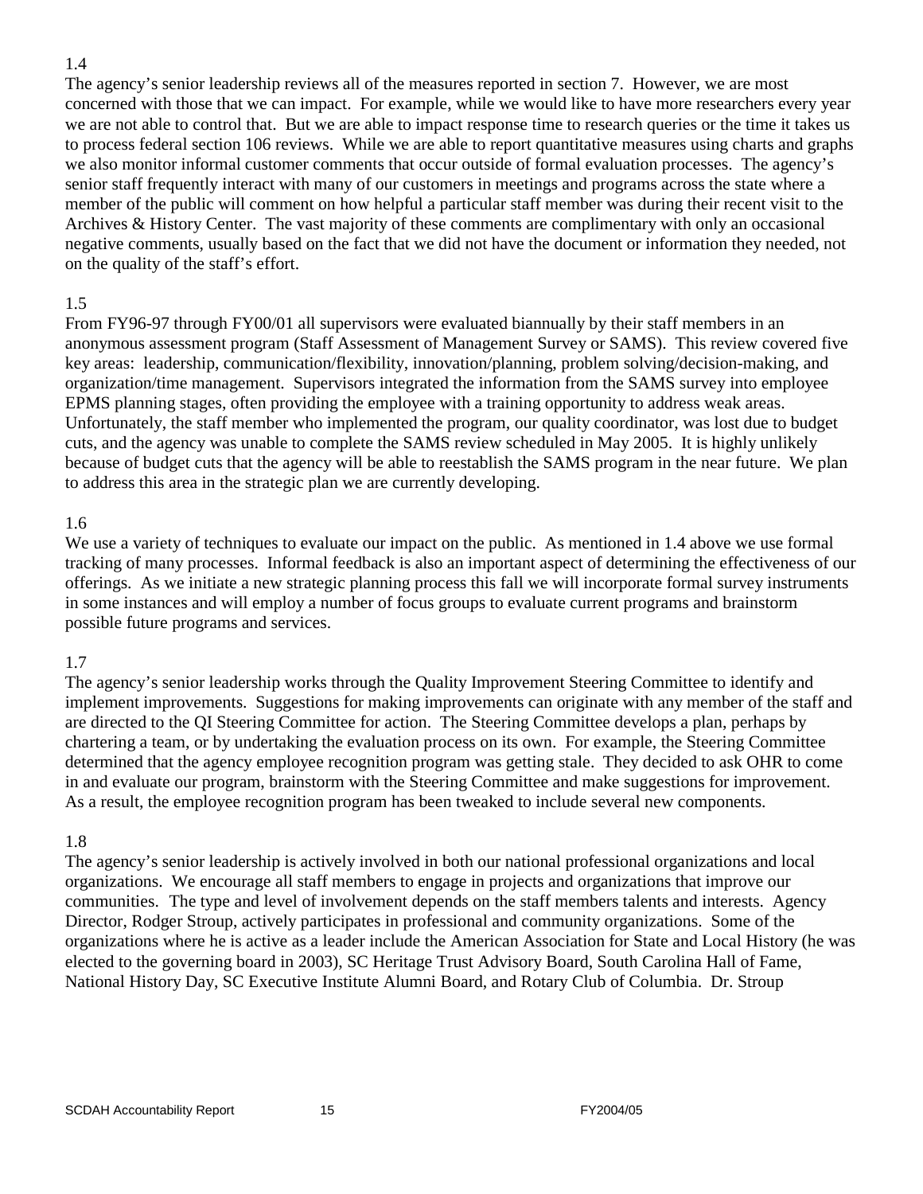1.4

The agency's senior leadership reviews all of the measures reported in section 7. However, we are most concerned with those that we can impact. For example, while we would like to have more researchers every year we are not able to control that. But we are able to impact response time to research queries or the time it takes us to process federal section 106 reviews. While we are able to report quantitative measures using charts and graphs we also monitor informal customer comments that occur outside of formal evaluation processes. The agency's senior staff frequently interact with many of our customers in meetings and programs across the state where a member of the public will comment on how helpful a particular staff member was during their recent visit to the Archives & History Center. The vast majority of these comments are complimentary with only an occasional negative comments, usually based on the fact that we did not have the document or information they needed, not on the quality of the staff's effort.

1.5

From FY96-97 through FY00/01 all supervisors were evaluated biannually by their staff members in an anonymous assessment program (Staff Assessment of Management Survey or SAMS). This review covered five key areas: leadership, communication/flexibility, innovation/planning, problem solving/decision-making, and organization/time management. Supervisors integrated the information from the SAMS survey into employee EPMS planning stages, often providing the employee with a training opportunity to address weak areas. Unfortunately, the staff member who implemented the program, our quality coordinator, was lost due to budget cuts, and the agency was unable to complete the SAMS review scheduled in May 2005. It is highly unlikely because of budget cuts that the agency will be able to reestablish the SAMS program in the near future. We plan to address this area in the strategic plan we are currently developing.

1.6

We use a variety of techniques to evaluate our impact on the public. As mentioned in 1.4 above we use formal tracking of many processes. Informal feedback is also an important aspect of determining the effectiveness of our offerings. As we initiate a new strategic planning process this fall we will incorporate formal survey instruments in some instances and will employ a number of focus groups to evaluate current programs and brainstorm possible future programs and services.

1.7

The agency's senior leadership works through the Quality Improvement Steering Committee to identify and implement improvements. Suggestions for making improvements can originate with any member of the staff and are directed to the QI Steering Committee for action. The Steering Committee develops a plan, perhaps by chartering a team, or by undertaking the evaluation process on its own. For example, the Steering Committee determined that the agency employee recognition program was getting stale. They decided to ask OHR to come in and evaluate our program, brainstorm with the Steering Committee and make suggestions for improvement. As a result, the employee recognition program has been tweaked to include several new components.

1.8

The agency's senior leadership is actively involved in both our national professional organizations and local organizations. We encourage all staff members to engage in projects and organizations that improve our communities. The type and level of involvement depends on the staff members talents and interests. Agency Director, Rodger Stroup, actively participates in professional and community organizations. Some of the organizations where he is active as a leader include the American Association for State and Local History (he was elected to the governing board in 2003), SC Heritage Trust Advisory Board, South Carolina Hall of Fame, National History Day, SC Executive Institute Alumni Board, and Rotary Club of Columbia. Dr. Stroup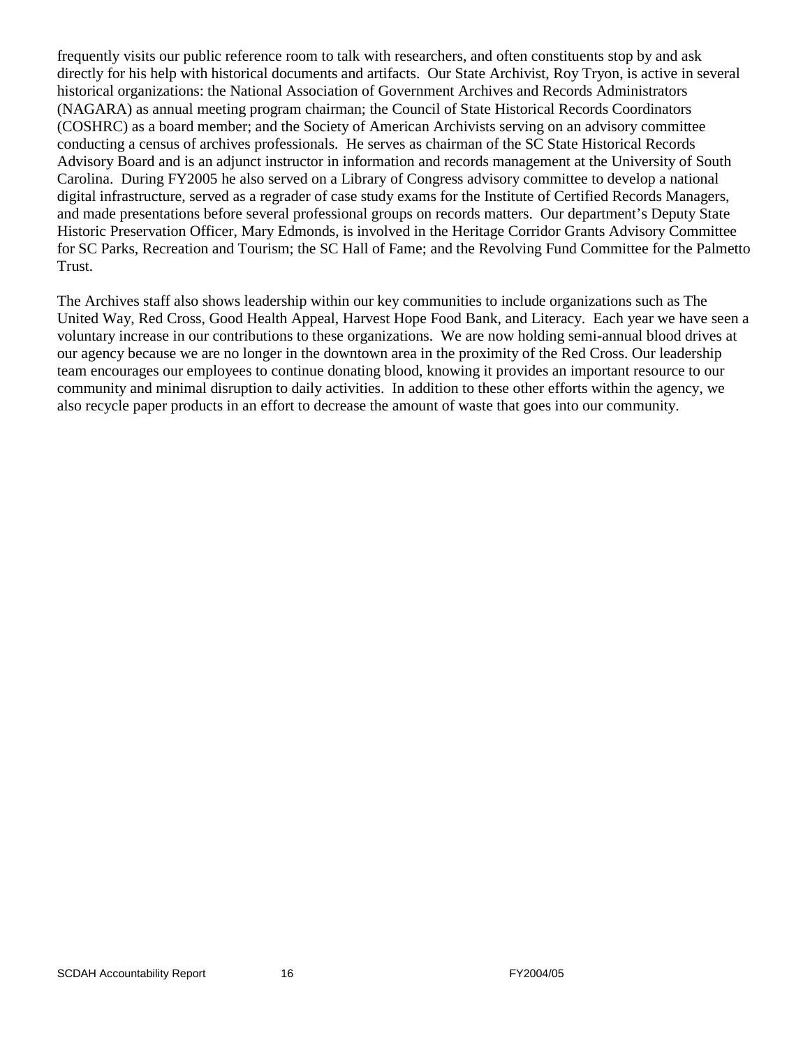frequently visits our public reference room to talk with researchers, and often constituents stop by and ask directly for his help with historical documents and artifacts. Our State Archivist, Roy Tryon, is active in several historical organizations: the National Association of Government Archives and Records Administrators (NAGARA) as annual meeting program chairman; the Council of State Historical Records Coordinators (COSHRC) as a board member; and the Society of American Archivists serving on an advisory committee conducting a census of archives professionals. He serves as chairman of the SC State Historical Records Advisory Board and is an adjunct instructor in information and records management at the University of South Carolina. During FY2005 he also served on a Library of Congress advisory committee to develop a national digital infrastructure, served as a regrader of case study exams for the Institute of Certified Records Managers, and made presentations before several professional groups on records matters. Our department's Deputy State Historic Preservation Officer, Mary Edmonds, is involved in the Heritage Corridor Grants Advisory Committee for SC Parks, Recreation and Tourism; the SC Hall of Fame; and the Revolving Fund Committee for the Palmetto Trust.

The Archives staff also shows leadership within our key communities to include organizations such as The United Way, Red Cross, Good Health Appeal, Harvest Hope Food Bank, and Literacy. Each year we have seen a voluntary increase in our contributions to these organizations. We are now holding semi-annual blood drives at our agency because we are no longer in the downtown area in the proximity of the Red Cross. Our leadership team encourages our employees to continue donating blood, knowing it provides an important resource to our community and minimal disruption to daily activities. In addition to these other efforts within the agency, we also recycle paper products in an effort to decrease the amount of waste that goes into our community.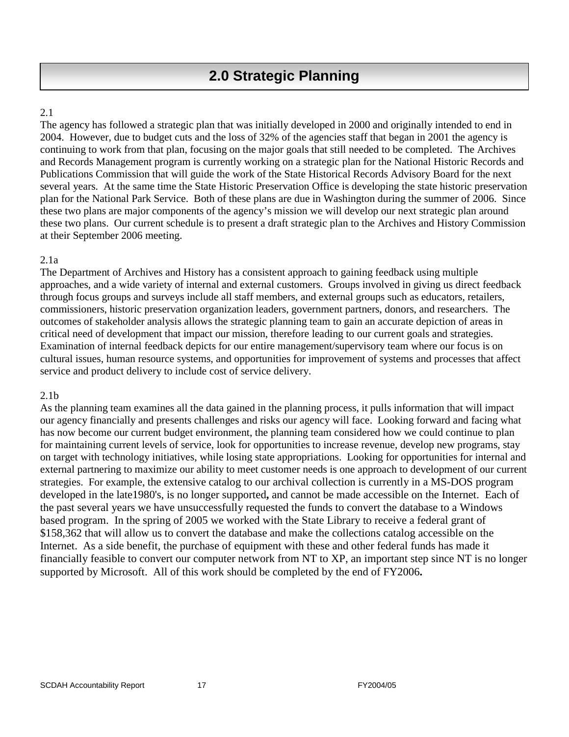# 2.0 Strategic Planning

2.1

The agency has followed a strategic plan that was initially developed in 2000 and originally intended to end in 2004. However, due to budget cuts and the loss of 32% of the agencies staff that began in 2001 the agency is continuing to work from that plan, focusing on the major goals that still needed to be completed. The Archives and Records Management program is currently working on a strategic plan for the National Historic Records and Publications Commission that will guide the work of the State Historical Records Advisory Board for the next several years. At the same time the State Historic Preservation Office is developing the state historic preservation plan for the National Park Service. Both of these plans are due in Washington during the summer of 2006. Since these two plans are major components of the agency's mission we will develop our next strategic plan around these two plans. Our current schedule is to present a draft strategic plan to the Archives and History Commission at their September 2006 meeting.

2.1a

The Department of Archives and History has a consistent approach to gaining feedback using multiple approaches, and a wide variety of internal and external customers. Groups involved in giving us direct feedback through focus groups and surveys include all staff members, and external groups such as educators, retailers, commissioners, historic preservation organization leaders, government partners, donors, and researchers. The outcomes of stakeholder analysis allows the strategic planning team to gain an accurate depiction of areas in critical need of development that impact our mission, therefore leading to our current goals and strategies. Examination of internal feedback depicts for our entire management/supervisory team where our focus is on cultural issues, human resource systems, and opportunities for improvement of systems and processes that affect service and product delivery to include cost of service delivery.

2.1b

As the planning team examines all the data gained in the planning process, it pulls information that will impact our agency financially and presents challenges and risks our agency will face. Looking forward and facing what has now become our current budget environment, the planning team considered how we could continue to plan for maintaining current levels of service, look for opportunities to increase revenue, develop new programs, stay on target with technology initiatives, while losing state appropriations. Looking for opportunities for internal and external partnering to maximize our ability to meet customer needs is one approach to development of our current strategies. For example, the extensive catalog to our archival collection is currently in a MS-DOS program developed in the late1980's, is no longer supported**,** and cannot be made accessible on the Internet. Each of the past several years we have unsuccessfully requested the funds to convert the database to a Windows based program. In the spring of 2005 we worked with the State Library to receive a federal grant of $158,362 that will allow us to convert the database and make the collections catalog accessible on the Internet. As a side benefit, the purchase of equipment with these and other federal funds has made it financially feasible to convert our computer network from NT to XP, an important step since NT is no longer supported by Microsoft. All of this work should be completed by the end of FY2006**.**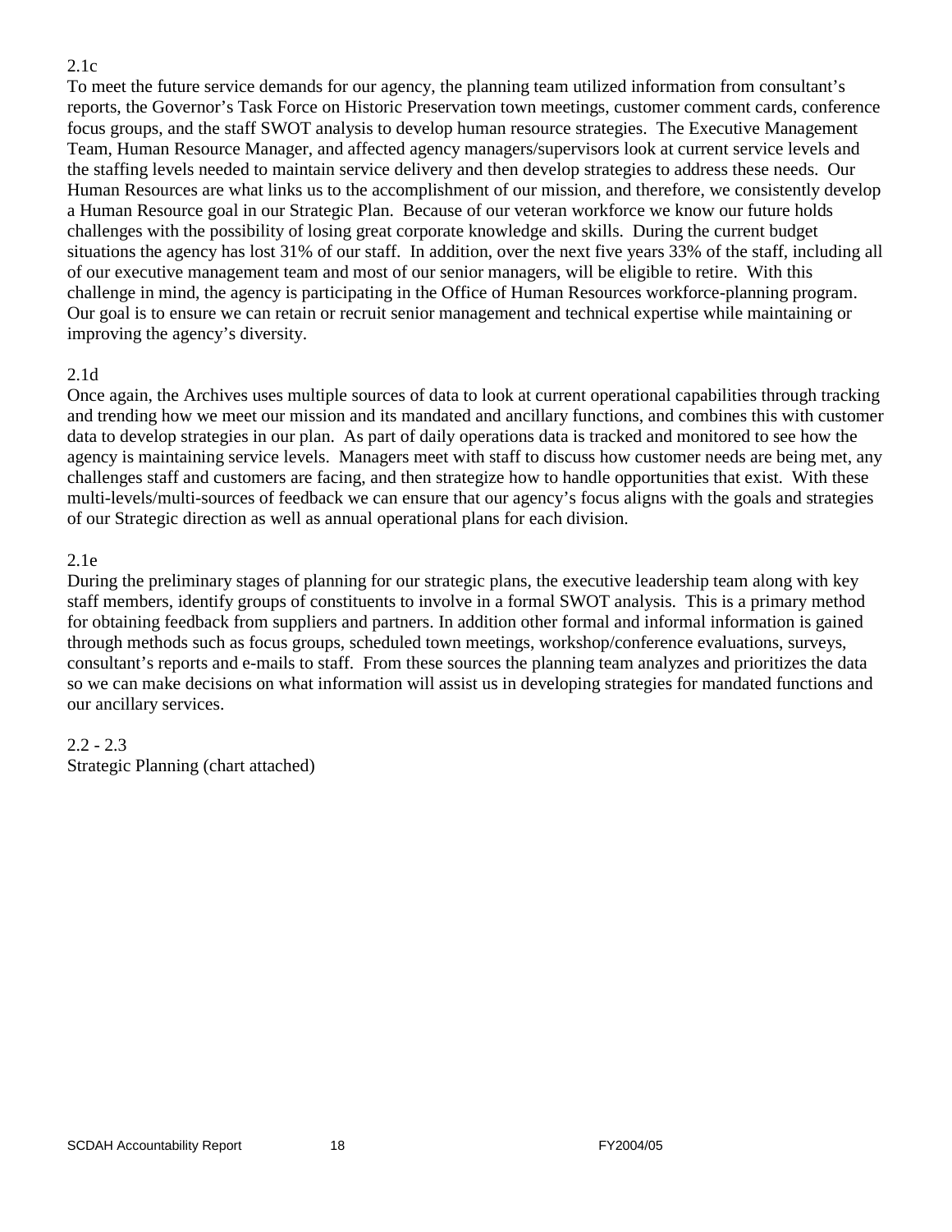2.1c

To meet the future service demands for our agency, the planning team utilized information from consultant's reports, the Governor's Task Force on Historic Preservation town meetings, customer comment cards, conference focus groups, and the staff SWOT analysis to develop human resource strategies. The Executive Management Team, Human Resource Manager, and affected agency managers/supervisors look at current service levels and the staffing levels needed to maintain service delivery and then develop strategies to address these needs. Our Human Resources are what links us to the accomplishment of our mission, and therefore, we consistently develop a Human Resource goal in our Strategic Plan. Because of our veteran workforce we know our future holds challenges with the possibility of losing great corporate knowledge and skills. During the current budget situations the agency has lost 31% of our staff. In addition, over the next five years 33% of the staff, including all of our executive management team and most of our senior managers, will be eligible to retire. With this challenge in mind, the agency is participating in the Office of Human Resources workforce-planning program. Our goal is to ensure we can retain or recruit senior management and technical expertise while maintaining or improving the agency's diversity.

2.1d

Once again, the Archives uses multiple sources of data to look at current operational capabilities through tracking and trending how we meet our mission and its mandated and ancillary functions, and combines this with customer data to develop strategies in our plan. As part of daily operations data is tracked and monitored to see how the agency is maintaining service levels. Managers meet with staff to discuss how customer needs are being met, any challenges staff and customers are facing, and then strategize how to handle opportunities that exist. With these multi-levels/multi-sources of feedback we can ensure that our agency's focus aligns with the goals and strategies of our Strategic direction as well as annual operational plans for each division.

2.1e

During the preliminary stages of planning for our strategic plans, the executive leadership team along with key staff members, identify groups of constituents to involve in a formal SWOT analysis. This is a primary method for obtaining feedback from suppliers and partners. In addition other formal and informal information is gained through methods such as focus groups, scheduled town meetings, workshop/conference evaluations, surveys, consultant's reports and e-mails to staff. From these sources the planning team analyzes and prioritizes the data so we can make decisions on what information will assist us in developing strategies for mandated functions and our ancillary services.

2.2 - 2.3

Strategic Planning (chart attached)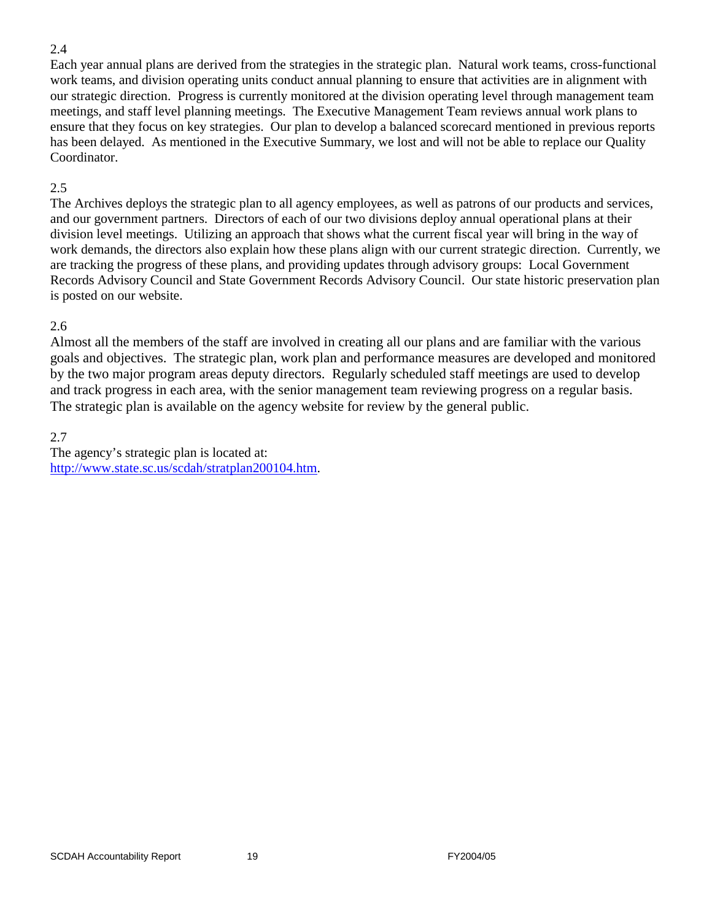2.4

Each year annual plans are derived from the strategies in the strategic plan. Natural work teams, cross-functional work teams, and division operating units conduct annual planning to ensure that activities are in alignment with our strategic direction. Progress is currently monitored at the division operating level through management team meetings, and staff level planning meetings. The Executive Management Team reviews annual work plans to ensure that they focus on key strategies. Our plan to develop a balanced scorecard mentioned in previous reports has been delayed. As mentioned in the Executive Summary, we lost and will not be able to replace our Quality Coordinator.

2.5

The Archives deploys the strategic plan to all agency employees, as well as patrons of our products and services, and our government partners. Directors of each of our two divisions deploy annual operational plans at their division level meetings. Utilizing an approach that shows what the current fiscal year will bring in the way of work demands, the directors also explain how these plans align with our current strategic direction. Currently, we are tracking the progress of these plans, and providing updates through advisory groups: Local Government Records Advisory Council and State Government Records Advisory Council. Our state historic preservation plan is posted on our website.

2.6

Almost all the members of the staff are involved in creating all our plans and are familiar with the various goals and objectives. The strategic plan, work plan and performance measures are developed and monitored by the two major program areas deputy directors. Regularly scheduled staff meetings are used to develop and track progress in each area, with the senior management team reviewing progress on a regular basis. The strategic plan is available on the agency website for review by the general public.

2.7

The agency's strategic plan is located at:
http://www.state.sc.us/scdah/stratplan200104.htm.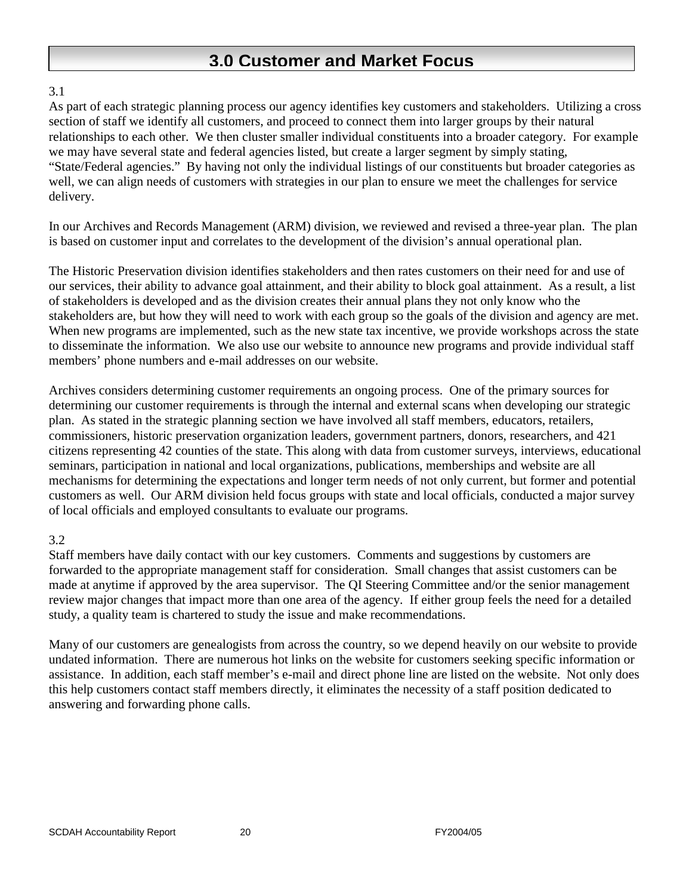# 3.0 Customer and Market Focus

3.1

As part of each strategic planning process our agency identifies key customers and stakeholders. Utilizing a cross section of staff we identify all customers, and proceed to connect them into larger groups by their natural relationships to each other. We then cluster smaller individual constituents into a broader category. For example we may have several state and federal agencies listed, but create a larger segment by simply stating, "State/Federal agencies." By having not only the individual listings of our constituents but broader categories as well, we can align needs of customers with strategies in our plan to ensure we meet the challenges for service delivery.

In our Archives and Records Management (ARM) division, we reviewed and revised a three-year plan. The plan is based on customer input and correlates to the development of the division's annual operational plan.

The Historic Preservation division identifies stakeholders and then rates customers on their need for and use of our services, their ability to advance goal attainment, and their ability to block goal attainment. As a result, a list of stakeholders is developed and as the division creates their annual plans they not only know who the stakeholders are, but how they will need to work with each group so the goals of the division and agency are met. When new programs are implemented, such as the new state tax incentive, we provide workshops across the state to disseminate the information. We also use our website to announce new programs and provide individual staff members' phone numbers and e-mail addresses on our website.

Archives considers determining customer requirements an ongoing process. One of the primary sources for determining our customer requirements is through the internal and external scans when developing our strategic plan. As stated in the strategic planning section we have involved all staff members, educators, retailers, commissioners, historic preservation organization leaders, government partners, donors, researchers, and 421 citizens representing 42 counties of the state. This along with data from customer surveys, interviews, educational seminars, participation in national and local organizations, publications, memberships and website are all mechanisms for determining the expectations and longer term needs of not only current, but former and potential customers as well. Our ARM division held focus groups with state and local officials, conducted a major survey of local officials and employed consultants to evaluate our programs.

3.2

Staff members have daily contact with our key customers. Comments and suggestions by customers are forwarded to the appropriate management staff for consideration. Small changes that assist customers can be made at anytime if approved by the area supervisor. The QI Steering Committee and/or the senior management review major changes that impact more than one area of the agency. If either group feels the need for a detailed study, a quality team is chartered to study the issue and make recommendations.

Many of our customers are genealogists from across the country, so we depend heavily on our website to provide undated information. There are numerous hot links on the website for customers seeking specific information or assistance. In addition, each staff member's e-mail and direct phone line are listed on the website. Not only does this help customers contact staff members directly, it eliminates the necessity of a staff position dedicated to answering and forwarding phone calls.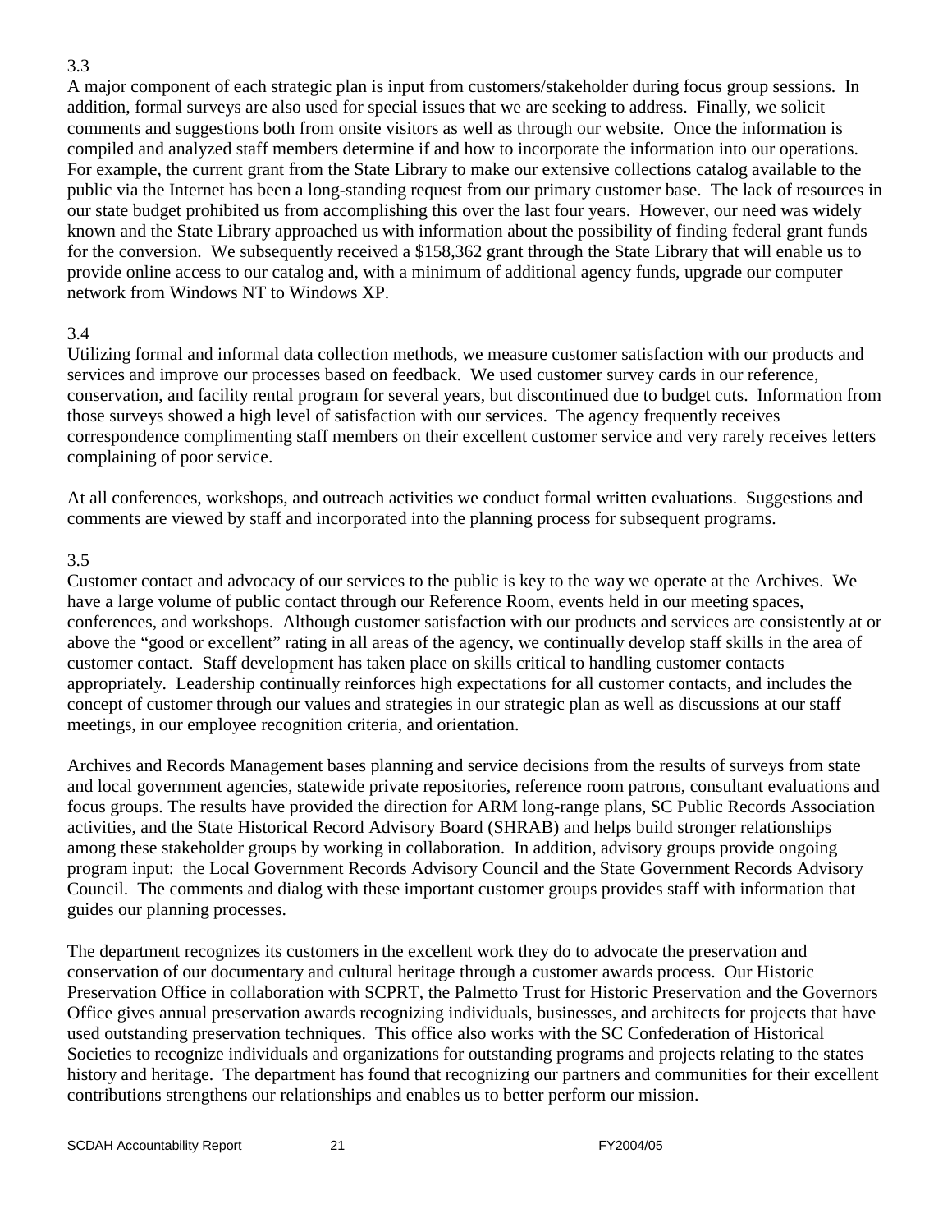3.3

A major component of each strategic plan is input from customers/stakeholder during focus group sessions. In addition, formal surveys are also used for special issues that we are seeking to address. Finally, we solicit comments and suggestions both from onsite visitors as well as through our website. Once the information is compiled and analyzed staff members determine if and how to incorporate the information into our operations. For example, the current grant from the State Library to make our extensive collections catalog available to the public via the Internet has been a long-standing request from our primary customer base. The lack of resources in our state budget prohibited us from accomplishing this over the last four years. However, our need was widely known and the State Library approached us with information about the possibility of finding federal grant funds for the conversion. We subsequently received a $158,362 grant through the State Library that will enable us to provide online access to our catalog and, with a minimum of additional agency funds, upgrade our computer network from Windows NT to Windows XP.

3.4

Utilizing formal and informal data collection methods, we measure customer satisfaction with our products and services and improve our processes based on feedback. We used customer survey cards in our reference, conservation, and facility rental program for several years, but discontinued due to budget cuts. Information from those surveys showed a high level of satisfaction with our services. The agency frequently receives correspondence complimenting staff members on their excellent customer service and very rarely receives letters complaining of poor service.

At all conferences, workshops, and outreach activities we conduct formal written evaluations. Suggestions and comments are viewed by staff and incorporated into the planning process for subsequent programs.

3.5

Customer contact and advocacy of our services to the public is key to the way we operate at the Archives. We have a large volume of public contact through our Reference Room, events held in our meeting spaces, conferences, and workshops. Although customer satisfaction with our products and services are consistently at or above the "good or excellent" rating in all areas of the agency, we continually develop staff skills in the area of customer contact. Staff development has taken place on skills critical to handling customer contacts appropriately. Leadership continually reinforces high expectations for all customer contacts, and includes the concept of customer through our values and strategies in our strategic plan as well as discussions at our staff meetings, in our employee recognition criteria, and orientation.

Archives and Records Management bases planning and service decisions from the results of surveys from state and local government agencies, statewide private repositories, reference room patrons, consultant evaluations and focus groups. The results have provided the direction for ARM long-range plans, SC Public Records Association activities, and the State Historical Record Advisory Board (SHRAB) and helps build stronger relationships among these stakeholder groups by working in collaboration. In addition, advisory groups provide ongoing program input: the Local Government Records Advisory Council and the State Government Records Advisory Council. The comments and dialog with these important customer groups provides staff with information that guides our planning processes.

The department recognizes its customers in the excellent work they do to advocate the preservation and conservation of our documentary and cultural heritage through a customer awards process. Our Historic Preservation Office in collaboration with SCPRT, the Palmetto Trust for Historic Preservation and the Governors Office gives annual preservation awards recognizing individuals, businesses, and architects for projects that have used outstanding preservation techniques. This office also works with the SC Confederation of Historical Societies to recognize individuals and organizations for outstanding programs and projects relating to the states history and heritage. The department has found that recognizing our partners and communities for their excellent contributions strengthens our relationships and enables us to better perform our mission.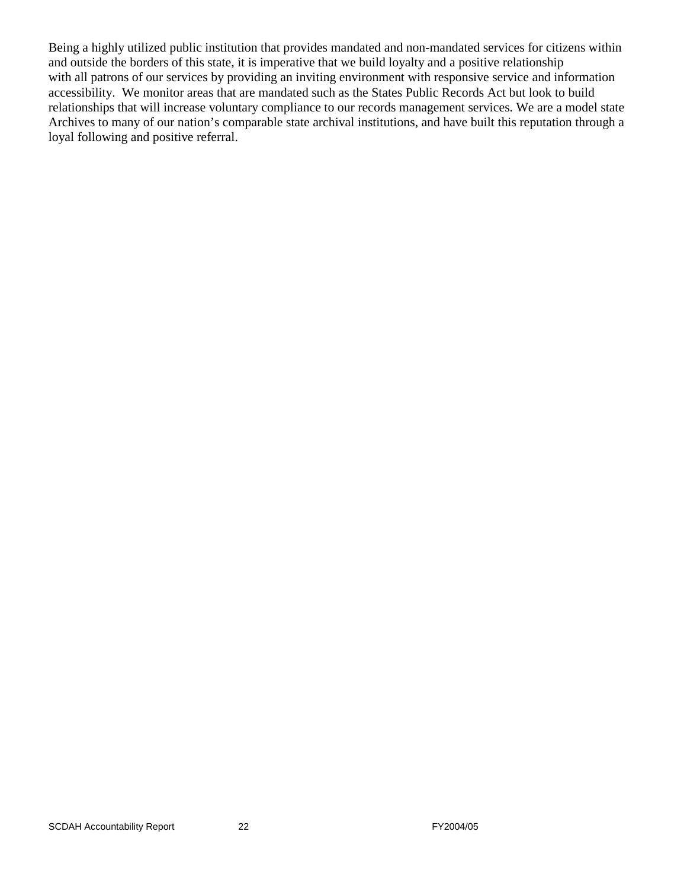Being a highly utilized public institution that provides mandated and non-mandated services for citizens within and outside the borders of this state, it is imperative that we build loyalty and a positive relationship with all patrons of our services by providing an inviting environment with responsive service and information accessibility. We monitor areas that are mandated such as the States Public Records Act but look to build relationships that will increase voluntary compliance to our records management services. We are a model state Archives to many of our nation's comparable state archival institutions, and have built this reputation through a loyal following and positive referral.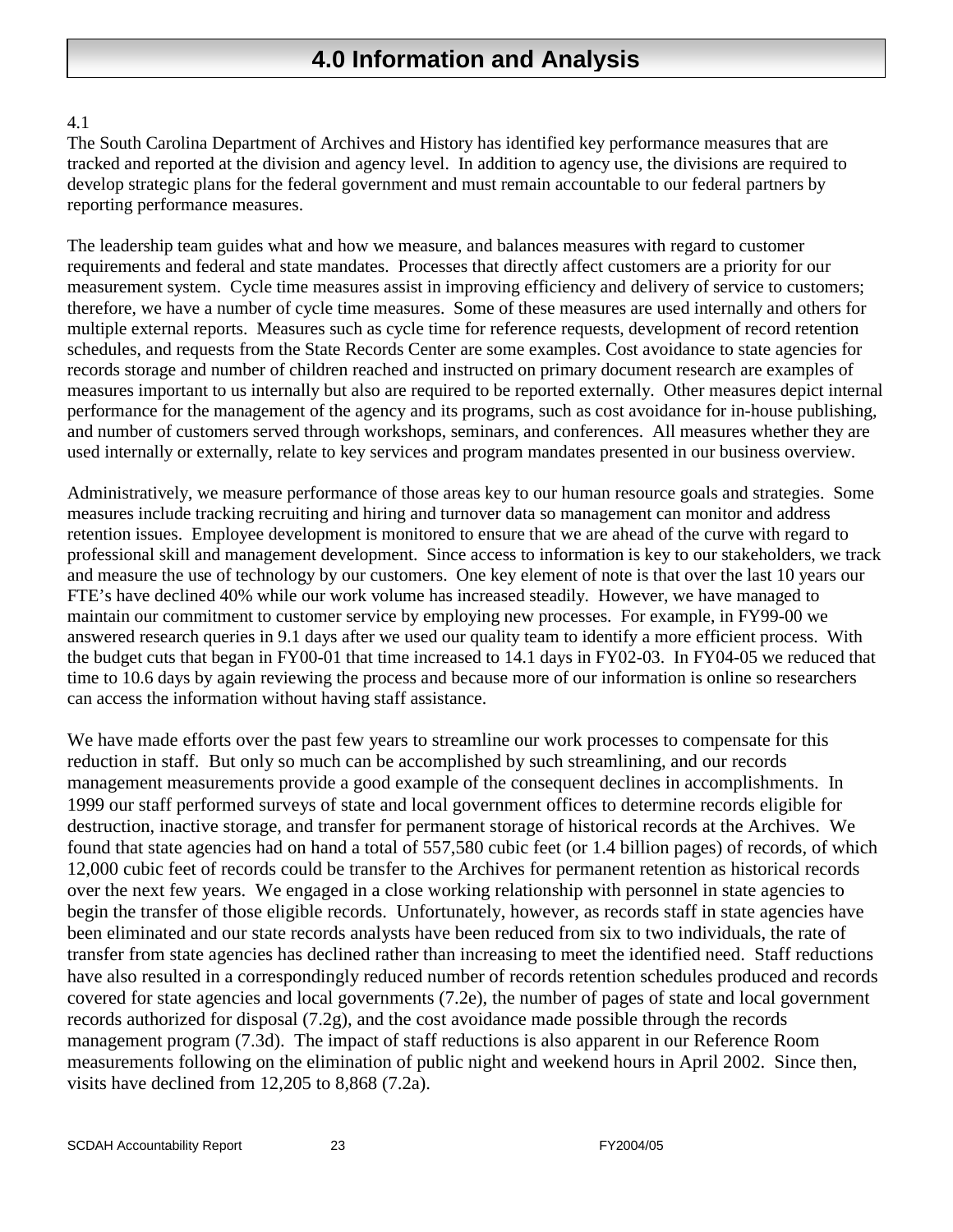# 4.0 Information and Analysis

4.1

The South Carolina Department of Archives and History has identified key performance measures that are tracked and reported at the division and agency level. In addition to agency use, the divisions are required to develop strategic plans for the federal government and must remain accountable to our federal partners by reporting performance measures.

The leadership team guides what and how we measure, and balances measures with regard to customer requirements and federal and state mandates. Processes that directly affect customers are a priority for our measurement system. Cycle time measures assist in improving efficiency and delivery of service to customers; therefore, we have a number of cycle time measures. Some of these measures are used internally and others for multiple external reports. Measures such as cycle time for reference requests, development of record retention schedules, and requests from the State Records Center are some examples. Cost avoidance to state agencies for records storage and number of children reached and instructed on primary document research are examples of measures important to us internally but also are required to be reported externally. Other measures depict internal performance for the management of the agency and its programs, such as cost avoidance for in-house publishing, and number of customers served through workshops, seminars, and conferences. All measures whether they are used internally or externally, relate to key services and program mandates presented in our business overview.

Administratively, we measure performance of those areas key to our human resource goals and strategies. Some measures include tracking recruiting and hiring and turnover data so management can monitor and address retention issues. Employee development is monitored to ensure that we are ahead of the curve with regard to professional skill and management development. Since access to information is key to our stakeholders, we track and measure the use of technology by our customers. One key element of note is that over the last 10 years our FTE's have declined 40% while our work volume has increased steadily. However, we have managed to maintain our commitment to customer service by employing new processes. For example, in FY99-00 we answered research queries in 9.1 days after we used our quality team to identify a more efficient process. With the budget cuts that began in FY00-01 that time increased to 14.1 days in FY02-03. In FY04-05 we reduced that time to 10.6 days by again reviewing the process and because more of our information is online so researchers can access the information without having staff assistance.

We have made efforts over the past few years to streamline our work processes to compensate for this reduction in staff. But only so much can be accomplished by such streamlining, and our records management measurements provide a good example of the consequent declines in accomplishments. In 1999 our staff performed surveys of state and local government offices to determine records eligible for destruction, inactive storage, and transfer for permanent storage of historical records at the Archives. We found that state agencies had on hand a total of 557,580 cubic feet (or 1.4 billion pages) of records, of which 12,000 cubic feet of records could be transfer to the Archives for permanent retention as historical records over the next few years. We engaged in a close working relationship with personnel in state agencies to begin the transfer of those eligible records. Unfortunately, however, as records staff in state agencies have been eliminated and our state records analysts have been reduced from six to two individuals, the rate of transfer from state agencies has declined rather than increasing to meet the identified need. Staff reductions have also resulted in a correspondingly reduced number of records retention schedules produced and records covered for state agencies and local governments (7.2e), the number of pages of state and local government records authorized for disposal (7.2g), and the cost avoidance made possible through the records management program (7.3d). The impact of staff reductions is also apparent in our Reference Room measurements following on the elimination of public night and weekend hours in April 2002. Since then, visits have declined from 12,205 to 8,868 (7.2a).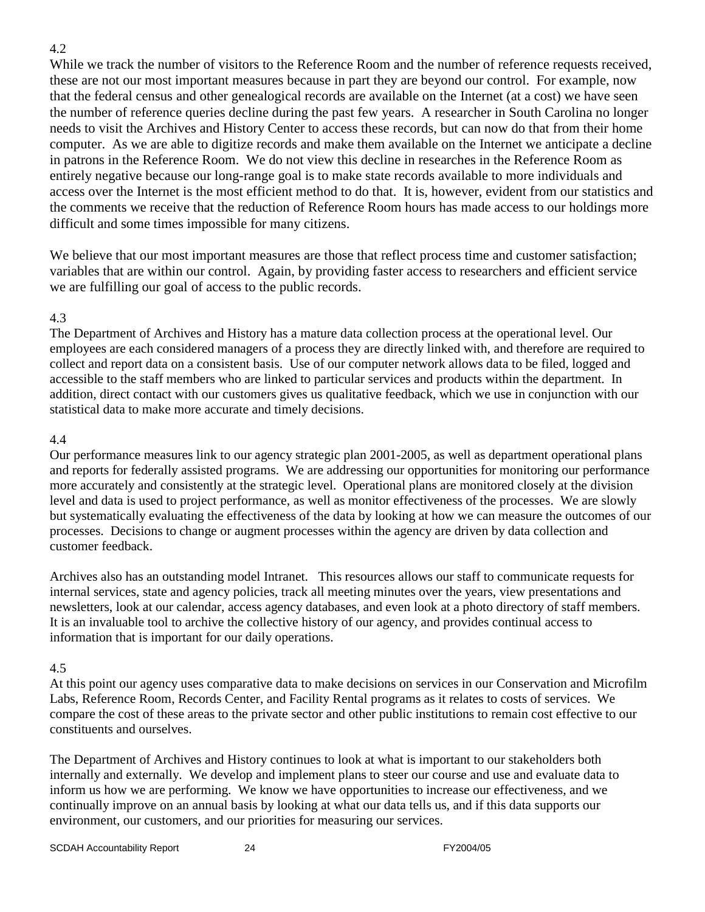4.2

While we track the number of visitors to the Reference Room and the number of reference requests received, these are not our most important measures because in part they are beyond our control. For example, now that the federal census and other genealogical records are available on the Internet (at a cost) we have seen the number of reference queries decline during the past few years. A researcher in South Carolina no longer needs to visit the Archives and History Center to access these records, but can now do that from their home computer. As we are able to digitize records and make them available on the Internet we anticipate a decline in patrons in the Reference Room. We do not view this decline in researches in the Reference Room as entirely negative because our long-range goal is to make state records available to more individuals and access over the Internet is the most efficient method to do that. It is, however, evident from our statistics and the comments we receive that the reduction of Reference Room hours has made access to our holdings more difficult and some times impossible for many citizens.

We believe that our most important measures are those that reflect process time and customer satisfaction; variables that are within our control. Again, by providing faster access to researchers and efficient service we are fulfilling our goal of access to the public records.

4.3

The Department of Archives and History has a mature data collection process at the operational level. Our employees are each considered managers of a process they are directly linked with, and therefore are required to collect and report data on a consistent basis. Use of our computer network allows data to be filed, logged and accessible to the staff members who are linked to particular services and products within the department. In addition, direct contact with our customers gives us qualitative feedback, which we use in conjunction with our statistical data to make more accurate and timely decisions.

4.4

Our performance measures link to our agency strategic plan 2001-2005, as well as department operational plans and reports for federally assisted programs. We are addressing our opportunities for monitoring our performance more accurately and consistently at the strategic level. Operational plans are monitored closely at the division level and data is used to project performance, as well as monitor effectiveness of the processes. We are slowly but systematically evaluating the effectiveness of the data by looking at how we can measure the outcomes of our processes. Decisions to change or augment processes within the agency are driven by data collection and customer feedback.

Archives also has an outstanding model Intranet. This resources allows our staff to communicate requests for internal services, state and agency policies, track all meeting minutes over the years, view presentations and newsletters, look at our calendar, access agency databases, and even look at a photo directory of staff members. It is an invaluable tool to archive the collective history of our agency, and provides continual access to information that is important for our daily operations.

4.5

At this point our agency uses comparative data to make decisions on services in our Conservation and Microfilm Labs, Reference Room, Records Center, and Facility Rental programs as it relates to costs of services. We compare the cost of these areas to the private sector and other public institutions to remain cost effective to our constituents and ourselves.

The Department of Archives and History continues to look at what is important to our stakeholders both internally and externally. We develop and implement plans to steer our course and use and evaluate data to inform us how we are performing. We know we have opportunities to increase our effectiveness, and we continually improve on an annual basis by looking at what our data tells us, and if this data supports our environment, our customers, and our priorities for measuring our services.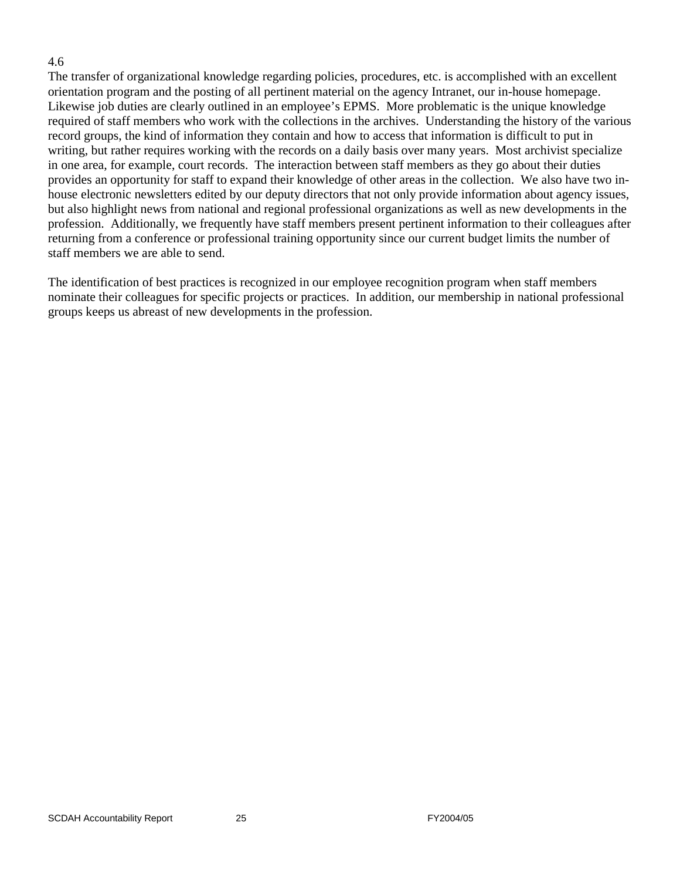4.6

The transfer of organizational knowledge regarding policies, procedures, etc. is accomplished with an excellent orientation program and the posting of all pertinent material on the agency Intranet, our in-house homepage. Likewise job duties are clearly outlined in an employee's EPMS. More problematic is the unique knowledge required of staff members who work with the collections in the archives. Understanding the history of the various record groups, the kind of information they contain and how to access that information is difficult to put in writing, but rather requires working with the records on a daily basis over many years. Most archivist specialize in one area, for example, court records. The interaction between staff members as they go about their duties provides an opportunity for staff to expand their knowledge of other areas in the collection. We also have two in-house electronic newsletters edited by our deputy directors that not only provide information about agency issues, but also highlight news from national and regional professional organizations as well as new developments in the profession. Additionally, we frequently have staff members present pertinent information to their colleagues after returning from a conference or professional training opportunity since our current budget limits the number of staff members we are able to send.

The identification of best practices is recognized in our employee recognition program when staff members nominate their colleagues for specific projects or practices. In addition, our membership in national professional groups keeps us abreast of new developments in the profession.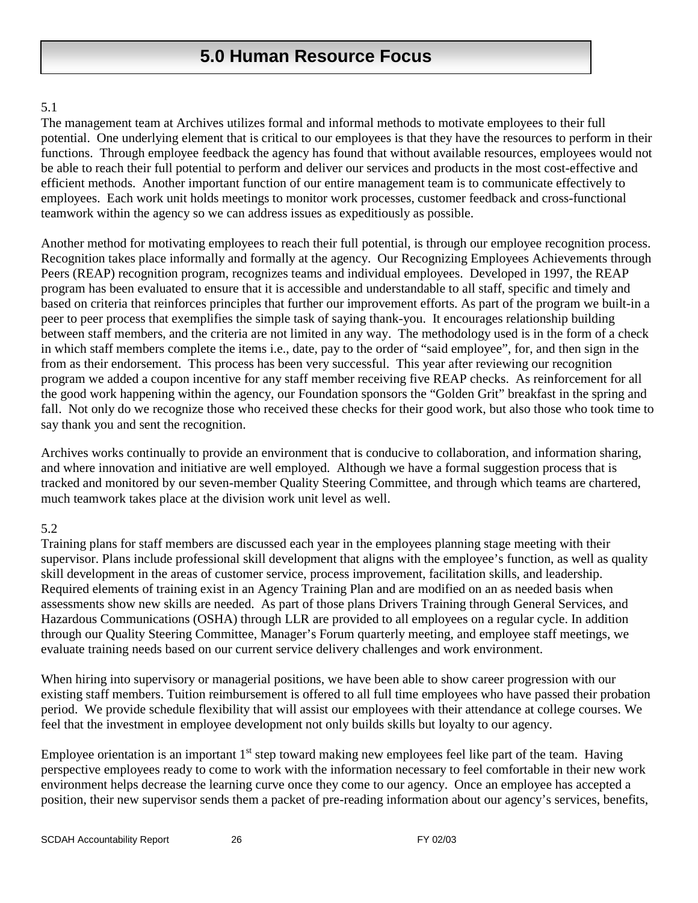# 5.0 Human Resource Focus

5.1

The management team at Archives utilizes formal and informal methods to motivate employees to their full potential. One underlying element that is critical to our employees is that they have the resources to perform in their functions. Through employee feedback the agency has found that without available resources, employees would not be able to reach their full potential to perform and deliver our services and products in the most cost-effective and efficient methods. Another important function of our entire management team is to communicate effectively to employees. Each work unit holds meetings to monitor work processes, customer feedback and cross-functional teamwork within the agency so we can address issues as expeditiously as possible.

Another method for motivating employees to reach their full potential, is through our employee recognition process. Recognition takes place informally and formally at the agency. Our Recognizing Employees Achievements through Peers (REAP) recognition program, recognizes teams and individual employees. Developed in 1997, the REAP program has been evaluated to ensure that it is accessible and understandable to all staff, specific and timely and based on criteria that reinforces principles that further our improvement efforts. As part of the program we built-in a peer to peer process that exemplifies the simple task of saying thank-you. It encourages relationship building between staff members, and the criteria are not limited in any way. The methodology used is in the form of a check in which staff members complete the items i.e., date, pay to the order of "said employee", for, and then sign in the from as their endorsement. This process has been very successful. This year after reviewing our recognition program we added a coupon incentive for any staff member receiving five REAP checks. As reinforcement for all the good work happening within the agency, our Foundation sponsors the "Golden Grit" breakfast in the spring and fall. Not only do we recognize those who received these checks for their good work, but also those who took time to say thank you and sent the recognition.

Archives works continually to provide an environment that is conducive to collaboration, and information sharing, and where innovation and initiative are well employed. Although we have a formal suggestion process that is tracked and monitored by our seven-member Quality Steering Committee, and through which teams are chartered, much teamwork takes place at the division work unit level as well.

5.2

Training plans for staff members are discussed each year in the employees planning stage meeting with their supervisor. Plans include professional skill development that aligns with the employee's function, as well as quality skill development in the areas of customer service, process improvement, facilitation skills, and leadership. Required elements of training exist in an Agency Training Plan and are modified on an as needed basis when assessments show new skills are needed. As part of those plans Drivers Training through General Services, and Hazardous Communications (OSHA) through LLR are provided to all employees on a regular cycle. In addition through our Quality Steering Committee, Manager's Forum quarterly meeting, and employee staff meetings, we evaluate training needs based on our current service delivery challenges and work environment.

When hiring into supervisory or managerial positions, we have been able to show career progression with our existing staff members. Tuition reimbursement is offered to all full time employees who have passed their probation period. We provide schedule flexibility that will assist our employees with their attendance at college courses. We feel that the investment in employee development not only builds skills but loyalty to our agency.

Employee orientation is an important 1st step toward making new employees feel like part of the team. Having perspective employees ready to come to work with the information necessary to feel comfortable in their new work environment helps decrease the learning curve once they come to our agency. Once an employee has accepted a position, their new supervisor sends them a packet of pre-reading information about our agency's services, benefits,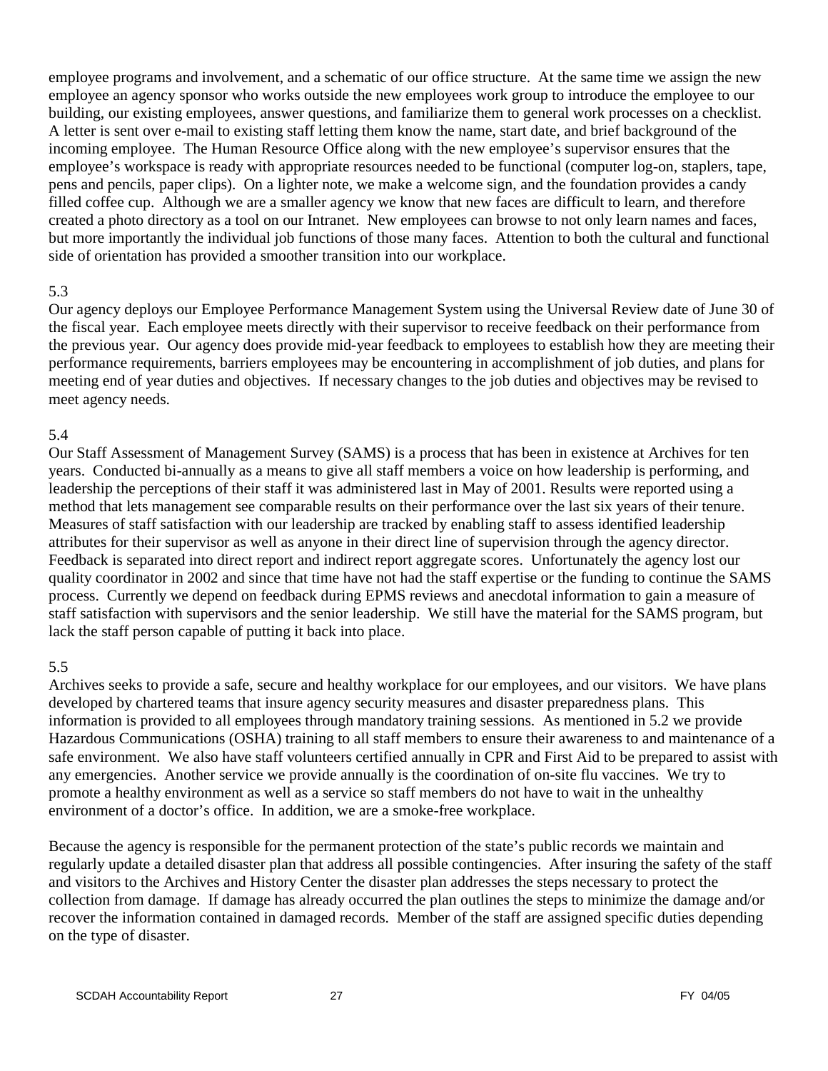employee programs and involvement, and a schematic of our office structure. At the same time we assign the new employee an agency sponsor who works outside the new employees work group to introduce the employee to our building, our existing employees, answer questions, and familiarize them to general work processes on a checklist. A letter is sent over e-mail to existing staff letting them know the name, start date, and brief background of the incoming employee. The Human Resource Office along with the new employee's supervisor ensures that the employee's workspace is ready with appropriate resources needed to be functional (computer log-on, staplers, tape, pens and pencils, paper clips). On a lighter note, we make a welcome sign, and the foundation provides a candy filled coffee cup. Although we are a smaller agency we know that new faces are difficult to learn, and therefore created a photo directory as a tool on our Intranet. New employees can browse to not only learn names and faces, but more importantly the individual job functions of those many faces. Attention to both the cultural and functional side of orientation has provided a smoother transition into our workplace.

5.3

Our agency deploys our Employee Performance Management System using the Universal Review date of June 30 of the fiscal year. Each employee meets directly with their supervisor to receive feedback on their performance from the previous year. Our agency does provide mid-year feedback to employees to establish how they are meeting their performance requirements, barriers employees may be encountering in accomplishment of job duties, and plans for meeting end of year duties and objectives. If necessary changes to the job duties and objectives may be revised to meet agency needs.

5.4

Our Staff Assessment of Management Survey (SAMS) is a process that has been in existence at Archives for ten years. Conducted bi-annually as a means to give all staff members a voice on how leadership is performing, and leadership the perceptions of their staff it was administered last in May of 2001. Results were reported using a method that lets management see comparable results on their performance over the last six years of their tenure. Measures of staff satisfaction with our leadership are tracked by enabling staff to assess identified leadership attributes for their supervisor as well as anyone in their direct line of supervision through the agency director. Feedback is separated into direct report and indirect report aggregate scores. Unfortunately the agency lost our quality coordinator in 2002 and since that time have not had the staff expertise or the funding to continue the SAMS process. Currently we depend on feedback during EPMS reviews and anecdotal information to gain a measure of staff satisfaction with supervisors and the senior leadership. We still have the material for the SAMS program, but lack the staff person capable of putting it back into place.

5.5

Archives seeks to provide a safe, secure and healthy workplace for our employees, and our visitors. We have plans developed by chartered teams that insure agency security measures and disaster preparedness plans. This information is provided to all employees through mandatory training sessions. As mentioned in 5.2 we provide Hazardous Communications (OSHA) training to all staff members to ensure their awareness to and maintenance of a safe environment. We also have staff volunteers certified annually in CPR and First Aid to be prepared to assist with any emergencies. Another service we provide annually is the coordination of on-site flu vaccines. We try to promote a healthy environment as well as a service so staff members do not have to wait in the unhealthy environment of a doctor's office. In addition, we are a smoke-free workplace.

Because the agency is responsible for the permanent protection of the state's public records we maintain and regularly update a detailed disaster plan that address all possible contingencies. After insuring the safety of the staff and visitors to the Archives and History Center the disaster plan addresses the steps necessary to protect the collection from damage. If damage has already occurred the plan outlines the steps to minimize the damage and/or recover the information contained in damaged records. Member of the staff are assigned specific duties depending on the type of disaster.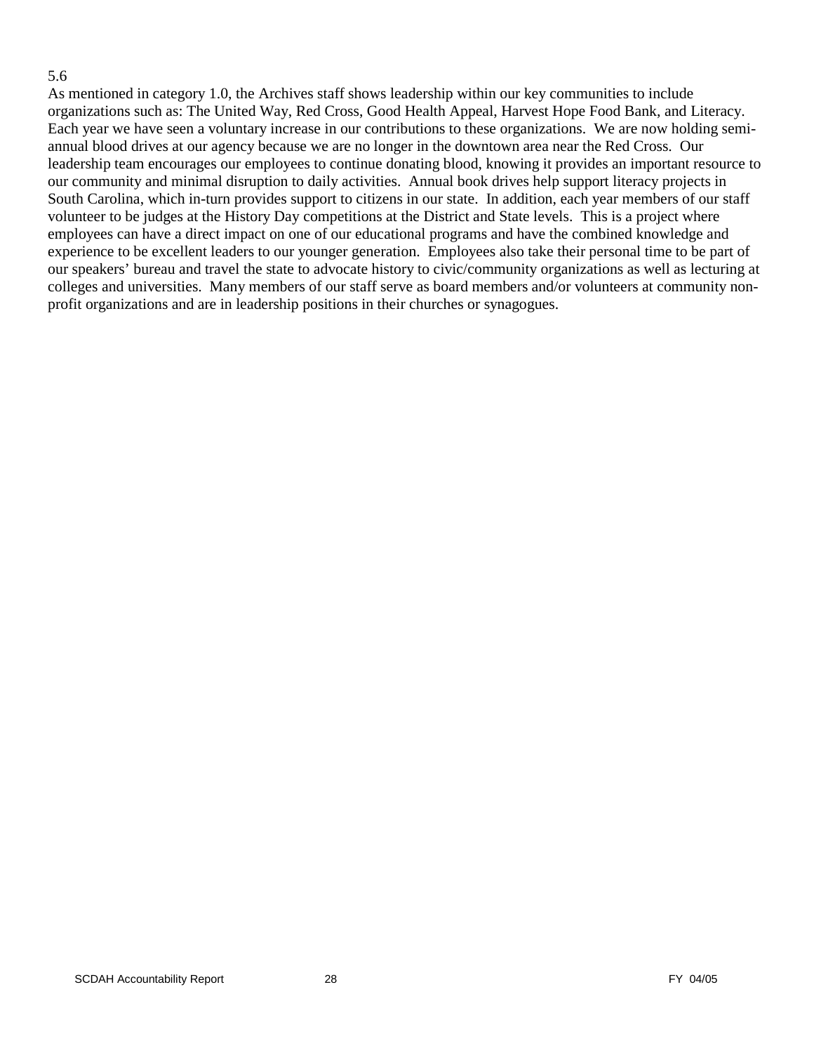5.6

As mentioned in category 1.0, the Archives staff shows leadership within our key communities to include organizations such as: The United Way, Red Cross, Good Health Appeal, Harvest Hope Food Bank, and Literacy. Each year we have seen a voluntary increase in our contributions to these organizations. We are now holding semi-annual blood drives at our agency because we are no longer in the downtown area near the Red Cross. Our leadership team encourages our employees to continue donating blood, knowing it provides an important resource to our community and minimal disruption to daily activities. Annual book drives help support literacy projects in South Carolina, which in-turn provides support to citizens in our state. In addition, each year members of our staff volunteer to be judges at the History Day competitions at the District and State levels. This is a project where employees can have a direct impact on one of our educational programs and have the combined knowledge and experience to be excellent leaders to our younger generation. Employees also take their personal time to be part of our speakers' bureau and travel the state to advocate history to civic/community organizations as well as lecturing at colleges and universities. Many members of our staff serve as board members and/or volunteers at community non-profit organizations and are in leadership positions in their churches or synagogues.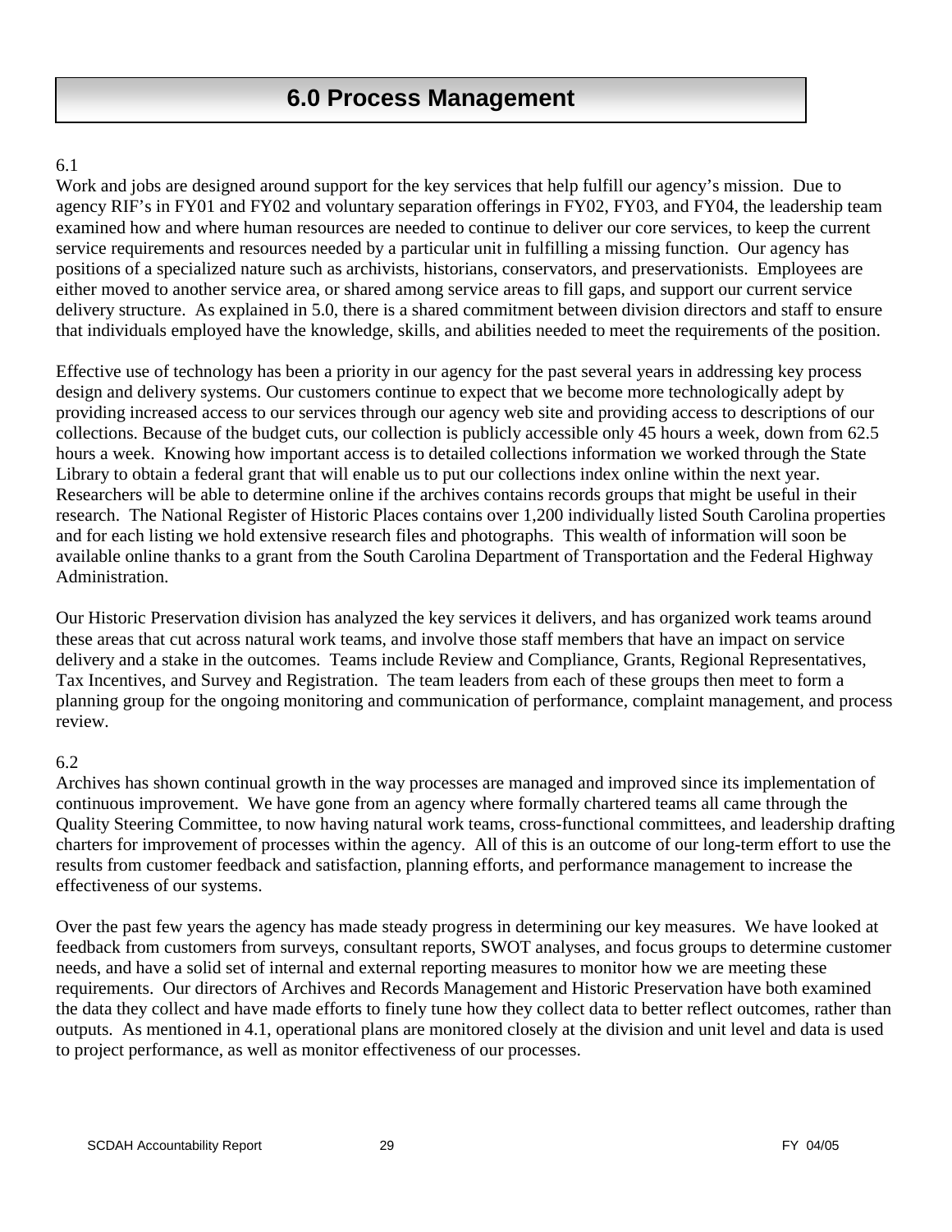# 6.0 Process Management

6.1

Work and jobs are designed around support for the key services that help fulfill our agency's mission. Due to agency RIF's in FY01 and FY02 and voluntary separation offerings in FY02, FY03, and FY04, the leadership team examined how and where human resources are needed to continue to deliver our core services, to keep the current service requirements and resources needed by a particular unit in fulfilling a missing function. Our agency has positions of a specialized nature such as archivists, historians, conservators, and preservationists. Employees are either moved to another service area, or shared among service areas to fill gaps, and support our current service delivery structure. As explained in 5.0, there is a shared commitment between division directors and staff to ensure that individuals employed have the knowledge, skills, and abilities needed to meet the requirements of the position.

Effective use of technology has been a priority in our agency for the past several years in addressing key process design and delivery systems. Our customers continue to expect that we become more technologically adept by providing increased access to our services through our agency web site and providing access to descriptions of our collections. Because of the budget cuts, our collection is publicly accessible only 45 hours a week, down from 62.5 hours a week. Knowing how important access is to detailed collections information we worked through the State Library to obtain a federal grant that will enable us to put our collections index online within the next year. Researchers will be able to determine online if the archives contains records groups that might be useful in their research. The National Register of Historic Places contains over 1,200 individually listed South Carolina properties and for each listing we hold extensive research files and photographs. This wealth of information will soon be available online thanks to a grant from the South Carolina Department of Transportation and the Federal Highway Administration.

Our Historic Preservation division has analyzed the key services it delivers, and has organized work teams around these areas that cut across natural work teams, and involve those staff members that have an impact on service delivery and a stake in the outcomes. Teams include Review and Compliance, Grants, Regional Representatives, Tax Incentives, and Survey and Registration. The team leaders from each of these groups then meet to form a planning group for the ongoing monitoring and communication of performance, complaint management, and process review.

6.2

Archives has shown continual growth in the way processes are managed and improved since its implementation of continuous improvement. We have gone from an agency where formally chartered teams all came through the Quality Steering Committee, to now having natural work teams, cross-functional committees, and leadership drafting charters for improvement of processes within the agency. All of this is an outcome of our long-term effort to use the results from customer feedback and satisfaction, planning efforts, and performance management to increase the effectiveness of our systems.

Over the past few years the agency has made steady progress in determining our key measures. We have looked at feedback from customers from surveys, consultant reports, SWOT analyses, and focus groups to determine customer needs, and have a solid set of internal and external reporting measures to monitor how we are meeting these requirements. Our directors of Archives and Records Management and Historic Preservation have both examined the data they collect and have made efforts to finely tune how they collect data to better reflect outcomes, rather than outputs. As mentioned in 4.1, operational plans are monitored closely at the division and unit level and data is used to project performance, as well as monitor effectiveness of our processes.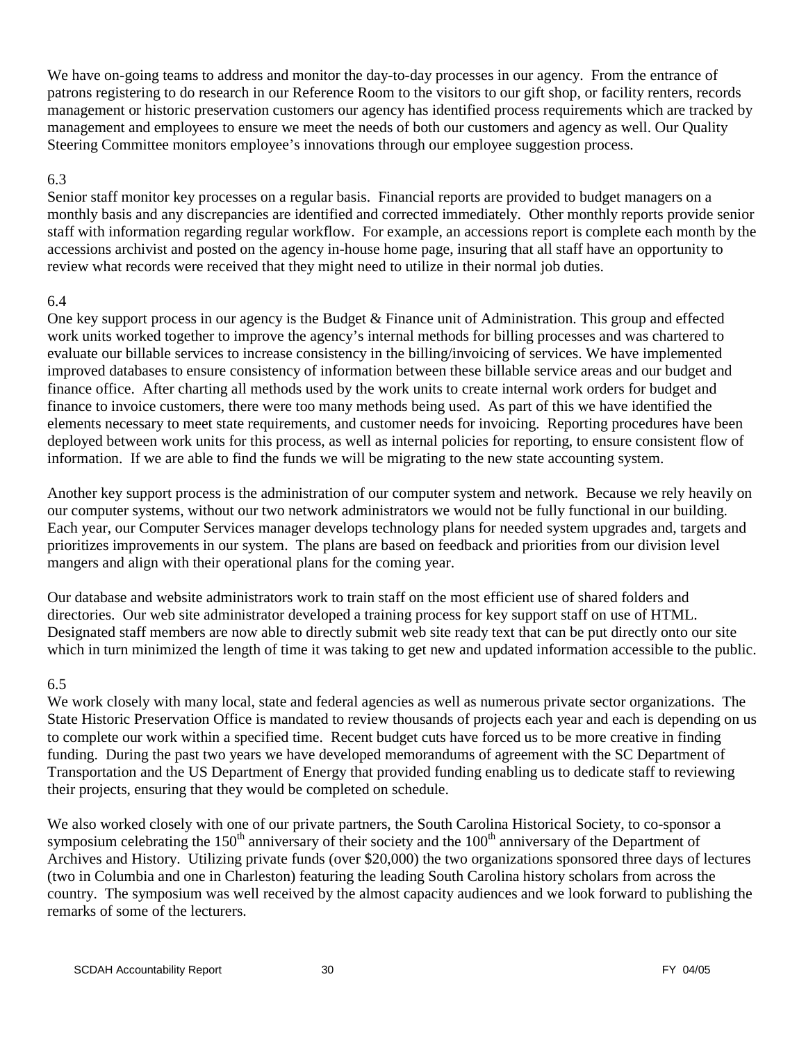We have on-going teams to address and monitor the day-to-day processes in our agency. From the entrance of patrons registering to do research in our Reference Room to the visitors to our gift shop, or facility renters, records management or historic preservation customers our agency has identified process requirements which are tracked by management and employees to ensure we meet the needs of both our customers and agency as well. Our Quality Steering Committee monitors employee's innovations through our employee suggestion process.

6.3

Senior staff monitor key processes on a regular basis. Financial reports are provided to budget managers on a monthly basis and any discrepancies are identified and corrected immediately. Other monthly reports provide senior staff with information regarding regular workflow. For example, an accessions report is complete each month by the accessions archivist and posted on the agency in-house home page, insuring that all staff have an opportunity to review what records were received that they might need to utilize in their normal job duties.

6.4

One key support process in our agency is the Budget & Finance unit of Administration. This group and effected work units worked together to improve the agency's internal methods for billing processes and was chartered to evaluate our billable services to increase consistency in the billing/invoicing of services. We have implemented improved databases to ensure consistency of information between these billable service areas and our budget and finance office. After charting all methods used by the work units to create internal work orders for budget and finance to invoice customers, there were too many methods being used. As part of this we have identified the elements necessary to meet state requirements, and customer needs for invoicing. Reporting procedures have been deployed between work units for this process, as well as internal policies for reporting, to ensure consistent flow of information. If we are able to find the funds we will be migrating to the new state accounting system.

Another key support process is the administration of our computer system and network. Because we rely heavily on our computer systems, without our two network administrators we would not be fully functional in our building. Each year, our Computer Services manager develops technology plans for needed system upgrades and, targets and prioritizes improvements in our system. The plans are based on feedback and priorities from our division level mangers and align with their operational plans for the coming year.

Our database and website administrators work to train staff on the most efficient use of shared folders and directories. Our web site administrator developed a training process for key support staff on use of HTML. Designated staff members are now able to directly submit web site ready text that can be put directly onto our site which in turn minimized the length of time it was taking to get new and updated information accessible to the public.

6.5

We work closely with many local, state and federal agencies as well as numerous private sector organizations. The State Historic Preservation Office is mandated to review thousands of projects each year and each is depending on us to complete our work within a specified time. Recent budget cuts have forced us to be more creative in finding funding. During the past two years we have developed memorandums of agreement with the SC Department of Transportation and the US Department of Energy that provided funding enabling us to dedicate staff to reviewing their projects, ensuring that they would be completed on schedule.

We also worked closely with one of our private partners, the South Carolina Historical Society, to co-sponsor a symposium celebrating the 150th anniversary of their society and the 100th anniversary of the Department of Archives and History. Utilizing private funds (over $20,000) the two organizations sponsored three days of lectures (two in Columbia and one in Charleston) featuring the leading South Carolina history scholars from across the country. The symposium was well received by the almost capacity audiences and we look forward to publishing the remarks of some of the lecturers.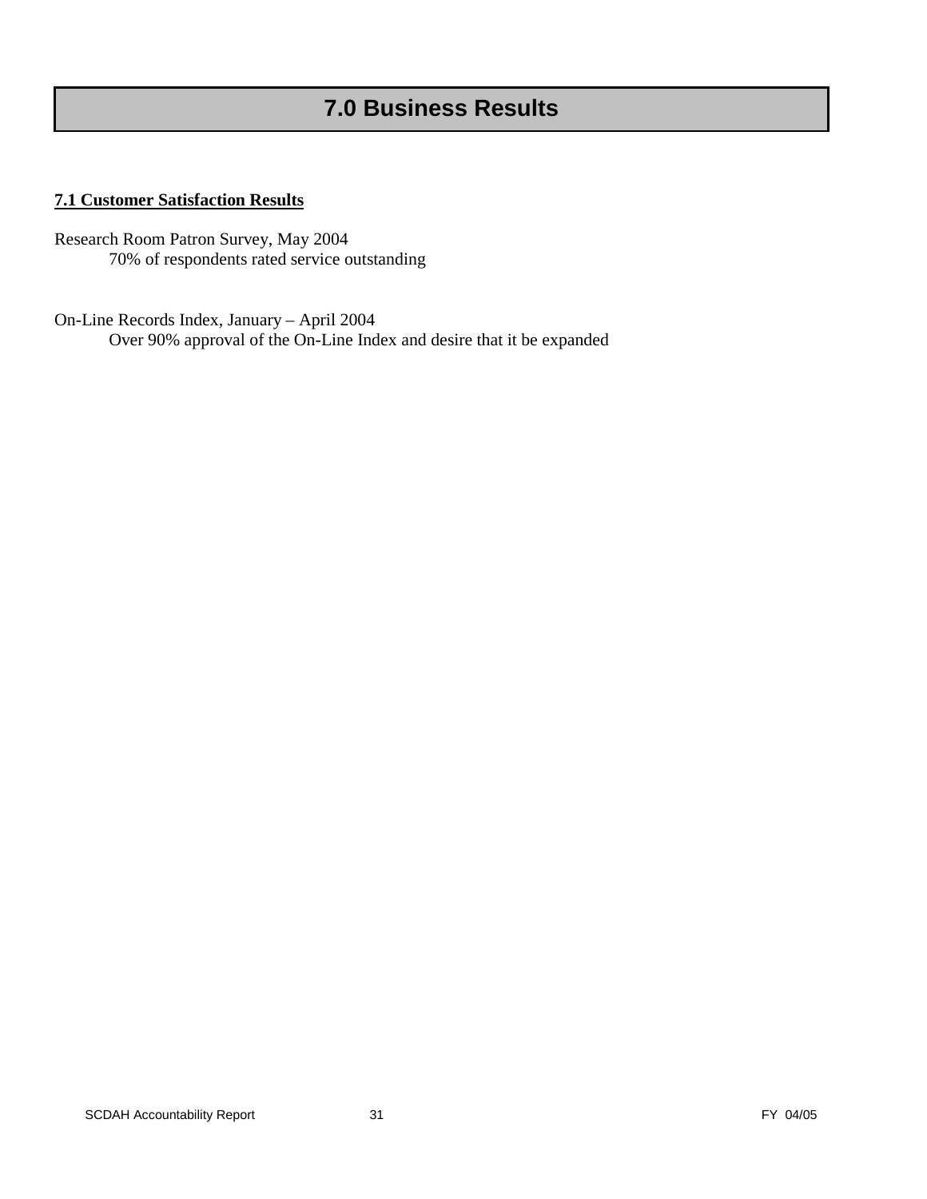# 7.0 Business Results

**7.1 Customer Satisfaction Results**

Research Room Patron Survey, May 2004
    70% of respondents rated service outstanding

On-Line Records Index, January – April 2004
    Over 90% approval of the On-Line Index and desire that it be expanded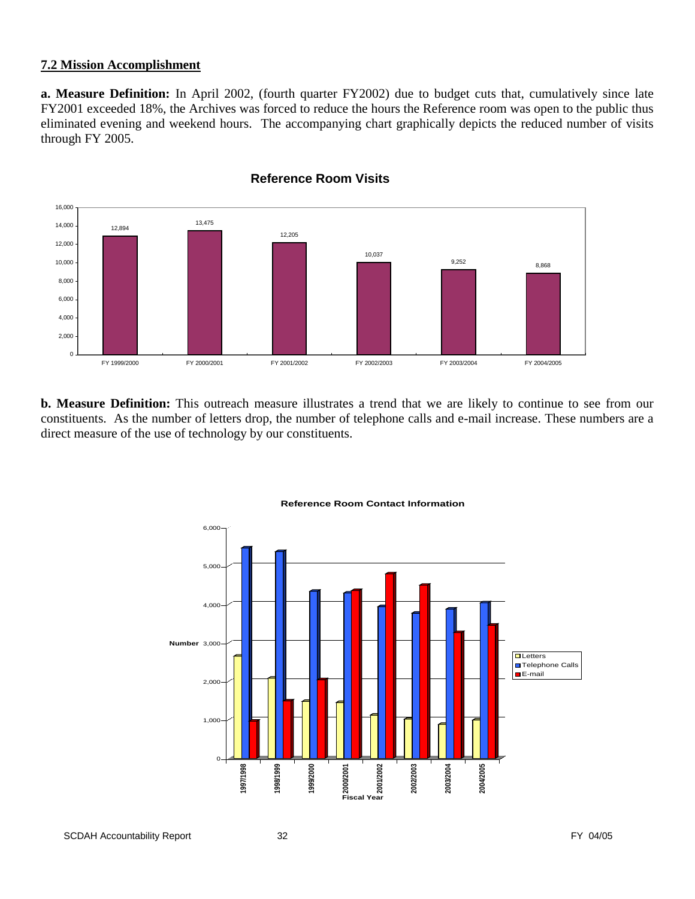## 7.2 Mission Accomplishment

**a. Measure Definition:** In April 2002, (fourth quarter FY2002) due to budget cuts that, cumulatively since late FY2001 exceeded 18%, the Archives was forced to reduce the hours the Reference room was open to the public thus eliminated evening and weekend hours. The accompanying chart graphically depicts the reduced number of visits through FY 2005.

**Reference Room Visits**

| Fiscal Year | Visits |
|---|---|
| FY 1999/2000 | 12,894 |
| FY 2000/2001 | 13,475 |
| FY 2001/2002 | 12,205 |
| FY 2002/2003 | 10,037 |
| FY 2003/2004 | 9,252 |
| FY 2004/2005 | 8,868 |

**b. Measure Definition:** This outreach measure illustrates a trend that we are likely to continue to see from our constituents. As the number of letters drop, the number of telephone calls and e-mail increase. These numbers are a direct measure of the use of technology by our constituents.

**Reference Room Contact Information**

(Chart: Number by Fiscal Year, 1997/1998 through 2004/2005, for Letters, Telephone Calls, and E-mail)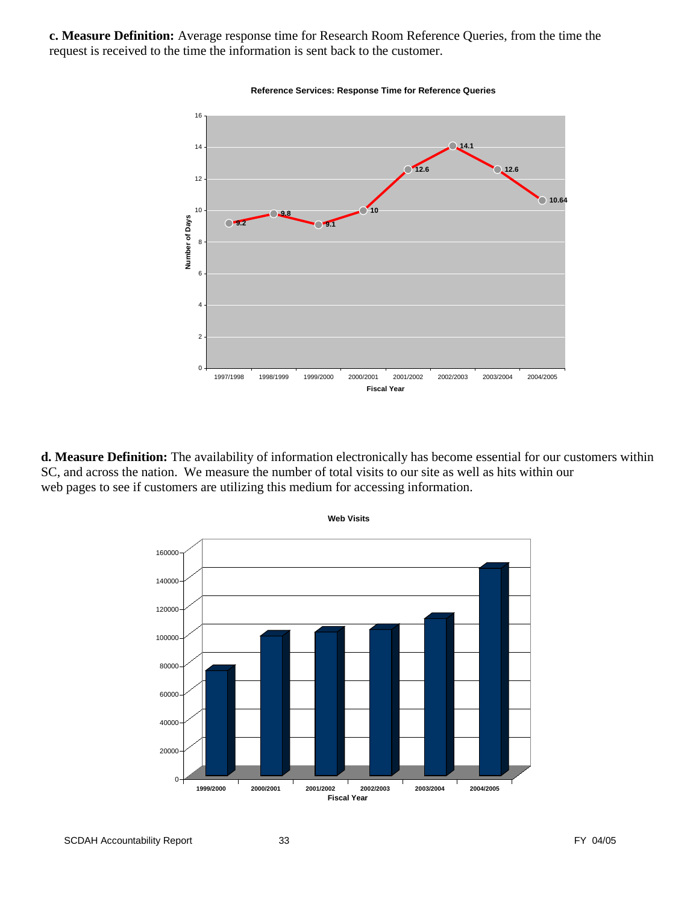**c. Measure Definition:** Average response time for Research Room Reference Queries, from the time the request is received to the time the information is sent back to the customer.

**Reference Services: Response Time for Reference Queries**

| Fiscal Year | Number of Days |
|---|---|
| 1997/1998 | 9.2 |
| 1998/1999 | 9.8 |
| 1999/2000 | 9.1 |
| 2000/2001 | 10 |
| 2001/2002 | 12.6 |
| 2002/2003 | 14.1 |
| 2003/2004 | 12.6 |
| 2004/2005 | 10.64 |

**d. Measure Definition:** The availability of information electronically has become essential for our customers within SC, and across the nation. We measure the number of total visits to our site as well as hits within our web pages to see if customers are utilizing this medium for accessing information.

**Web Visits**

Fiscal Year: 1999/2000, 2000/2001, 2001/2002, 2002/2003, 2003/2004, 2004/2005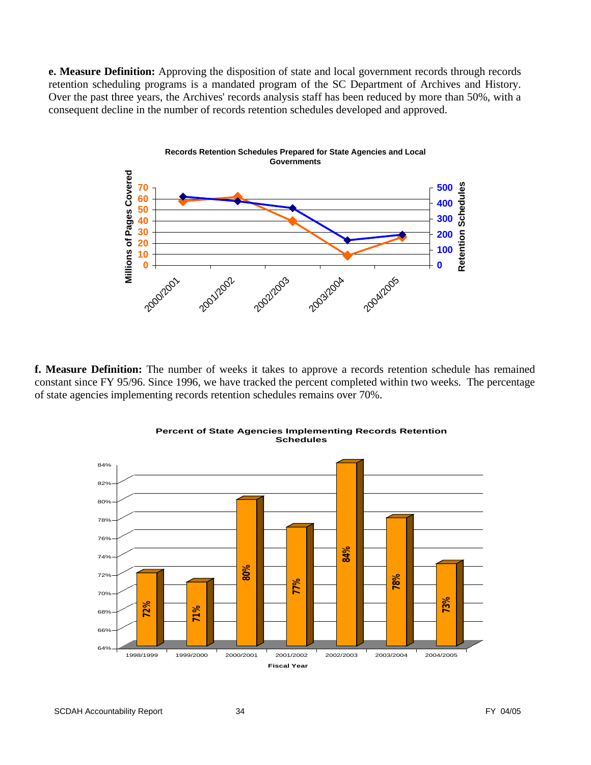**e. Measure Definition:** Approving the disposition of state and local government records through records retention scheduling programs is a mandated program of the SC Department of Archives and History. Over the past three years, the Archives' records analysis staff has been reduced by more than 50%, with a consequent decline in the number of records retention schedules developed and approved.

**Records Retention Schedules Prepared for State Agencies and Local Governments**

**f. Measure Definition:** The number of weeks it takes to approve a records retention schedule has remained constant since FY 95/96. Since 1996, we have tracked the percent completed within two weeks. The percentage of state agencies implementing records retention schedules remains over 70%.

**Percent of State Agencies Implementing Records Retention Schedules**

| Fiscal Year | Percent |
|---|---|
| 1998/1999 | 72% |
| 1999/2000 | 71% |
| 2000/2001 | 80% |
| 2001/2002 | 77% |
| 2002/2003 | 84% |
| 2003/2004 | 78% |
| 2004/2005 | 73% |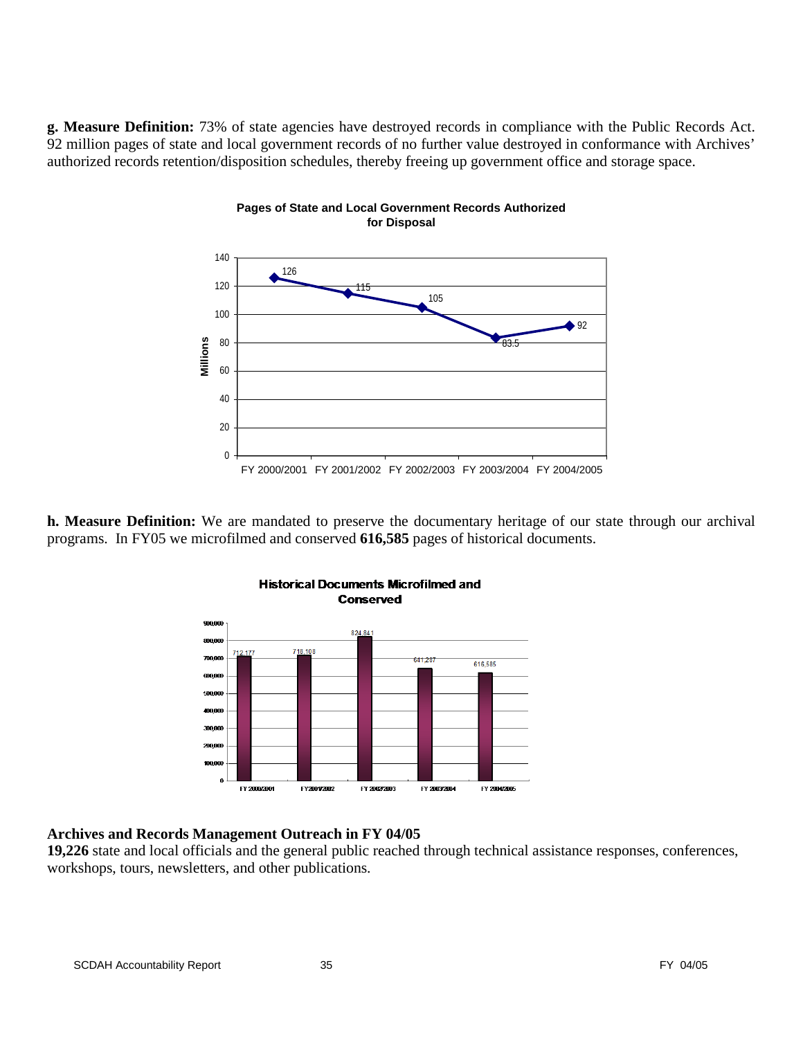**g. Measure Definition:** 73% of state agencies have destroyed records in compliance with the Public Records Act. 92 million pages of state and local government records of no further value destroyed in conformance with Archives' authorized records retention/disposition schedules, thereby freeing up government office and storage space.

**Pages of State and Local Government Records Authorized for Disposal**

| Fiscal Year | Millions |
|---|---|
| FY 2000/2001 | 126 |
| FY 2001/2002 | 115 |
| FY 2002/2003 | 105 |
| FY 2003/2004 | 83.5 |
| FY 2004/2005 | 92 |

**h. Measure Definition:** We are mandated to preserve the documentary heritage of our state through our archival programs. In FY05 we microfilmed and conserved **616,585** pages of historical documents.

**Historical Documents Microfilmed and Conserved**

| Fiscal Year | Pages |
|---|---|
| FY 2000/2001 | 712,177 |
| FY 2001/2002 | 718,108 |
| FY 2002/2003 | 824,841 |
| FY 2003/2004 | 641,287 |
| FY 2004/2005 | 616,585 |

### Archives and Records Management Outreach in FY 04/05

**19,226** state and local officials and the general public reached through technical assistance responses, conferences, workshops, tours, newsletters, and other publications.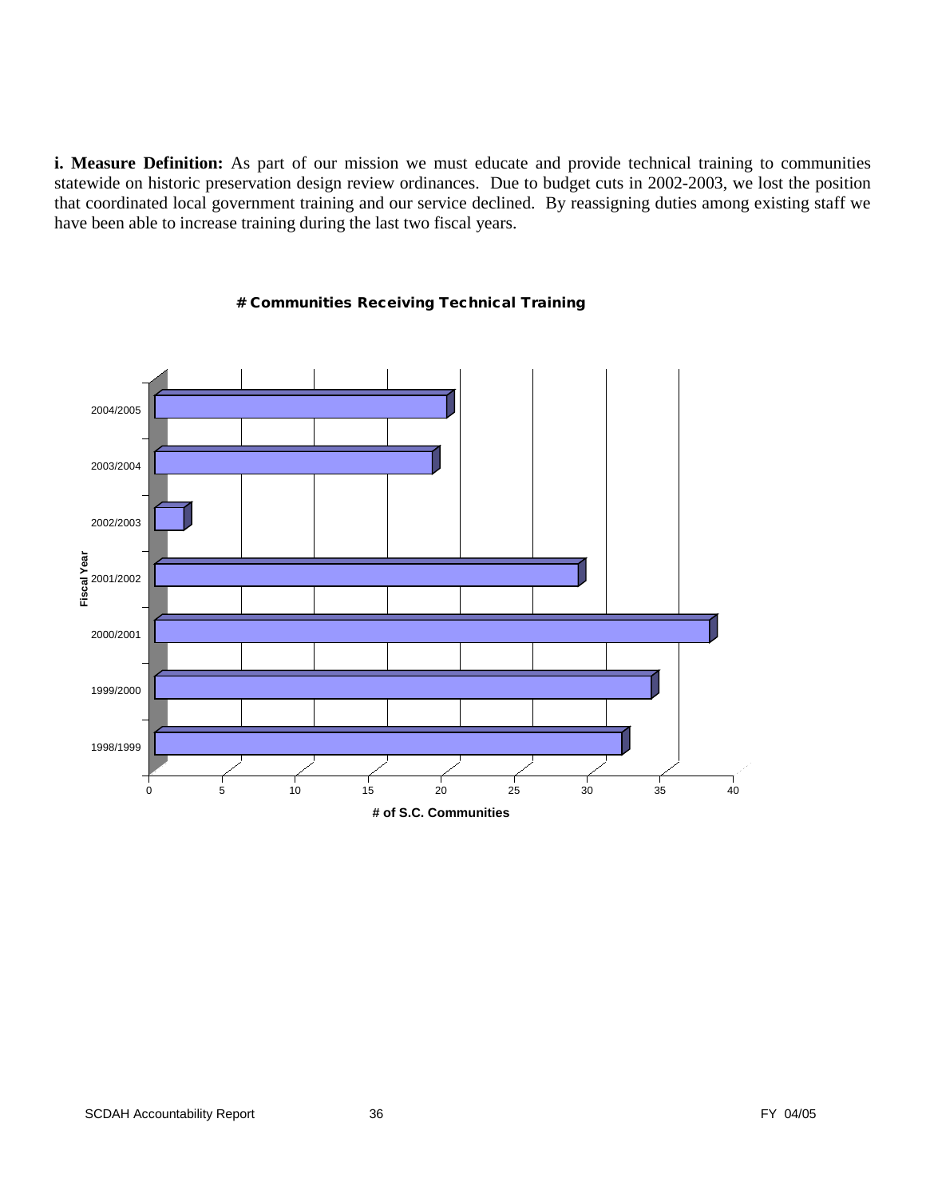**i. Measure Definition:** As part of our mission we must educate and provide technical training to communities statewide on historic preservation design review ordinances. Due to budget cuts in 2002-2003, we lost the position that coordinated local government training and our service declined. By reassigning duties among existing staff we have been able to increase training during the last two fiscal years.

**# Communities Receiving Technical Training**

| Fiscal Year | # of S.C. Communities |
|---|---|
| 2004/2005 | 20 |
| 2003/2004 | 19 |
| 2002/2003 | 2 |
| 2001/2002 | 29 |
| 2000/2001 | 38 |
| 1999/2000 | 34 |
| 1998/1999 | 32 |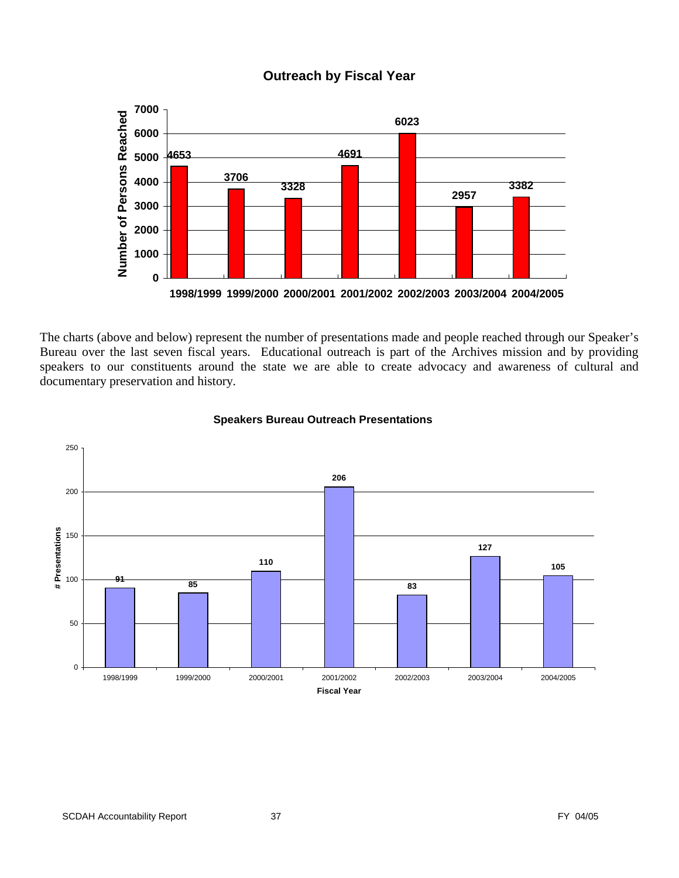**Outreach by Fiscal Year**

| Fiscal Year | Number of Persons Reached |
|---|---|
| 1998/1999 | 4653 |
| 1999/2000 | 3706 |
| 2000/2001 | 3328 |
| 2001/2002 | 4691 |
| 2002/2003 | 6023 |
| 2003/2004 | 2957 |
| 2004/2005 | 3382 |

The charts (above and below) represent the number of presentations made and people reached through our Speaker's Bureau over the last seven fiscal years. Educational outreach is part of the Archives mission and by providing speakers to our constituents around the state we are able to create advocacy and awareness of cultural and documentary preservation and history.

**Speakers Bureau Outreach Presentations**

| Fiscal Year | # Presentations |
|---|---|
| 1998/1999 | 91 |
| 1999/2000 | 85 |
| 2000/2001 | 110 |
| 2001/2002 | 206 |
| 2002/2003 | 83 |
| 2003/2004 | 127 |
| 2004/2005 | 105 |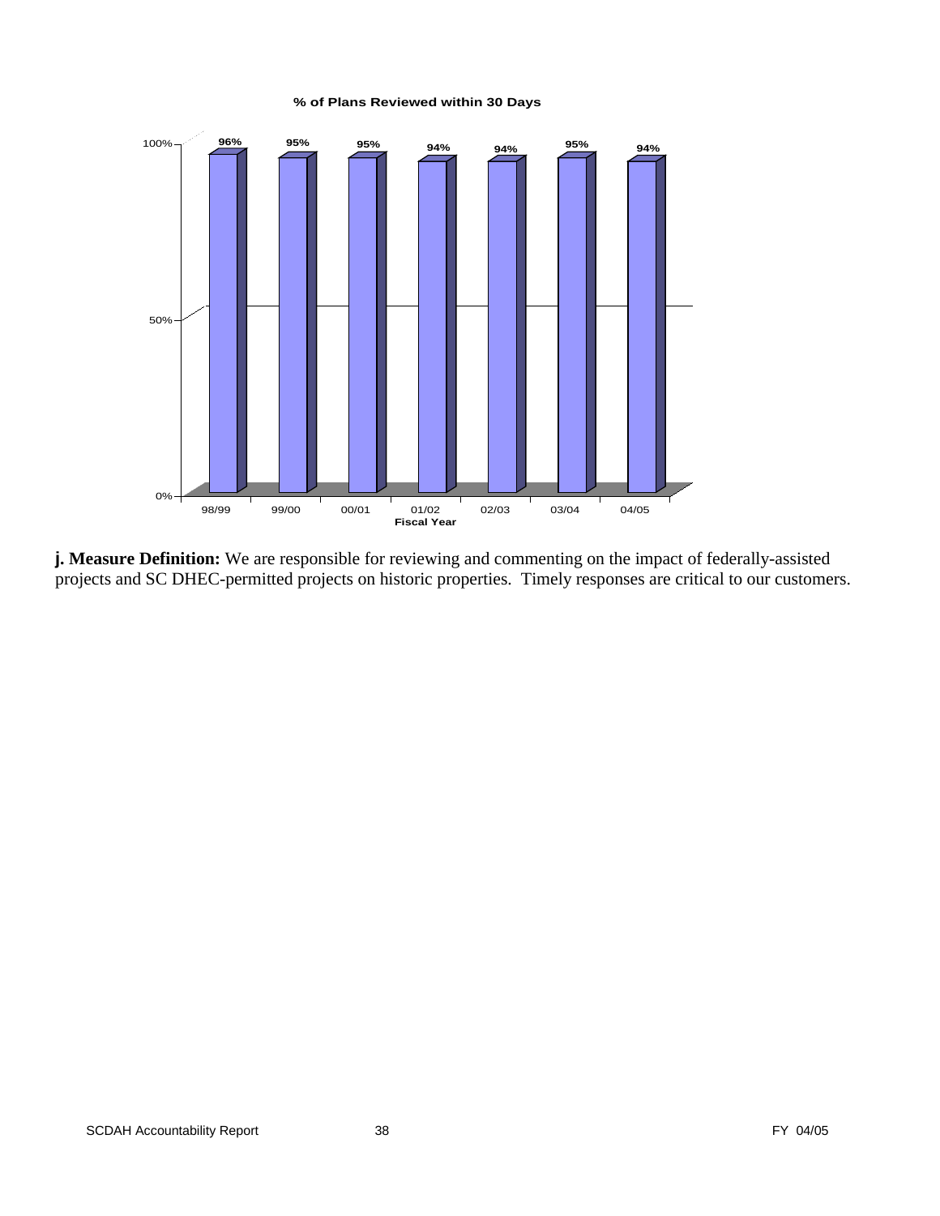**% of Plans Reviewed within 30 Days**

| Fiscal Year | 98/99 | 99/00 | 00/01 | 01/02 | 02/03 | 03/04 | 04/05 |
|---|---|---|---|---|---|---|---|
| % of Plans Reviewed within 30 Days | 96% | 95% | 95% | 94% | 94% | 95% | 94% |

**j. Measure Definition:** We are responsible for reviewing and commenting on the impact of federally-assisted projects and SC DHEC-permitted projects on historic properties. Timely responses are critical to our customers.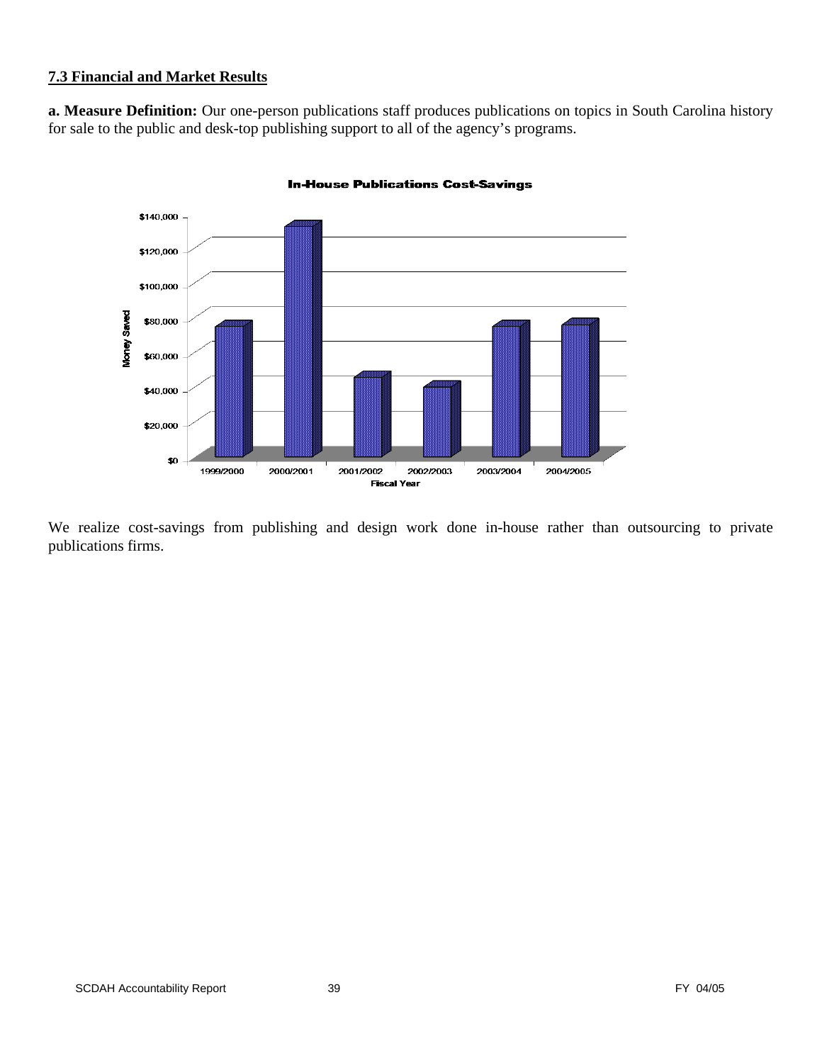**7.3 Financial and Market Results**

**a. Measure Definition:** Our one-person publications staff produces publications on topics in South Carolina history for sale to the public and desk-top publishing support to all of the agency's programs.

**In-House Publications Cost-Savings**

We realize cost-savings from publishing and design work done in-house rather than outsourcing to private publications firms.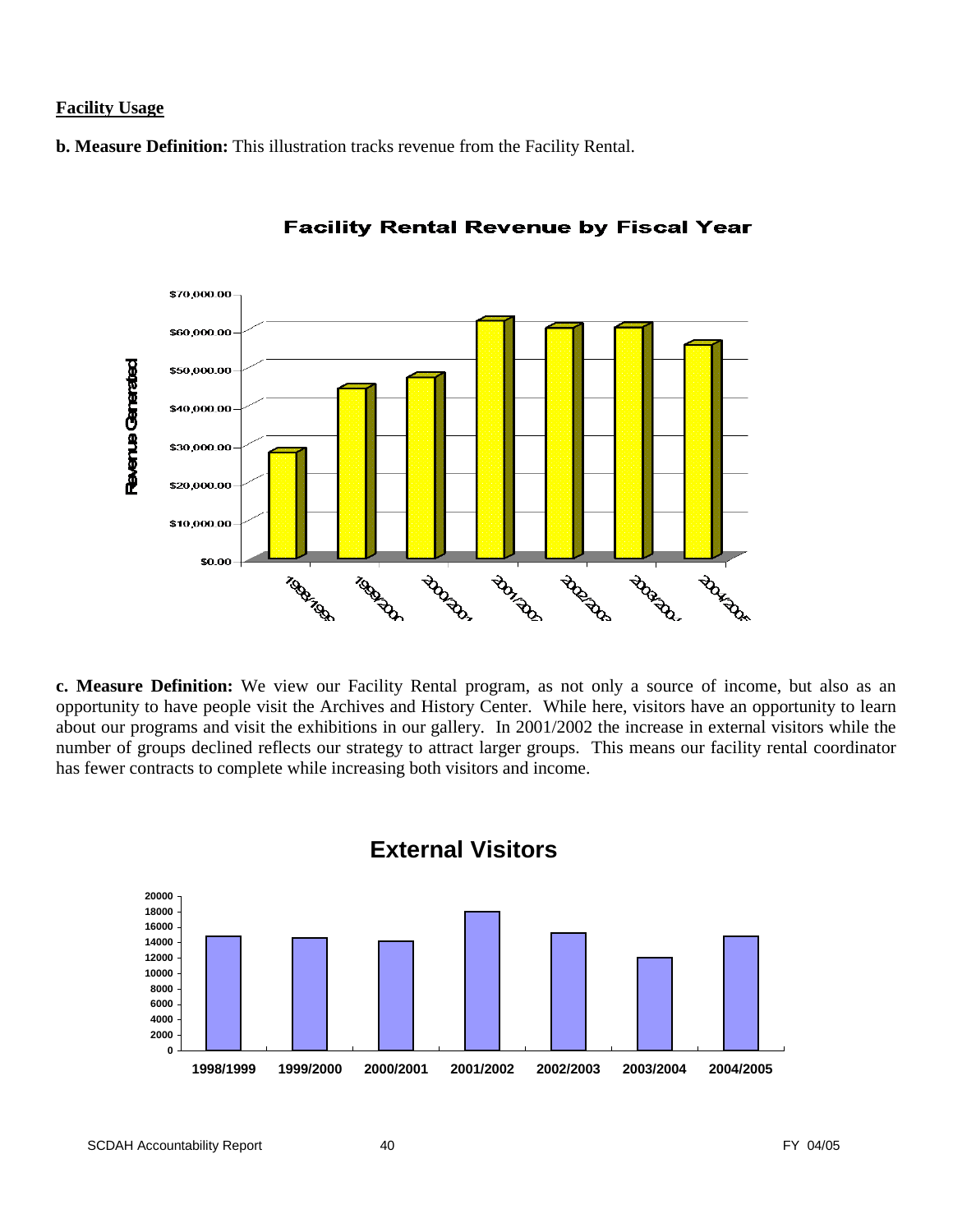**Facility Usage**

**b. Measure Definition:** This illustration tracks revenue from the Facility Rental.

**Facility Rental Revenue by Fiscal Year**

**c. Measure Definition:** We view our Facility Rental program, as not only a source of income, but also as an opportunity to have people visit the Archives and History Center. While here, visitors have an opportunity to learn about our programs and visit the exhibitions in our gallery. In 2001/2002 the increase in external visitors while the number of groups declined reflects our strategy to attract larger groups. This means our facility rental coordinator has fewer contracts to complete while increasing both visitors and income.

**External Visitors**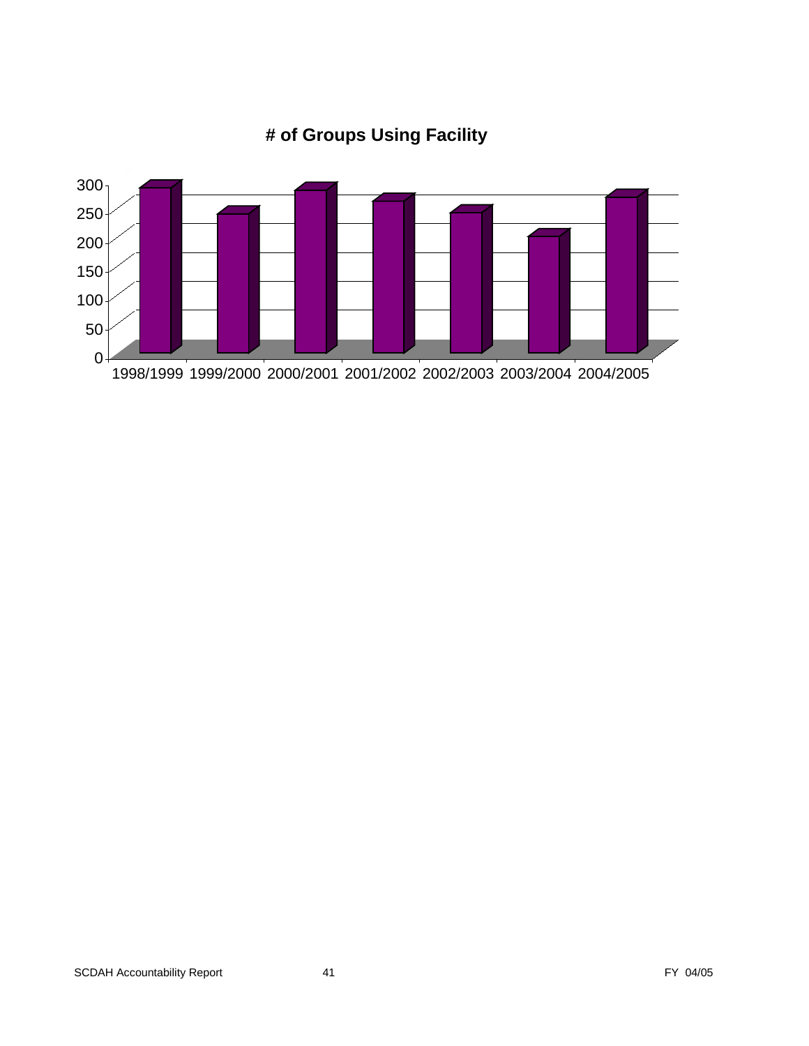# of Groups Using Facility

300
250
200
150
100
50
0

1998/1999 1999/2000 2000/2001 2001/2002 2002/2003 2003/2004 2004/2005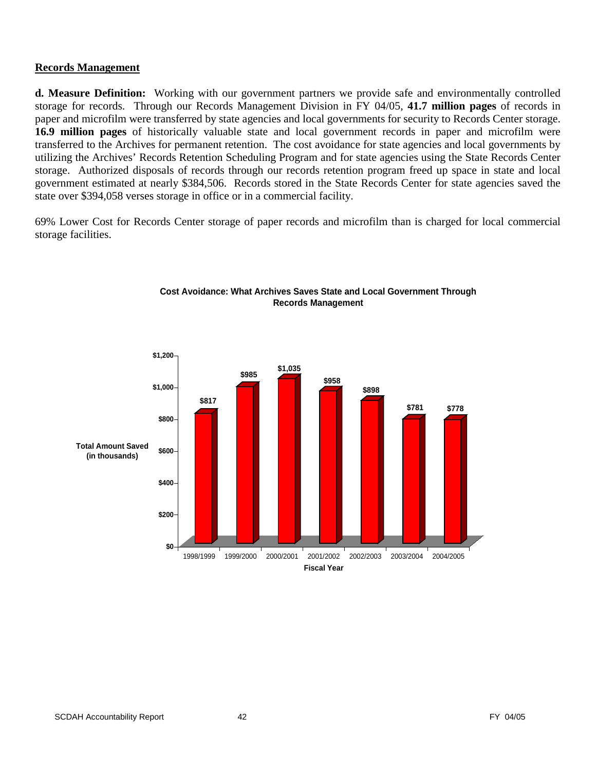## Records Management

**d. Measure Definition:** Working with our government partners we provide safe and environmentally controlled storage for records. Through our Records Management Division in FY 04/05, **41.7 million pages** of records in paper and microfilm were transferred by state agencies and local governments for security to Records Center storage. **16.9 million pages** of historically valuable state and local government records in paper and microfilm were transferred to the Archives for permanent retention. The cost avoidance for state agencies and local governments by utilizing the Archives' Records Retention Scheduling Program and for state agencies using the State Records Center storage. Authorized disposals of records through our records retention program freed up space in state and local government estimated at nearly $384,506. Records stored in the State Records Center for state agencies saved the state over $394,058 verses storage in office or in a commercial facility.

69% Lower Cost for Records Center storage of paper records and microfilm than is charged for local commercial storage facilities.

**Cost Avoidance: What Archives Saves State and Local Government Through Records Management**

| Fiscal Year | Total Amount Saved (in thousands) |
|---|---|
| 1998/1999 | $817 |
| 1999/2000 | $985 |
| 2000/2001 | $1,035 |
| 2001/2002 | $958 |
| 2002/2003 | $898 |
| 2003/2004 | $781 |
| 2004/2005 | $778 |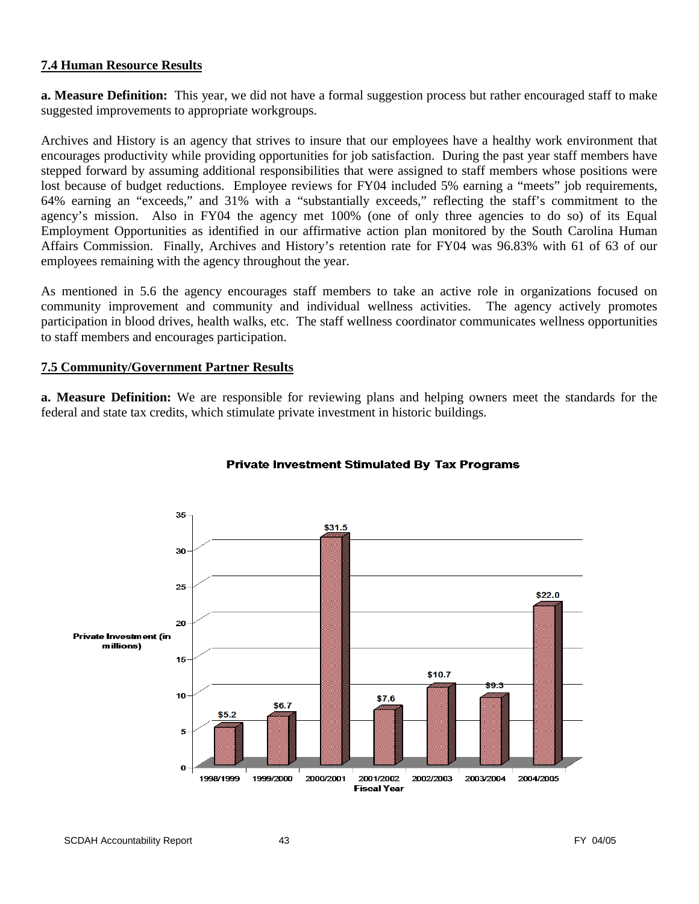**7.4 Human Resource Results**

**a. Measure Definition:** This year, we did not have a formal suggestion process but rather encouraged staff to make suggested improvements to appropriate workgroups.

Archives and History is an agency that strives to insure that our employees have a healthy work environment that encourages productivity while providing opportunities for job satisfaction. During the past year staff members have stepped forward by assuming additional responsibilities that were assigned to staff members whose positions were lost because of budget reductions. Employee reviews for FY04 included 5% earning a "meets" job requirements, 64% earning an "exceeds," and 31% with a "substantially exceeds," reflecting the staff's commitment to the agency's mission. Also in FY04 the agency met 100% (one of only three agencies to do so) of its Equal Employment Opportunities as identified in our affirmative action plan monitored by the South Carolina Human Affairs Commission. Finally, Archives and History's retention rate for FY04 was 96.83% with 61 of 63 of our employees remaining with the agency throughout the year.

As mentioned in 5.6 the agency encourages staff members to take an active role in organizations focused on community improvement and community and individual wellness activities. The agency actively promotes participation in blood drives, health walks, etc. The staff wellness coordinator communicates wellness opportunities to staff members and encourages participation.

**7.5 Community/Government Partner Results**

**a. Measure Definition:** We are responsible for reviewing plans and helping owners meet the standards for the federal and state tax credits, which stimulate private investment in historic buildings.

**Private Investment Stimulated By Tax Programs**

| Fiscal Year | Private Investment (in millions) |
|---|---|
| 1998/1999 | $5.2 |
| 1999/2000 | $6.7 |
| 2000/2001 | $31.5 |
| 2001/2002 | $7.6 |
| 2002/2003 | $10.7 |
| 2003/2004 | $9.3 |
| 2004/2005 | $22.0 |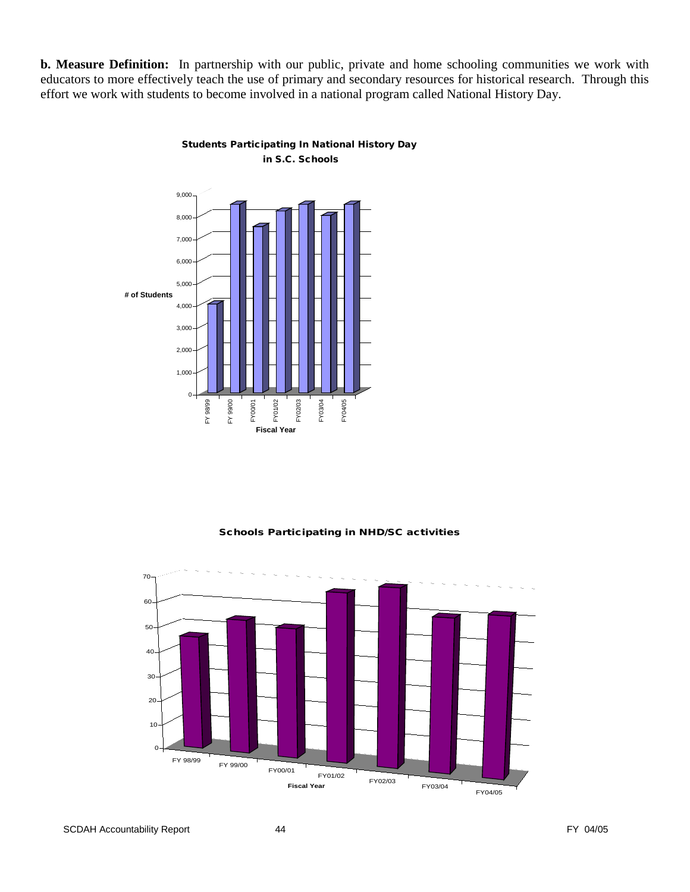**b. Measure Definition:** In partnership with our public, private and home schooling communities we work with educators to more effectively teach the use of primary and secondary resources for historical research. Through this effort we work with students to become involved in a national program called National History Day.

**Students Participating In National History Day in S.C. Schools**

**Schools Participating in NHD/SC activities**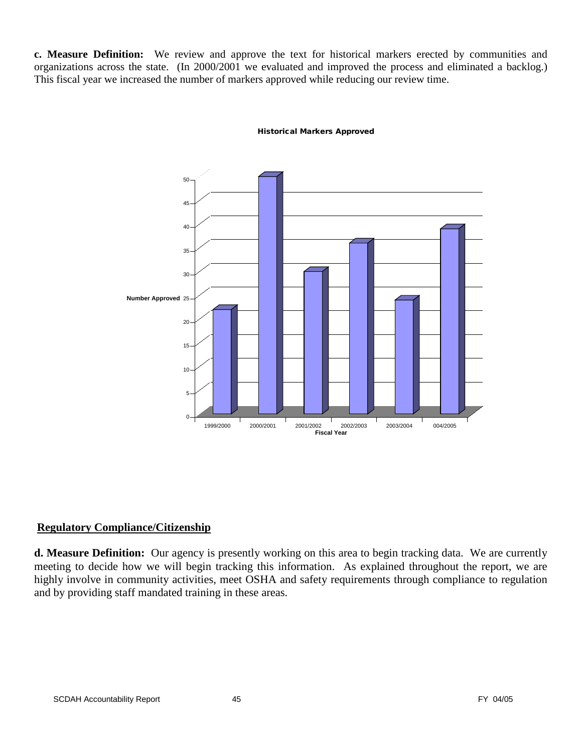**c. Measure Definition:** We review and approve the text for historical markers erected by communities and organizations across the state. (In 2000/2001 we evaluated and improved the process and eliminated a backlog.) This fiscal year we increased the number of markers approved while reducing our review time.

**Historical Markers Approved**

| Fiscal Year | Number Approved |
|---|---|
| 1999/2000 | 22 |
| 2000/2001 | 50 |
| 2001/2002 | 30 |
| 2002/2003 | 36 |
| 2003/2004 | 24 |
| 004/2005 | 39 |

## Regulatory Compliance/Citizenship

**d. Measure Definition:** Our agency is presently working on this area to begin tracking data. We are currently meeting to decide how we will begin tracking this information. As explained throughout the report, we are highly involve in community activities, meet OSHA and safety requirements through compliance to regulation and by providing staff mandated training in these areas.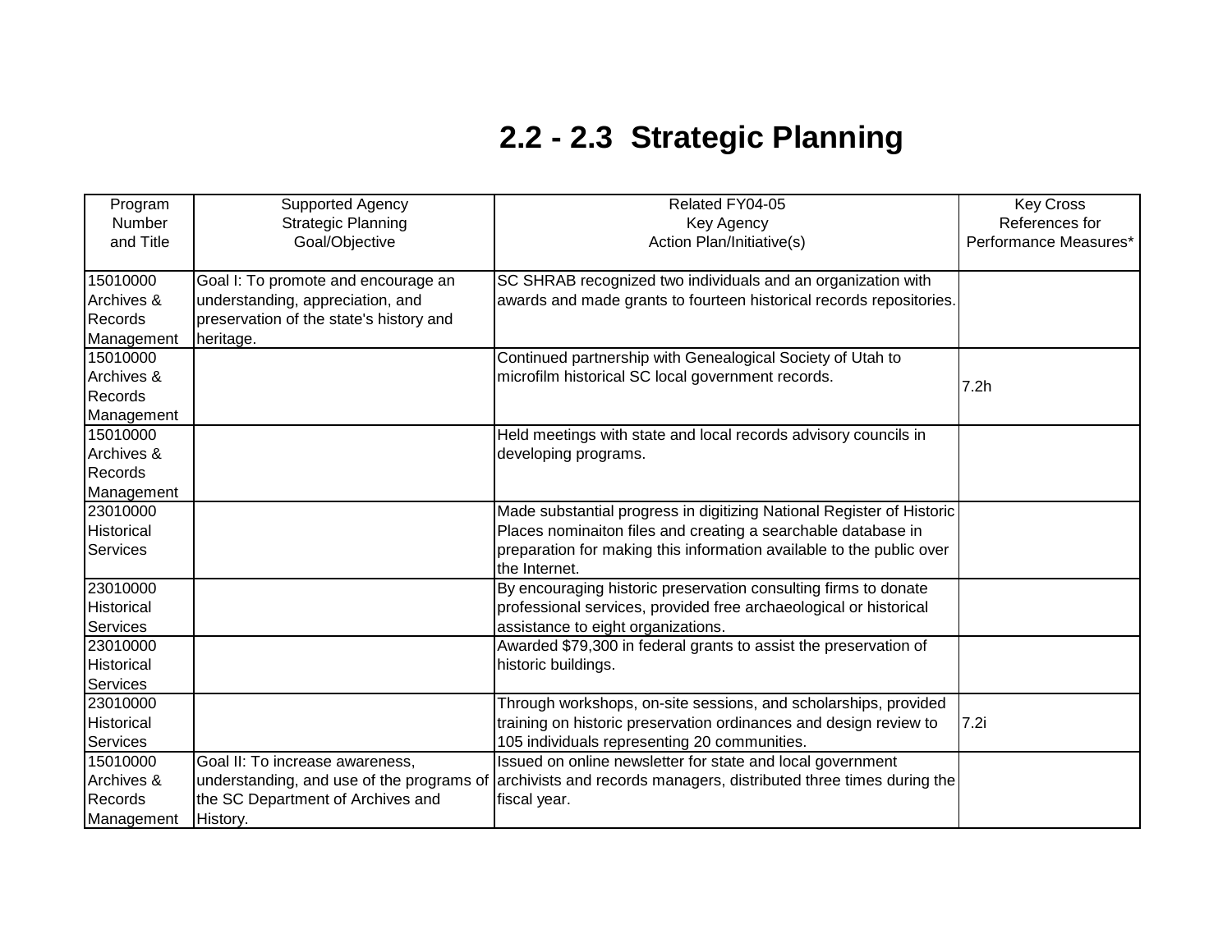# 2.2 - 2.3 Strategic Planning

| Program Number and Title | Supported Agency Strategic Planning Goal/Objective | Related FY04-05 Key Agency Action Plan/Initiative(s) | Key Cross References for Performance Measures* |
|---|---|---|---|
| 15010000 Archives & Records Management | Goal I: To promote and encourage an understanding, appreciation, and preservation of the state's history and heritage. | SC SHRAB recognized two individuals and an organization with awards and made grants to fourteen historical records repositories. | |
| 15010000 Archives & Records Management | | Continued partnership with Genealogical Society of Utah to microfilm historical SC local government records. | 7.2h |
| 15010000 Archives & Records Management | | Held meetings with state and local records advisory councils in developing programs. | |
| 23010000 Historical Services | | Made substantial progress in digitizing National Register of Historic Places nominaiton files and creating a searchable database in preparation for making this information available to the public over the Internet. | |
| 23010000 Historical Services | | By encouraging historic preservation consulting firms to donate professional services, provided free archaeological or historical assistance to eight organizations. | |
| 23010000 Historical Services | | Awarded $79,300 in federal grants to assist the preservation of historic buildings. | |
| 23010000 Historical Services | | Through workshops, on-site sessions, and scholarships, provided training on historic preservation ordinances and design review to 105 individuals representing 20 communities. | 7.2i |
| 15010000 Archives & Records Management | Goal II: To increase awareness, understanding, and use of the programs of the SC Department of Archives and History. | Issued on online newsletter for state and local government archivists and records managers, distributed three times during the fiscal year. | |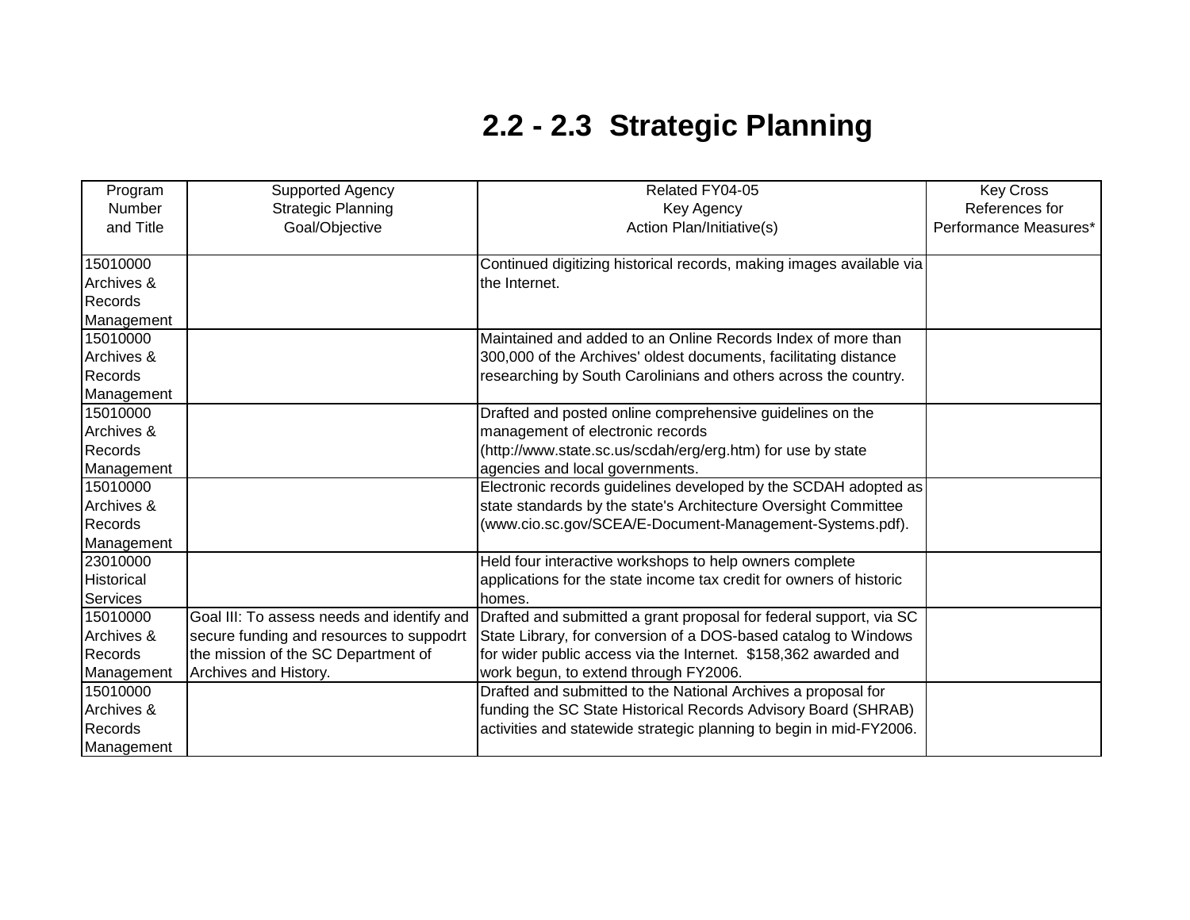# 2.2 - 2.3 Strategic Planning

| Program Number and Title | Supported Agency Strategic Planning Goal/Objective | Related FY04-05 Key Agency Action Plan/Initiative(s) | Key Cross References for Performance Measures* |
|---|---|---|---|
| 15010000 Archives & Records Management | | Continued digitizing historical records, making images available via the Internet. | |
| 15010000 Archives & Records Management | | Maintained and added to an Online Records Index of more than 300,000 of the Archives' oldest documents, facilitating distance researching by South Carolinians and others across the country. | |
| 15010000 Archives & Records Management | | Drafted and posted online comprehensive guidelines on the management of electronic records (http://www.state.sc.us/scdah/erg/erg.htm) for use by state agencies and local governments. | |
| 15010000 Archives & Records Management | | Electronic records guidelines developed by the SCDAH adopted as state standards by the state's Architecture Oversight Committee (www.cio.sc.gov/SCEA/E-Document-Management-Systems.pdf). | |
| 23010000 Historical Services | | Held four interactive workshops to help owners complete applications for the state income tax credit for owners of historic homes. | |
| 15010000 Archives & Records Management | Goal III: To assess needs and identify and secure funding and resources to suppodrt the mission of the SC Department of Archives and History. | Drafted and submitted a grant proposal for federal support, via SC State Library, for conversion of a DOS-based catalog to Windows for wider public access via the Internet. $158,362 awarded and work begun, to extend through FY2006. | |
| 15010000 Archives & Records Management | | Drafted and submitted to the National Archives a proposal for funding the SC State Historical Records Advisory Board (SHRAB) activities and statewide strategic planning to begin in mid-FY2006. | |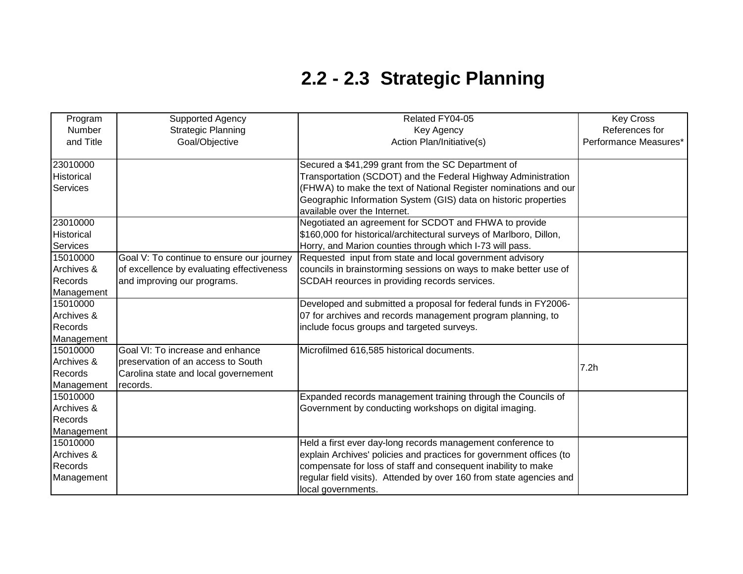# 2.2 - 2.3 Strategic Planning

| Program Number and Title | Supported Agency Strategic Planning Goal/Objective | Related FY04-05 Key Agency Action Plan/Initiative(s) | Key Cross References for Performance Measures* |
|---|---|---|---|
| 23010000 Historical Services | | Secured a $41,299 grant from the SC Department of Transportation (SCDOT) and the Federal Highway Administration (FHWA) to make the text of National Register nominations and our Geographic Information System (GIS) data on historic properties available over the Internet. | |
| 23010000 Historical Services | | Negotiated an agreement for SCDOT and FHWA to provide $160,000 for historical/architectural surveys of Marlboro, Dillon, Horry, and Marion counties through which I-73 will pass. | |
| 15010000 Archives & Records Management | Goal V: To continue to ensure our journey of excellence by evaluating effectiveness and improving our programs. | Requested input from state and local government advisory councils in brainstorming sessions on ways to make better use of SCDAH reources in providing records services. | |
| 15010000 Archives & Records Management | | Developed and submitted a proposal for federal funds in FY2006-07 for archives and records management program planning, to include focus groups and targeted surveys. | |
| 15010000 Archives & Records Management | Goal VI: To increase and enhance preservation of an access to South Carolina state and local governement records. | Microfilmed 616,585 historical documents. | 7.2h |
| 15010000 Archives & Records Management | | Expanded records management training through the Councils of Government by conducting workshops on digital imaging. | |
| 15010000 Archives & Records Management | | Held a first ever day-long records management conference to explain Archives' policies and practices for government offices (to compensate for loss of staff and consequent inability to make regular field visits). Attended by over 160 from state agencies and local governments. | |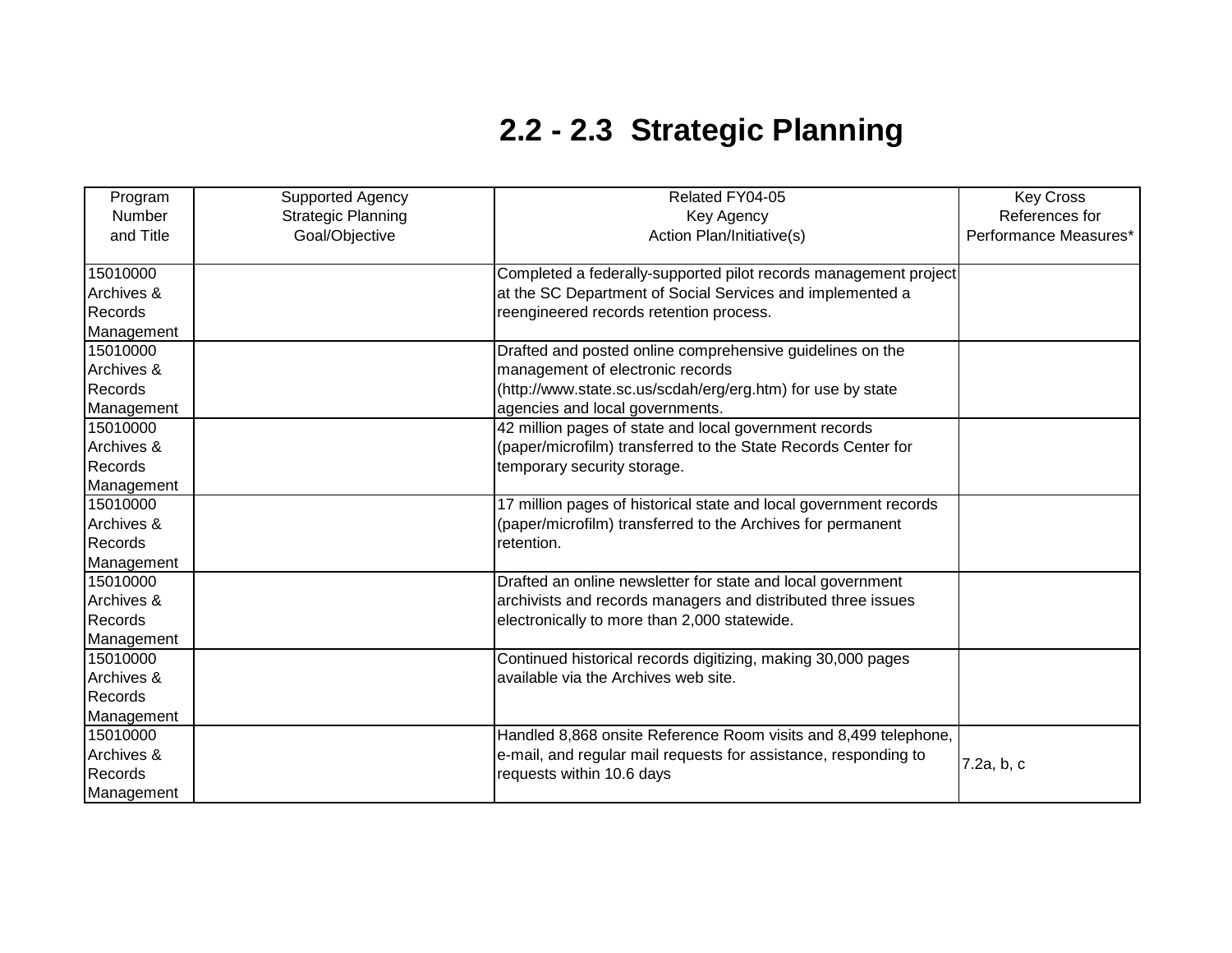# 2.2 - 2.3 Strategic Planning

| Program Number and Title | Supported Agency Strategic Planning Goal/Objective | Related FY04-05 Key Agency Action Plan/Initiative(s) | Key Cross References for Performance Measures* |
|---|---|---|---|
| 15010000 Archives & Records Management | | Completed a federally-supported pilot records management project at the SC Department of Social Services and implemented a reengineered records retention process. | |
| 15010000 Archives & Records Management | | Drafted and posted online comprehensive guidelines on the management of electronic records (http://www.state.sc.us/scdah/erg/erg.htm) for use by state agencies and local governments. | |
| 15010000 Archives & Records Management | | 42 million pages of state and local government records (paper/microfilm) transferred to the State Records Center for temporary security storage. | |
| 15010000 Archives & Records Management | | 17 million pages of historical state and local government records (paper/microfilm) transferred to the Archives for permanent retention. | |
| 15010000 Archives & Records Management | | Drafted an online newsletter for state and local government archivists and records managers and distributed three issues electronically to more than 2,000 statewide. | |
| 15010000 Archives & Records Management | | Continued historical records digitizing, making 30,000 pages available via the Archives web site. | |
| 15010000 Archives & Records Management | | Handled 8,868 onsite Reference Room visits and 8,499 telephone, e-mail, and regular mail requests for assistance, responding to requests within 10.6 days | 7.2a, b, c |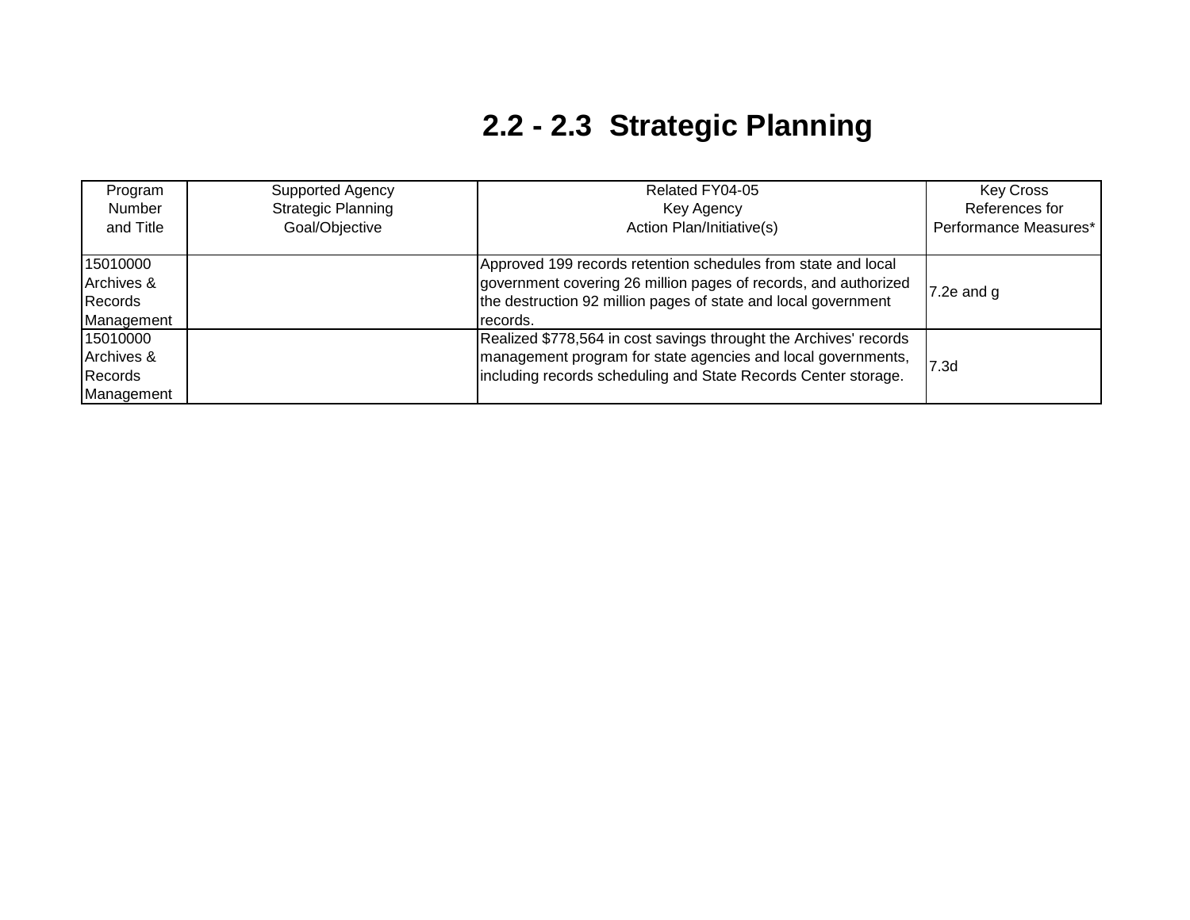# 2.2 - 2.3 Strategic Planning

| Program Number and Title | Supported Agency Strategic Planning Goal/Objective | Related FY04-05 Key Agency Action Plan/Initiative(s) | Key Cross References for Performance Measures* |
|---|---|---|---|
| 15010000 Archives & Records Management | | Approved 199 records retention schedules from state and local government covering 26 million pages of records, and authorized the destruction 92 million pages of state and local government records. | 7.2e and g |
| 15010000 Archives & Records Management | | Realized $778,564 in cost savings throught the Archives' records management program for state agencies and local governments, including records scheduling and State Records Center storage. | 7.3d |